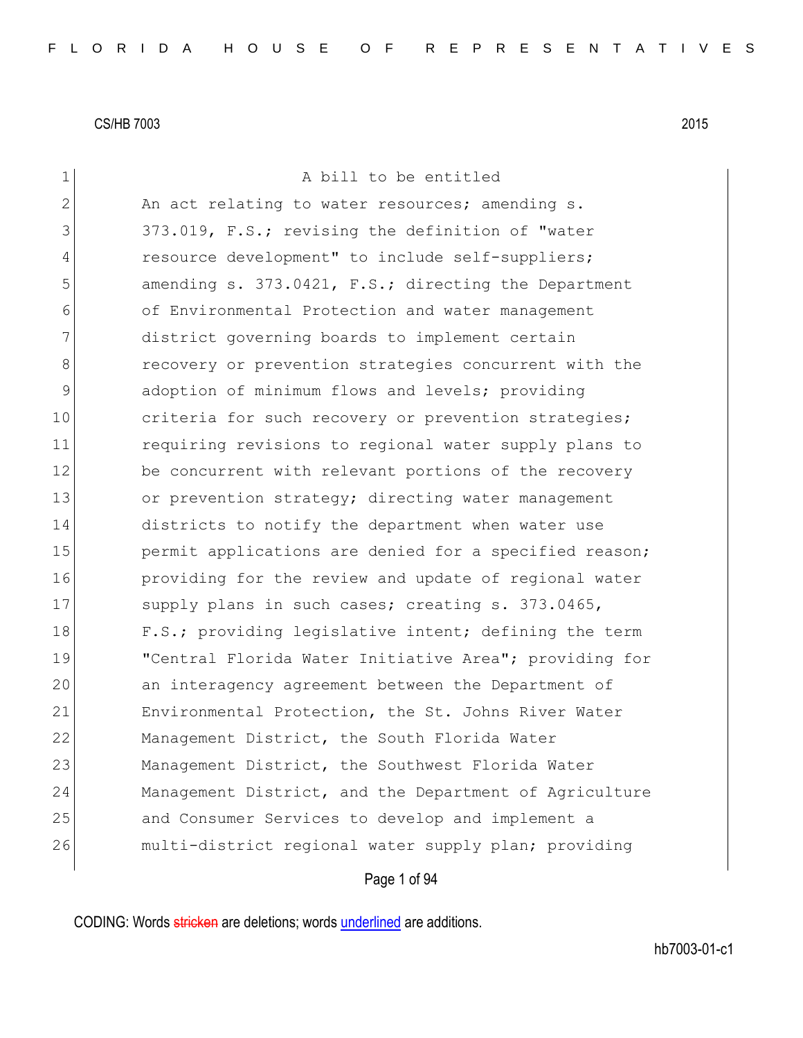CS/HB 7003 2015

A bill to be entitled

An act relating to water resources; amending s. 373.019, F.S.; revising the definition of "water resource development" to include self-suppliers; amending s. 373.0421, F.S.; directing the Department of Environmental Protection and water management district governing boards to implement certain recovery or prevention strategies concurrent with the adoption of minimum flows and levels; providing criteria for such recovery or prevention strategies; requiring revisions to regional water supply plans to be concurrent with relevant portions of the recovery or prevention strategy; directing water management districts to notify the department when water use permit applications are denied for a specified reason; providing for the review and update of regional water supply plans in such cases; creating s. 373.0465, F.S.; providing legislative intent; defining the term "Central Florida Water Initiative Area"; providing for an interagency agreement between the Department of Environmental Protection, the St. Johns River Water Management District, the South Florida Water Management District, the Southwest Florida Water Management District, and the Department of Agriculture and Consumer Services to develop and implement a multi-district regional water supply plan; providing

CODING: Words ~~stricken~~ are deletions; words <u>underlined</u> are additions.

hb7003-01-c1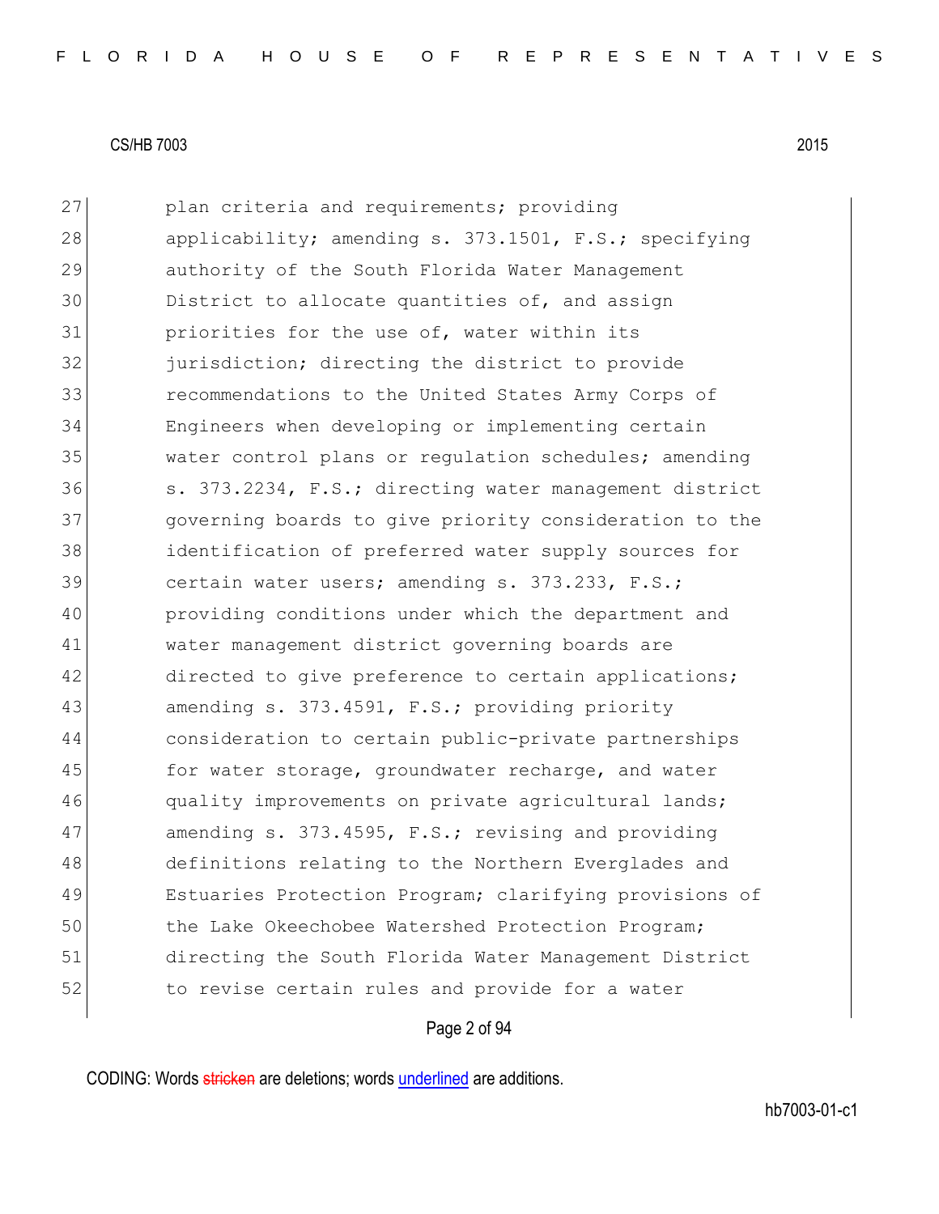27 plan criteria and requirements; providing
28 applicability; amending s. 373.1501, F.S.; specifying
29 authority of the South Florida Water Management
30 District to allocate quantities of, and assign
31 priorities for the use of, water within its
32 jurisdiction; directing the district to provide
33 recommendations to the United States Army Corps of
34 Engineers when developing or implementing certain
35 water control plans or regulation schedules; amending
36 s. 373.2234, F.S.; directing water management district
37 governing boards to give priority consideration to the
38 identification of preferred water supply sources for
39 certain water users; amending s. 373.233, F.S.;
40 providing conditions under which the department and
41 water management district governing boards are
42 directed to give preference to certain applications;
43 amending s. 373.4591, F.S.; providing priority
44 consideration to certain public-private partnerships
45 for water storage, groundwater recharge, and water
46 quality improvements on private agricultural lands;
47 amending s. 373.4595, F.S.; revising and providing
48 definitions relating to the Northern Everglades and
49 Estuaries Protection Program; clarifying provisions of
50 the Lake Okeechobee Watershed Protection Program;
51 directing the South Florida Water Management District
52 to revise certain rules and provide for a water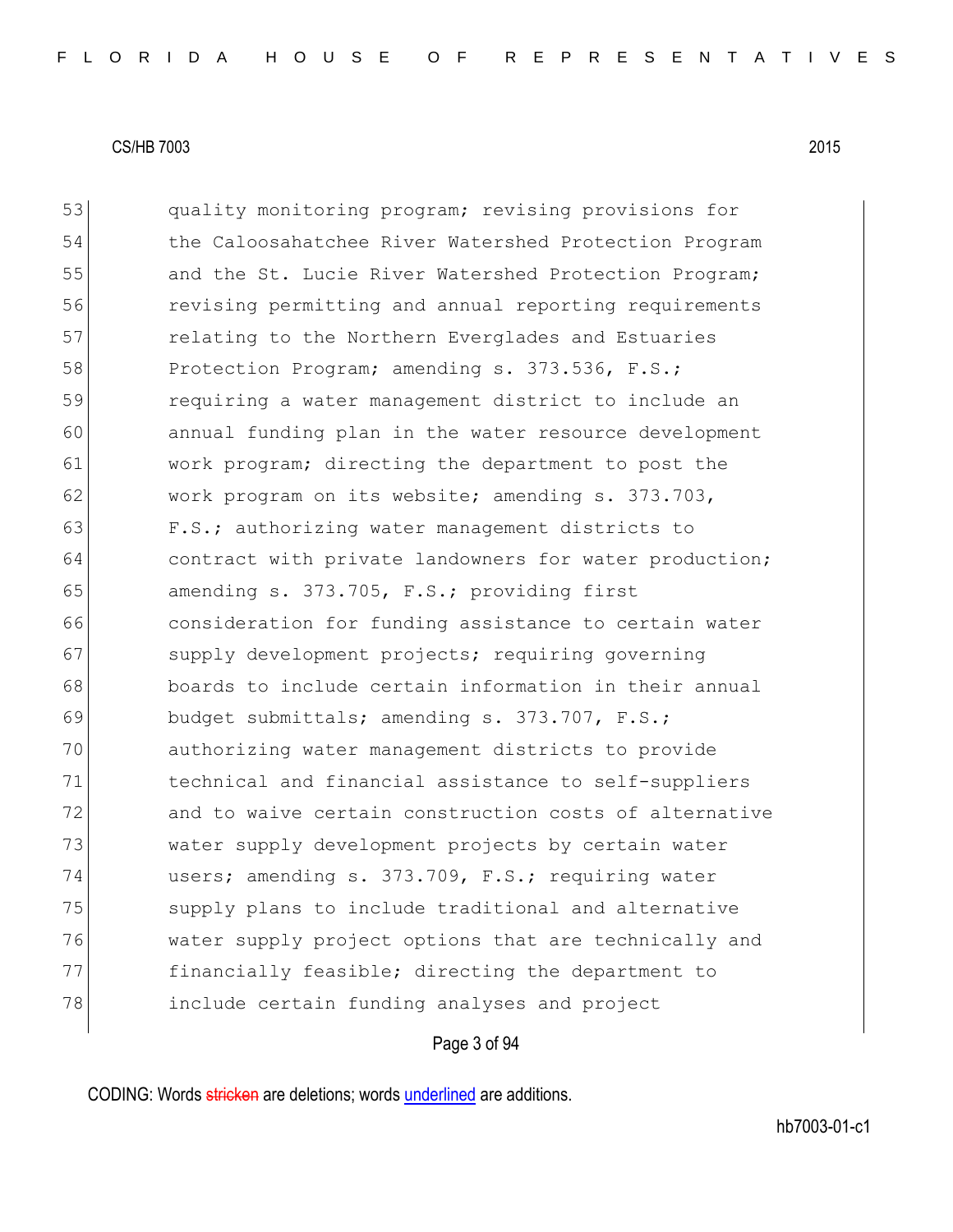53 quality monitoring program; revising provisions for
54 the Caloosahatchee River Watershed Protection Program
55 and the St. Lucie River Watershed Protection Program;
56 revising permitting and annual reporting requirements
57 relating to the Northern Everglades and Estuaries
58 Protection Program; amending s. 373.536, F.S.;
59 requiring a water management district to include an
60 annual funding plan in the water resource development
61 work program; directing the department to post the
62 work program on its website; amending s. 373.703,
63 F.S.; authorizing water management districts to
64 contract with private landowners for water production;
65 amending s. 373.705, F.S.; providing first
66 consideration for funding assistance to certain water
67 supply development projects; requiring governing
68 boards to include certain information in their annual
69 budget submittals; amending s. 373.707, F.S.;
70 authorizing water management districts to provide
71 technical and financial assistance to self-suppliers
72 and to waive certain construction costs of alternative
73 water supply development projects by certain water
74 users; amending s. 373.709, F.S.; requiring water
75 supply plans to include traditional and alternative
76 water supply project options that are technically and
77 financially feasible; directing the department to
78 include certain funding analyses and project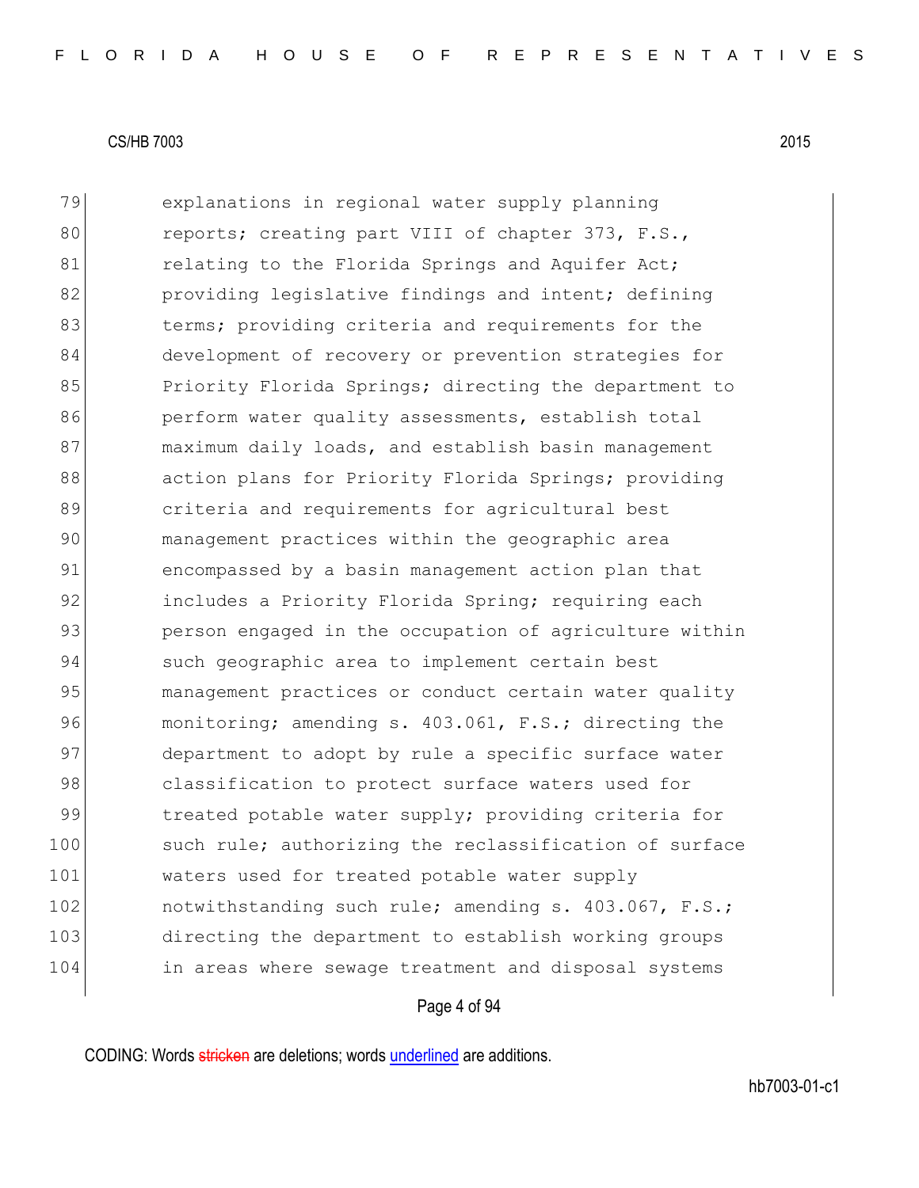79 explanations in regional water supply planning
80 reports; creating part VIII of chapter 373, F.S.,
81 relating to the Florida Springs and Aquifer Act;
82 providing legislative findings and intent; defining
83 terms; providing criteria and requirements for the
84 development of recovery or prevention strategies for
85 Priority Florida Springs; directing the department to
86 perform water quality assessments, establish total
87 maximum daily loads, and establish basin management
88 action plans for Priority Florida Springs; providing
89 criteria and requirements for agricultural best
90 management practices within the geographic area
91 encompassed by a basin management action plan that
92 includes a Priority Florida Spring; requiring each
93 person engaged in the occupation of agriculture within
94 such geographic area to implement certain best
95 management practices or conduct certain water quality
96 monitoring; amending s. 403.061, F.S.; directing the
97 department to adopt by rule a specific surface water
98 classification to protect surface waters used for
99 treated potable water supply; providing criteria for
100 such rule; authorizing the reclassification of surface
101 waters used for treated potable water supply
102 notwithstanding such rule; amending s. 403.067, F.S.;
103 directing the department to establish working groups
104 in areas where sewage treatment and disposal systems

CODING: Words stricken are deletions; words underlined are additions.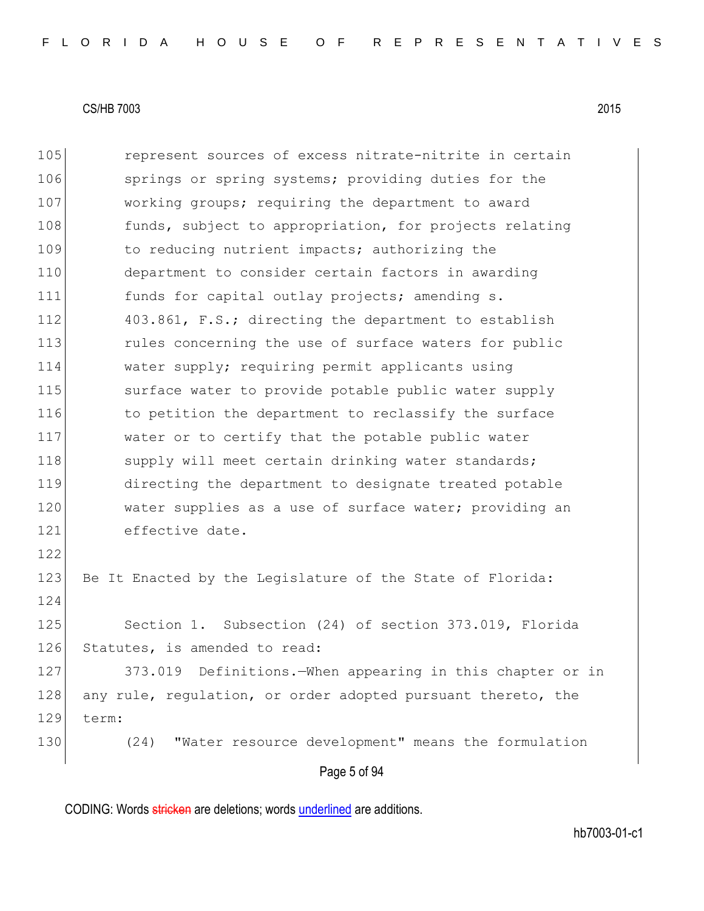represent sources of excess nitrate-nitrite in certain springs or spring systems; providing duties for the working groups; requiring the department to award funds, subject to appropriation, for projects relating to reducing nutrient impacts; authorizing the department to consider certain factors in awarding funds for capital outlay projects; amending s. 403.861, F.S.; directing the department to establish rules concerning the use of surface waters for public water supply; requiring permit applicants using surface water to provide potable public water supply to petition the department to reclassify the surface water or to certify that the potable public water supply will meet certain drinking water standards; directing the department to designate treated potable water supplies as a use of surface water; providing an effective date.

Be It Enacted by the Legislature of the State of Florida:

Section 1. Subsection (24) of section 373.019, Florida Statutes, is amended to read:

373.019 Definitions.—When appearing in this chapter or in any rule, regulation, or order adopted pursuant thereto, the term:

(24) "Water resource development" means the formulation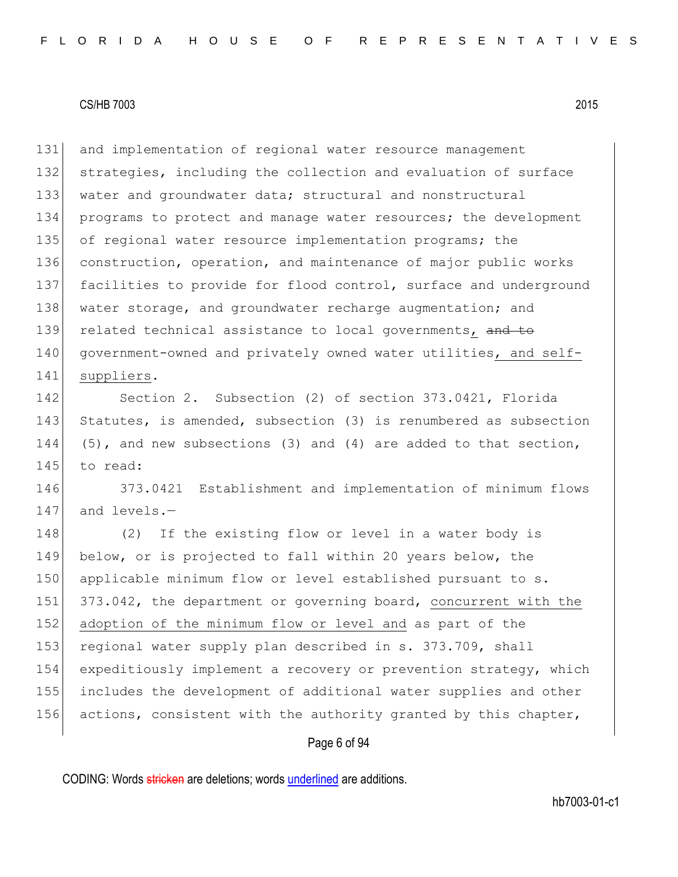and implementation of regional water resource management strategies, including the collection and evaluation of surface water and groundwater data; structural and nonstructural programs to protect and manage water resources; the development of regional water resource implementation programs; the construction, operation, and maintenance of major public works facilities to provide for flood control, surface and underground water storage, and groundwater recharge augmentation; and related technical assistance to local governments, ~~and to~~ government-owned and privately owned water utilities, and self-suppliers.

Section 2. Subsection (2) of section 373.0421, Florida Statutes, is amended, subsection (3) is renumbered as subsection (5), and new subsections (3) and (4) are added to that section, to read:

373.0421 Establishment and implementation of minimum flows and levels.—

(2) If the existing flow or level in a water body is below, or is projected to fall within 20 years below, the applicable minimum flow or level established pursuant to s. 373.042, the department or governing board, concurrent with the adoption of the minimum flow or level and as part of the regional water supply plan described in s. 373.709, shall expeditiously implement a recovery or prevention strategy, which includes the development of additional water supplies and other actions, consistent with the authority granted by this chapter,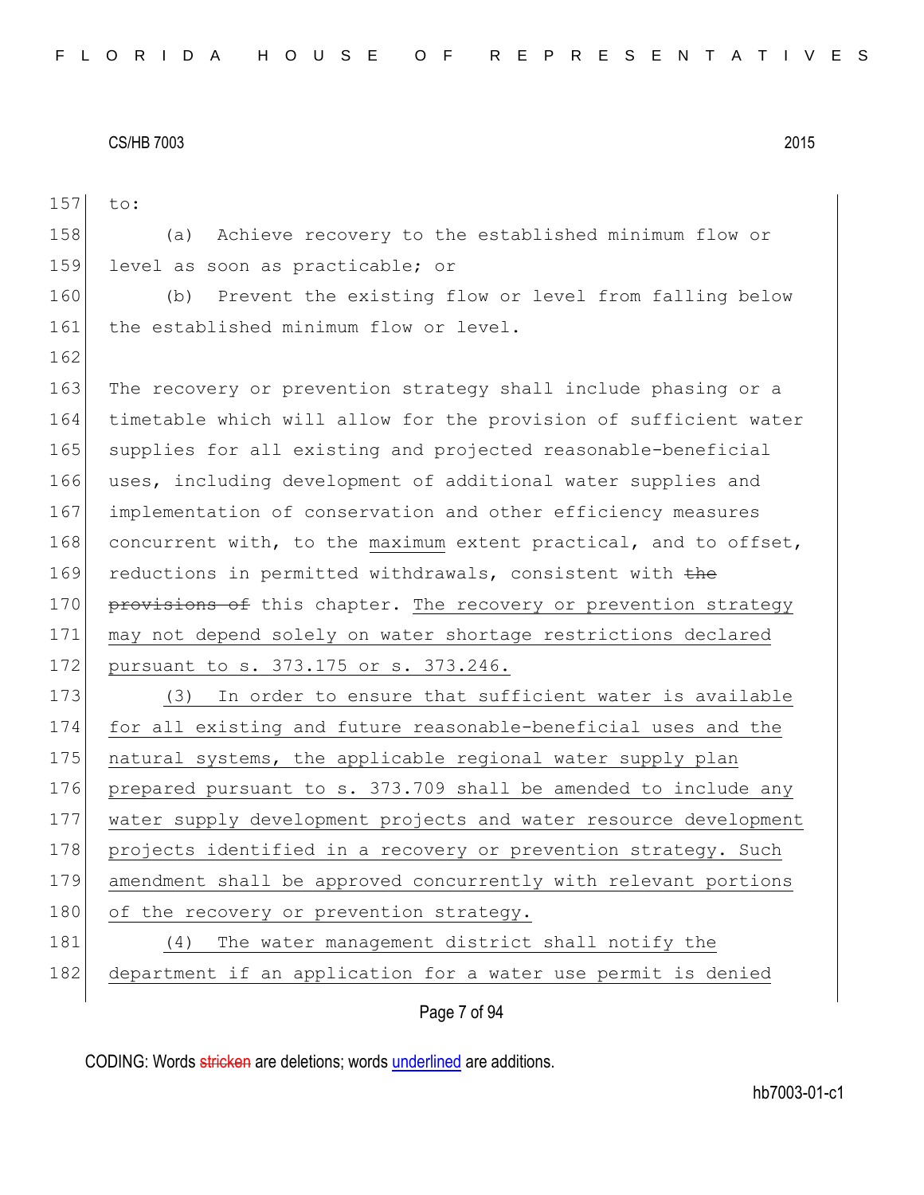to:

(a) Achieve recovery to the established minimum flow or level as soon as practicable; or

(b) Prevent the existing flow or level from falling below the established minimum flow or level.

The recovery or prevention strategy shall include phasing or a timetable which will allow for the provision of sufficient water supplies for all existing and projected reasonable-beneficial uses, including development of additional water supplies and implementation of conservation and other efficiency measures concurrent with, to the maximum extent practical, and to offset, reductions in permitted withdrawals, consistent with ~~the provisions of~~ this chapter. The recovery or prevention strategy may not depend solely on water shortage restrictions declared pursuant to s. 373.175 or s. 373.246.

(3) In order to ensure that sufficient water is available for all existing and future reasonable-beneficial uses and the natural systems, the applicable regional water supply plan prepared pursuant to s. 373.709 shall be amended to include any water supply development projects and water resource development projects identified in a recovery or prevention strategy. Such amendment shall be approved concurrently with relevant portions of the recovery or prevention strategy.

(4) The water management district shall notify the department if an application for a water use permit is denied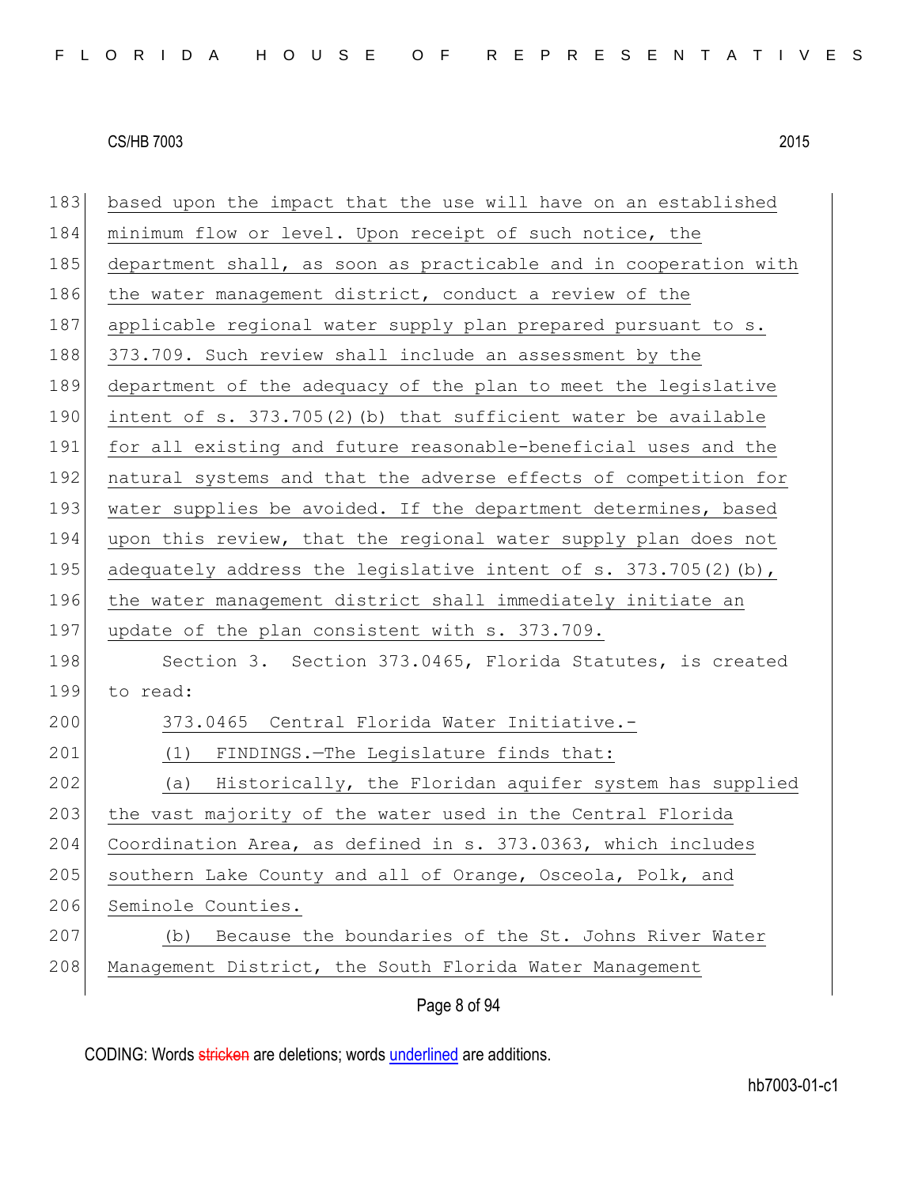based upon the impact that the use will have on an established minimum flow or level. Upon receipt of such notice, the department shall, as soon as practicable and in cooperation with the water management district, conduct a review of the applicable regional water supply plan prepared pursuant to s. 373.709. Such review shall include an assessment by the department of the adequacy of the plan to meet the legislative intent of s. 373.705(2)(b) that sufficient water be available for all existing and future reasonable-beneficial uses and the natural systems and that the adverse effects of competition for water supplies be avoided. If the department determines, based upon this review, that the regional water supply plan does not adequately address the legislative intent of s. 373.705(2)(b), the water management district shall immediately initiate an update of the plan consistent with s. 373.709.

Section 3. Section 373.0465, Florida Statutes, is created to read:

373.0465 Central Florida Water Initiative.—

(1) FINDINGS.—The Legislature finds that:

(a) Historically, the Floridan aquifer system has supplied the vast majority of the water used in the Central Florida Coordination Area, as defined in s. 373.0363, which includes southern Lake County and all of Orange, Osceola, Polk, and Seminole Counties.

(b) Because the boundaries of the St. Johns River Water Management District, the South Florida Water Management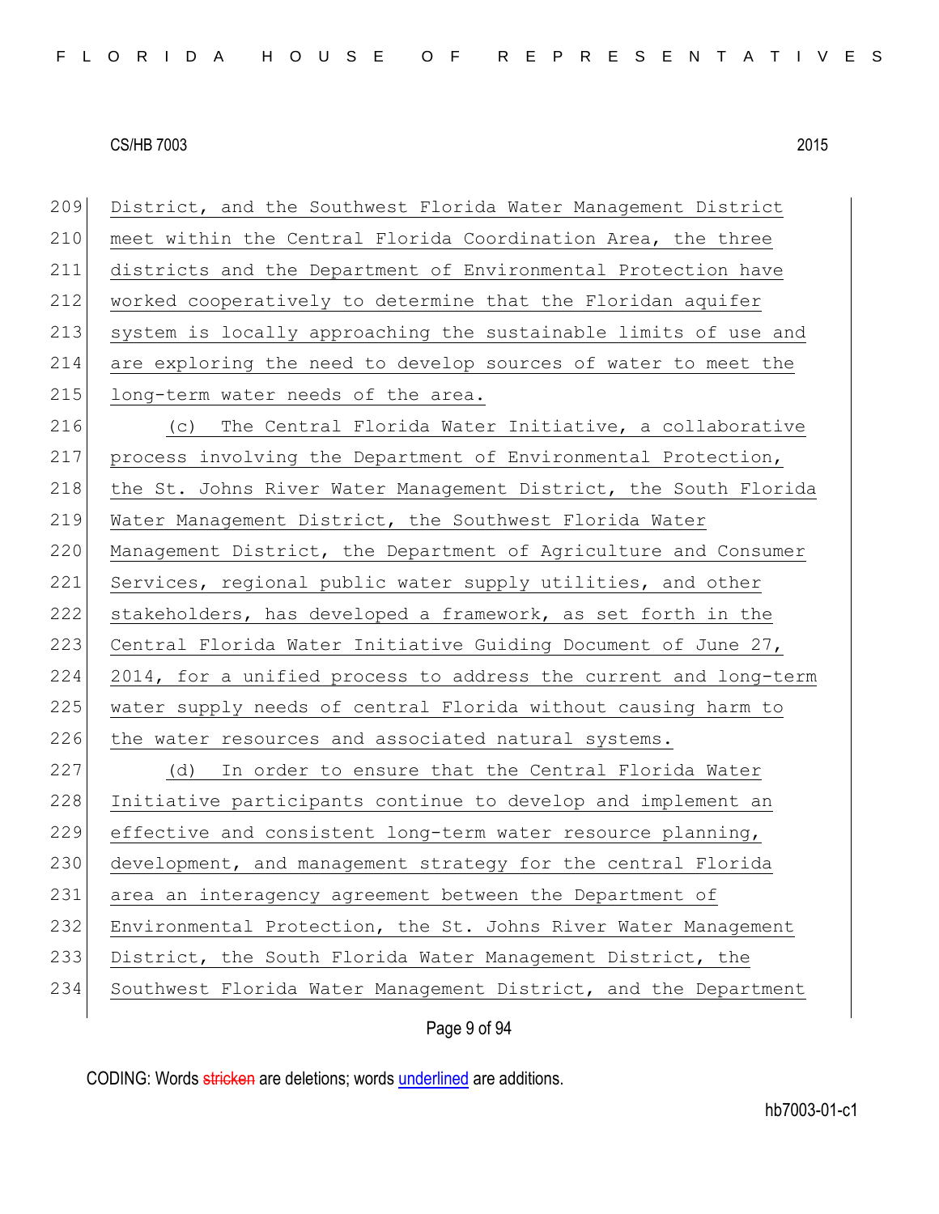District, and the Southwest Florida Water Management District meet within the Central Florida Coordination Area, the three districts and the Department of Environmental Protection have worked cooperatively to determine that the Floridan aquifer system is locally approaching the sustainable limits of use and are exploring the need to develop sources of water to meet the long-term water needs of the area.

(c) The Central Florida Water Initiative, a collaborative process involving the Department of Environmental Protection, the St. Johns River Water Management District, the South Florida Water Management District, the Southwest Florida Water Management District, the Department of Agriculture and Consumer Services, regional public water supply utilities, and other stakeholders, has developed a framework, as set forth in the Central Florida Water Initiative Guiding Document of June 27, 2014, for a unified process to address the current and long-term water supply needs of central Florida without causing harm to the water resources and associated natural systems.

(d) In order to ensure that the Central Florida Water Initiative participants continue to develop and implement an effective and consistent long-term water resource planning, development, and management strategy for the central Florida area an interagency agreement between the Department of Environmental Protection, the St. Johns River Water Management District, the South Florida Water Management District, the Southwest Florida Water Management District, and the Department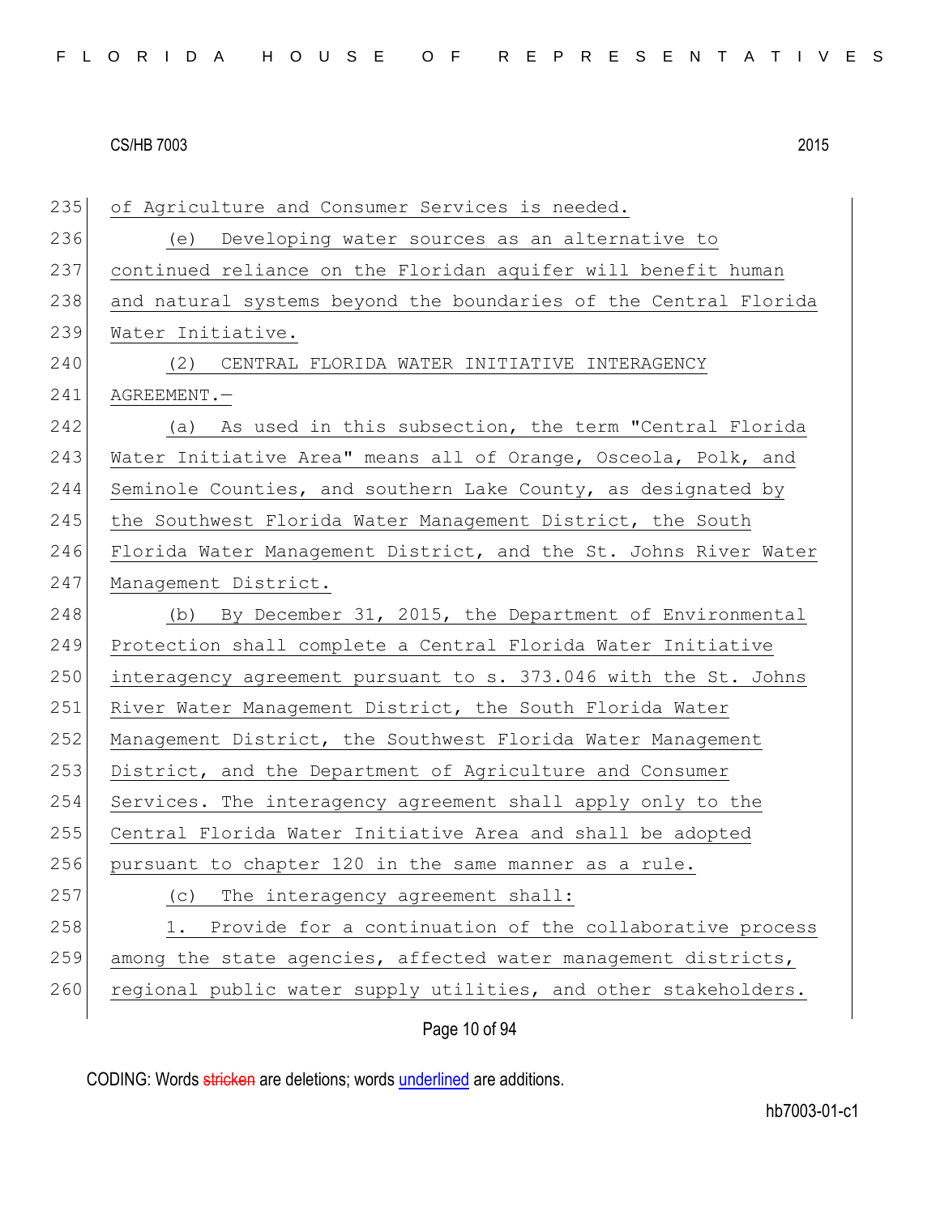of Agriculture and Consumer Services is needed.

(e) Developing water sources as an alternative to continued reliance on the Floridan aquifer will benefit human and natural systems beyond the boundaries of the Central Florida Water Initiative.

(2) CENTRAL FLORIDA WATER INITIATIVE INTERAGENCY AGREEMENT.—

(a) As used in this subsection, the term "Central Florida Water Initiative Area" means all of Orange, Osceola, Polk, and Seminole Counties, and southern Lake County, as designated by the Southwest Florida Water Management District, the South Florida Water Management District, and the St. Johns River Water Management District.

(b) By December 31, 2015, the Department of Environmental Protection shall complete a Central Florida Water Initiative interagency agreement pursuant to s. 373.046 with the St. Johns River Water Management District, the South Florida Water Management District, the Southwest Florida Water Management District, and the Department of Agriculture and Consumer Services. The interagency agreement shall apply only to the Central Florida Water Initiative Area and shall be adopted pursuant to chapter 120 in the same manner as a rule.

(c) The interagency agreement shall:

1. Provide for a continuation of the collaborative process among the state agencies, affected water management districts, regional public water supply utilities, and other stakeholders.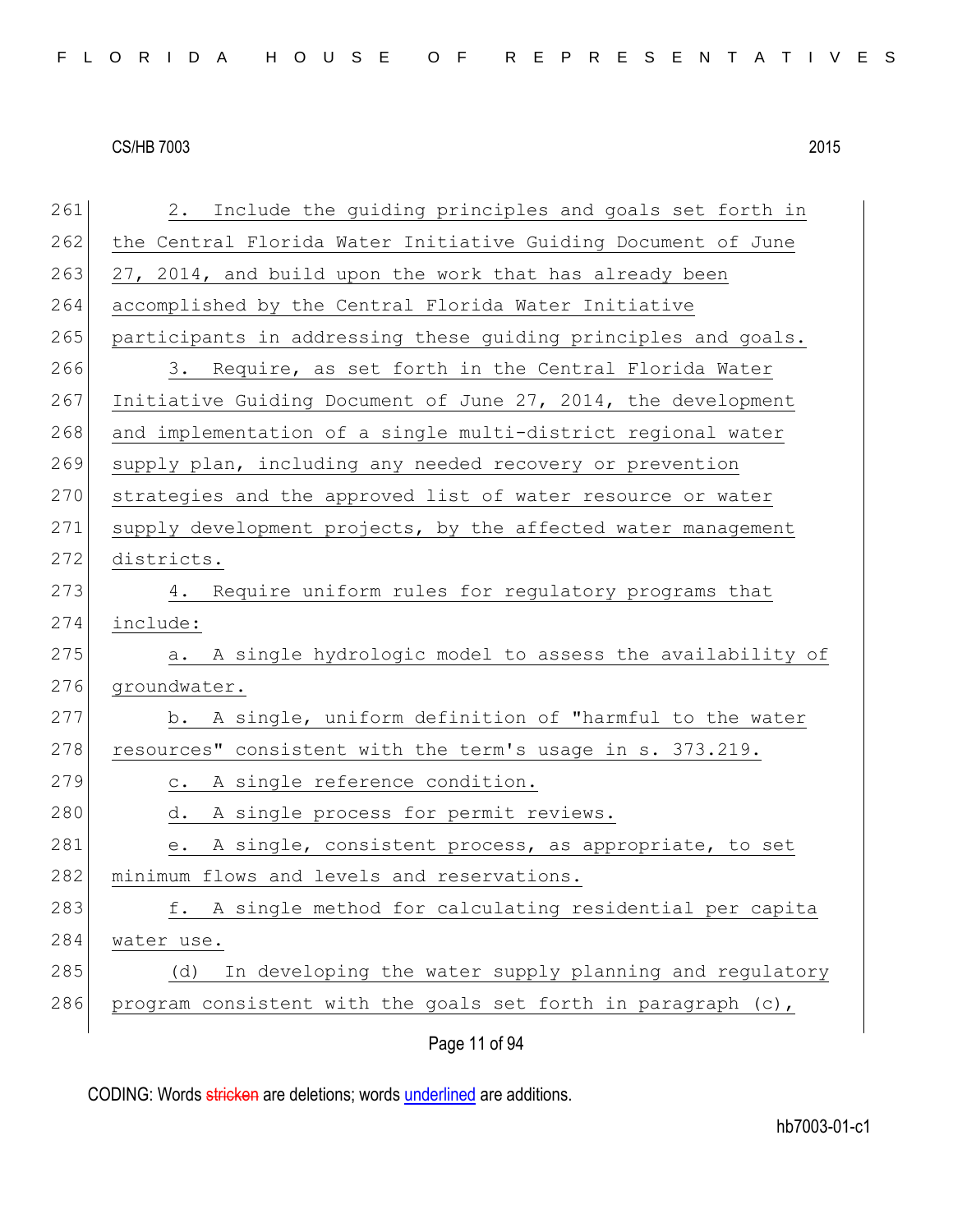2. Include the guiding principles and goals set forth in the Central Florida Water Initiative Guiding Document of June 27, 2014, and build upon the work that has already been accomplished by the Central Florida Water Initiative participants in addressing these guiding principles and goals.

3. Require, as set forth in the Central Florida Water Initiative Guiding Document of June 27, 2014, the development and implementation of a single multi-district regional water supply plan, including any needed recovery or prevention strategies and the approved list of water resource or water supply development projects, by the affected water management districts.

4. Require uniform rules for regulatory programs that include:

a. A single hydrologic model to assess the availability of groundwater.

b. A single, uniform definition of "harmful to the water resources" consistent with the term's usage in s. 373.219.

c. A single reference condition.

d. A single process for permit reviews.

e. A single, consistent process, as appropriate, to set minimum flows and levels and reservations.

f. A single method for calculating residential per capita water use.

(d) In developing the water supply planning and regulatory program consistent with the goals set forth in paragraph (c),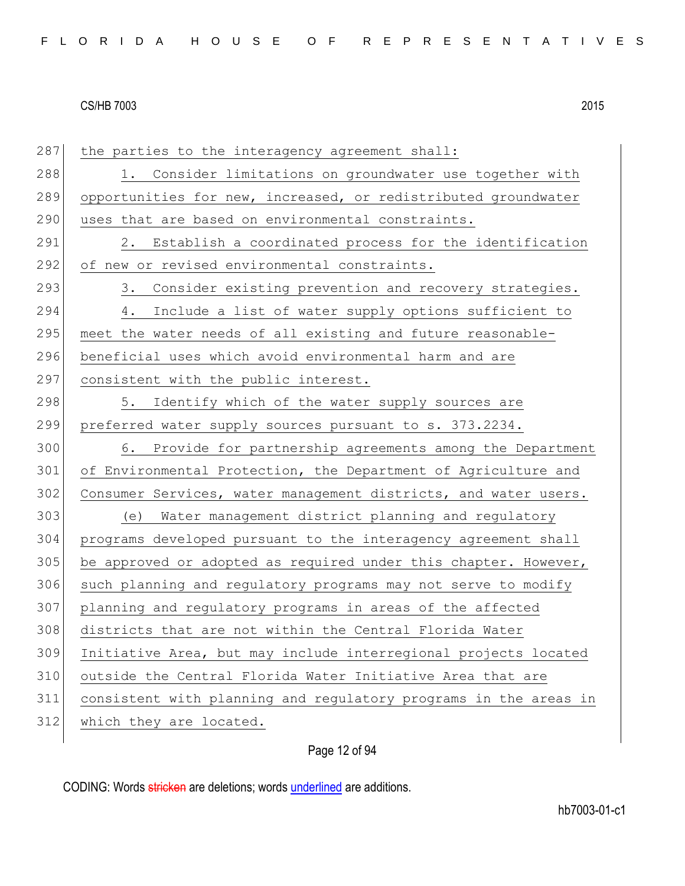287 the parties to the interagency agreement shall:

288 1. Consider limitations on groundwater use together with
289 opportunities for new, increased, or redistributed groundwater
290 uses that are based on environmental constraints.

291 2. Establish a coordinated process for the identification
292 of new or revised environmental constraints.

293 3. Consider existing prevention and recovery strategies.

294 4. Include a list of water supply options sufficient to
295 meet the water needs of all existing and future reasonable-
296 beneficial uses which avoid environmental harm and are
297 consistent with the public interest.

298 5. Identify which of the water supply sources are
299 preferred water supply sources pursuant to s. 373.2234.

300 6. Provide for partnership agreements among the Department
301 of Environmental Protection, the Department of Agriculture and
302 Consumer Services, water management districts, and water users.

303 (e) Water management district planning and regulatory
304 programs developed pursuant to the interagency agreement shall
305 be approved or adopted as required under this chapter. However,
306 such planning and regulatory programs may not serve to modify
307 planning and regulatory programs in areas of the affected
308 districts that are not within the Central Florida Water
309 Initiative Area, but may include interregional projects located
310 outside the Central Florida Water Initiative Area that are
311 consistent with planning and regulatory programs in the areas in
312 which they are located.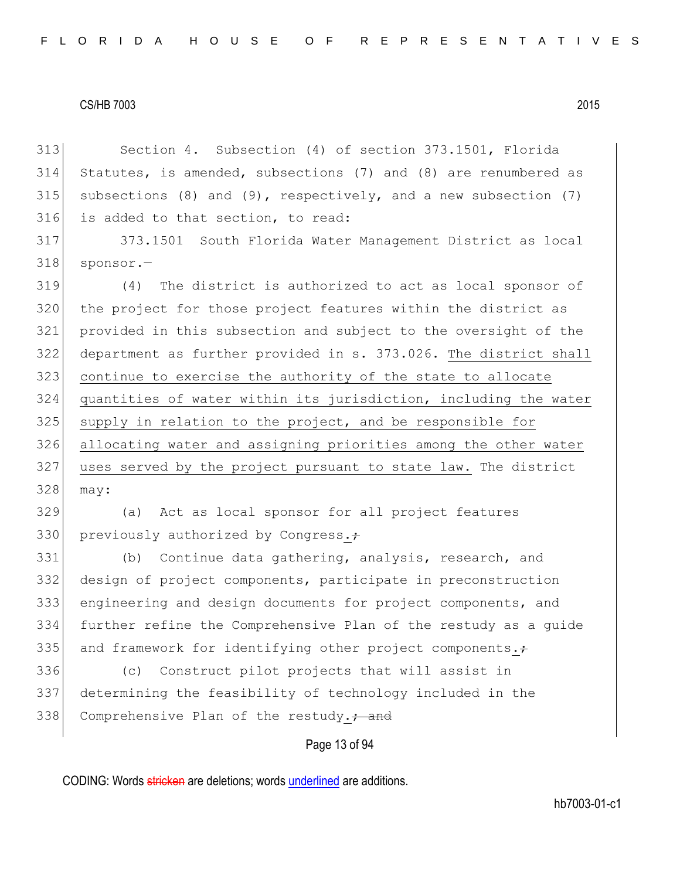Section 4. Subsection (4) of section 373.1501, Florida Statutes, is amended, subsections (7) and (8) are renumbered as subsections (8) and (9), respectively, and a new subsection (7) is added to that section, to read:

373.1501 South Florida Water Management District as local sponsor.—

(4) The district is authorized to act as local sponsor of the project for those project features within the district as provided in this subsection and subject to the oversight of the department as further provided in s. 373.026. <u>The district shall continue to exercise the authority of the state to allocate quantities of water within its jurisdiction, including the water supply in relation to the project, and be responsible for allocating water and assigning priorities among the other water uses served by the project pursuant to state law.</u> The district may:

(a) Act as local sponsor for all project features previously authorized by Congress<u>.</u>~~;~~

(b) Continue data gathering, analysis, research, and design of project components, participate in preconstruction engineering and design documents for project components, and further refine the Comprehensive Plan of the restudy as a guide and framework for identifying other project components<u>.</u>~~;~~

(c) Construct pilot projects that will assist in determining the feasibility of technology included in the Comprehensive Plan of the restudy<u>.</u>~~; and~~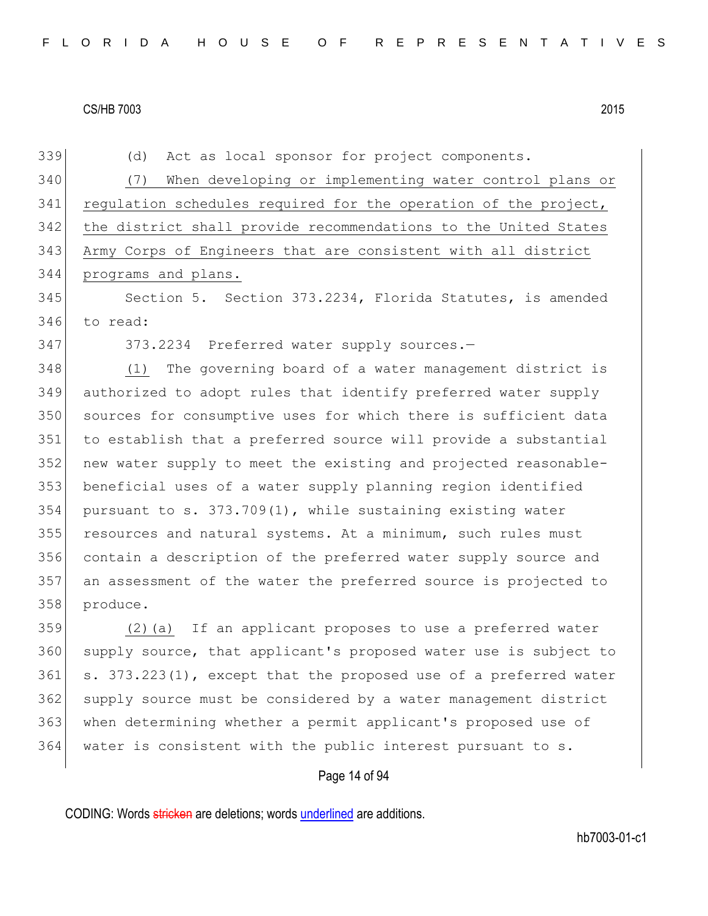339 (d) Act as local sponsor for project components.

340 (7) When developing or implementing water control plans or

341 regulation schedules required for the operation of the project,

342 the district shall provide recommendations to the United States

343 Army Corps of Engineers that are consistent with all district

344 programs and plans.

345 Section 5. Section 373.2234, Florida Statutes, is amended

346 to read:

347 373.2234 Preferred water supply sources.—

348 (1) The governing board of a water management district is

349 authorized to adopt rules that identify preferred water supply

350 sources for consumptive uses for which there is sufficient data

351 to establish that a preferred source will provide a substantial

352 new water supply to meet the existing and projected reasonable-

353 beneficial uses of a water supply planning region identified

354 pursuant to s. 373.709(1), while sustaining existing water

355 resources and natural systems. At a minimum, such rules must

356 contain a description of the preferred water supply source and

357 an assessment of the water the preferred source is projected to

358 produce.

359 (2)(a) If an applicant proposes to use a preferred water

360 supply source, that applicant's proposed water use is subject to

361 s. 373.223(1), except that the proposed use of a preferred water

362 supply source must be considered by a water management district

363 when determining whether a permit applicant's proposed use of

364 water is consistent with the public interest pursuant to s.

CODING: Words stricken are deletions; words underlined are additions.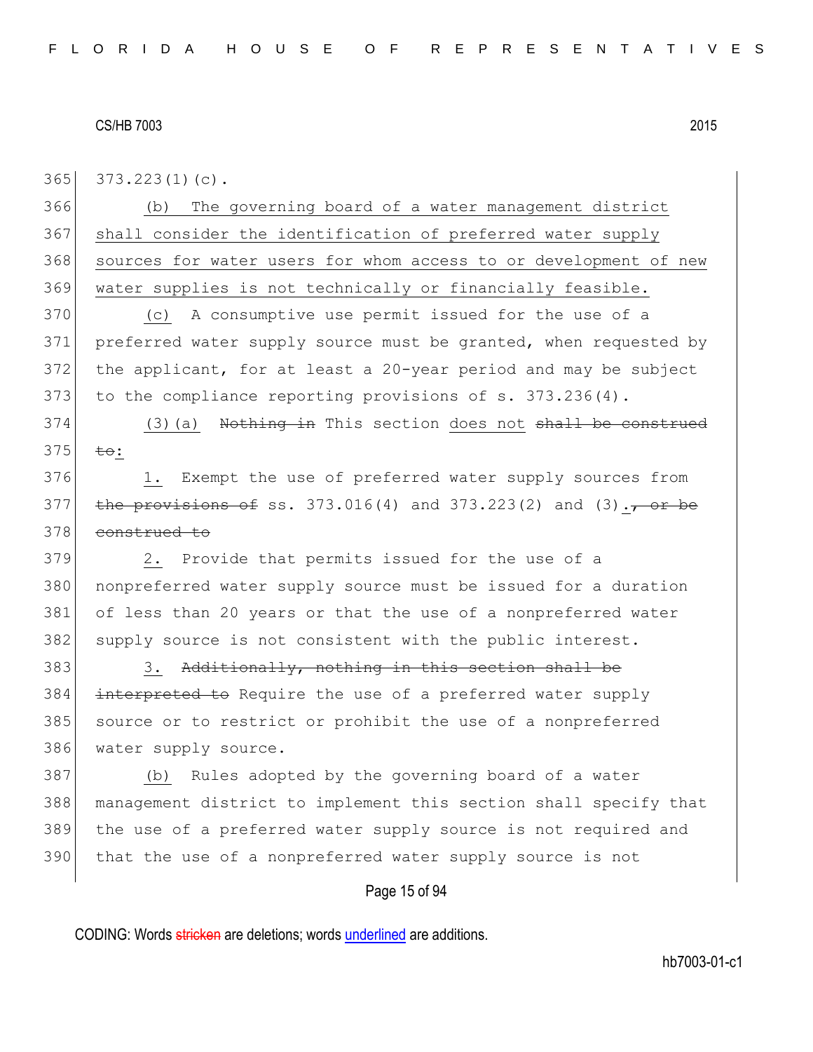373.223(1)(c).

(b) The governing board of a water management district shall consider the identification of preferred water supply sources for water users for whom access to or development of new water supplies is not technically or financially feasible.

(c) A consumptive use permit issued for the use of a preferred water supply source must be granted, when requested by the applicant, for at least a 20-year period and may be subject to the compliance reporting provisions of s. 373.236(4).

(3)(a) ~~Nothing in~~ This section does not ~~shall be construed to~~:

1. Exempt the use of preferred water supply sources from ~~the provisions of~~ ss. 373.016(4) and 373.223(2) and (3).~~, or be construed to~~

2. Provide that permits issued for the use of a nonpreferred water supply source must be issued for a duration of less than 20 years or that the use of a nonpreferred water supply source is not consistent with the public interest.

3. ~~Additionally, nothing in this section shall be interpreted to~~ Require the use of a preferred water supply source or to restrict or prohibit the use of a nonpreferred water supply source.

(b) Rules adopted by the governing board of a water management district to implement this section shall specify that the use of a preferred water supply source is not required and that the use of a nonpreferred water supply source is not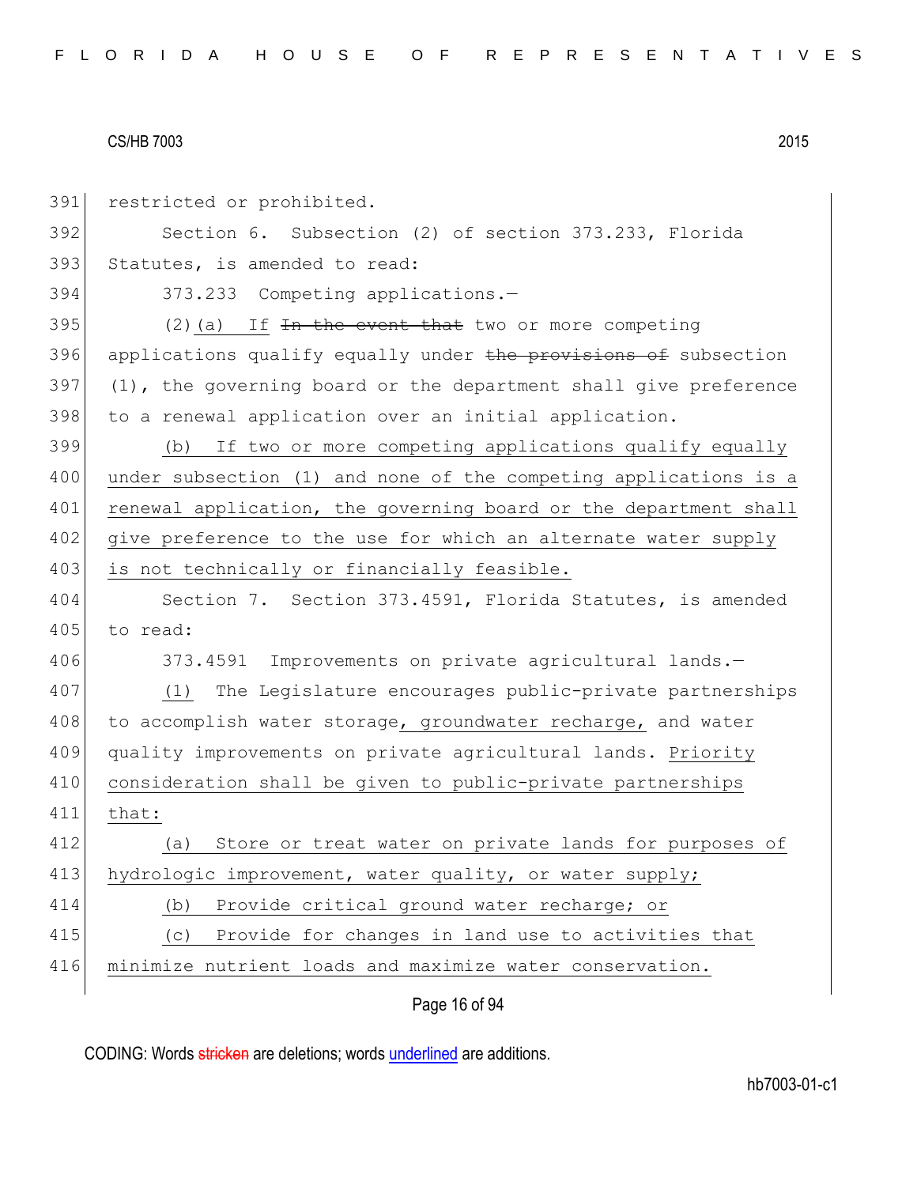restricted or prohibited.

Section 6. Subsection (2) of section 373.233, Florida Statutes, is amended to read:

373.233 Competing applications.—

(2)(a) If ~~In the event that~~ two or more competing applications qualify equally under ~~the provisions of~~ subsection (1), the governing board or the department shall give preference to a renewal application over an initial application.

(b) If two or more competing applications qualify equally under subsection (1) and none of the competing applications is a renewal application, the governing board or the department shall give preference to the use for which an alternate water supply is not technically or financially feasible.

Section 7. Section 373.4591, Florida Statutes, is amended to read:

373.4591 Improvements on private agricultural lands.—

(1) The Legislature encourages public-private partnerships to accomplish water storage, groundwater recharge, and water quality improvements on private agricultural lands. Priority consideration shall be given to public-private partnerships that:

(a) Store or treat water on private lands for purposes of hydrologic improvement, water quality, or water supply;

(b) Provide critical ground water recharge; or

(c) Provide for changes in land use to activities that minimize nutrient loads and maximize water conservation.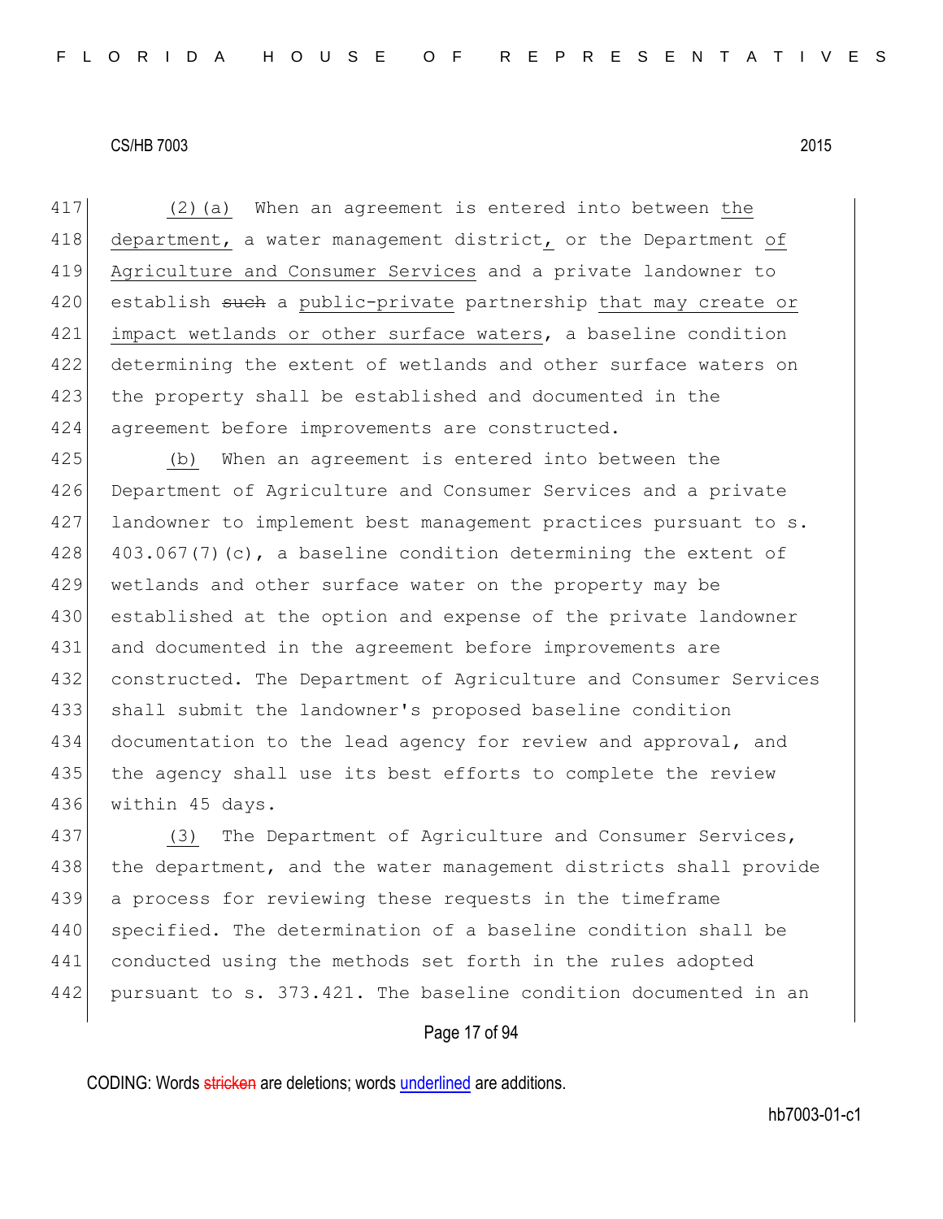(2)(a) When an agreement is entered into between the department, a water management district, or the Department of Agriculture and Consumer Services and a private landowner to establish ~~such~~ a public-private partnership that may create or impact wetlands or other surface waters, a baseline condition determining the extent of wetlands and other surface waters on the property shall be established and documented in the agreement before improvements are constructed.

(b) When an agreement is entered into between the Department of Agriculture and Consumer Services and a private landowner to implement best management practices pursuant to s. 403.067(7)(c), a baseline condition determining the extent of wetlands and other surface water on the property may be established at the option and expense of the private landowner and documented in the agreement before improvements are constructed. The Department of Agriculture and Consumer Services shall submit the landowner's proposed baseline condition documentation to the lead agency for review and approval, and the agency shall use its best efforts to complete the review within 45 days.

(3) The Department of Agriculture and Consumer Services, the department, and the water management districts shall provide a process for reviewing these requests in the timeframe specified. The determination of a baseline condition shall be conducted using the methods set forth in the rules adopted pursuant to s. 373.421. The baseline condition documented in an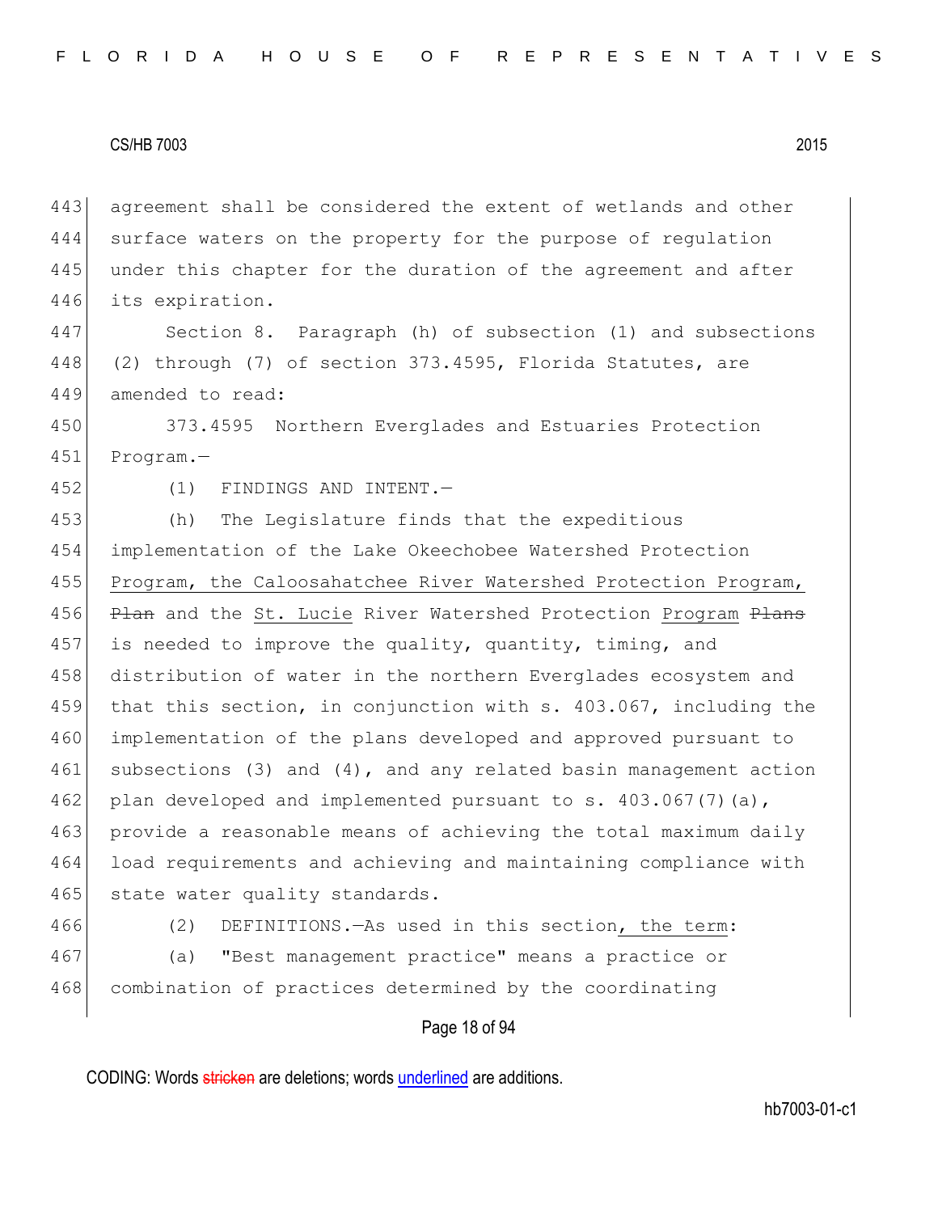agreement shall be considered the extent of wetlands and other surface waters on the property for the purpose of regulation under this chapter for the duration of the agreement and after its expiration.

Section 8. Paragraph (h) of subsection (1) and subsections (2) through (7) of section 373.4595, Florida Statutes, are amended to read:

373.4595 Northern Everglades and Estuaries Protection Program.—

(1) FINDINGS AND INTENT.—

(h) The Legislature finds that the expeditious implementation of the Lake Okeechobee Watershed Protection Program, the Caloosahatchee River Watershed Protection Program, ~~Plan~~ and the St. Lucie River Watershed Protection Program ~~Plans~~ is needed to improve the quality, quantity, timing, and distribution of water in the northern Everglades ecosystem and that this section, in conjunction with s. 403.067, including the implementation of the plans developed and approved pursuant to subsections (3) and (4), and any related basin management action plan developed and implemented pursuant to s. 403.067(7)(a), provide a reasonable means of achieving the total maximum daily load requirements and achieving and maintaining compliance with state water quality standards.

(2) DEFINITIONS.—As used in this section, the term:

(a) "Best management practice" means a practice or combination of practices determined by the coordinating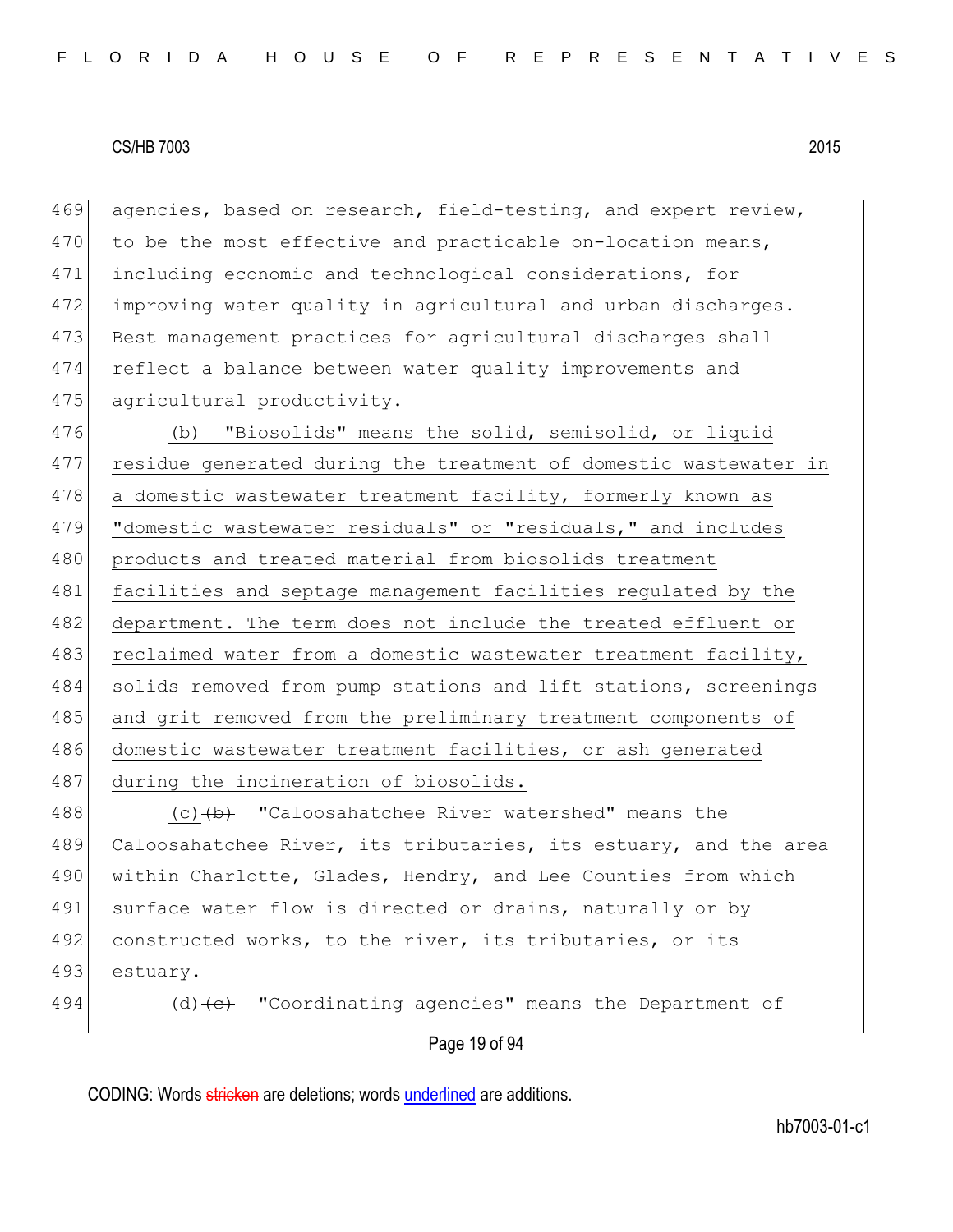469 agencies, based on research, field-testing, and expert review,
470 to be the most effective and practicable on-location means,
471 including economic and technological considerations, for
472 improving water quality in agricultural and urban discharges.
473 Best management practices for agricultural discharges shall
474 reflect a balance between water quality improvements and
475 agricultural productivity.

476 (b) "Biosolids" means the solid, semisolid, or liquid
477 residue generated during the treatment of domestic wastewater in
478 a domestic wastewater treatment facility, formerly known as
479 "domestic wastewater residuals" or "residuals," and includes
480 products and treated material from biosolids treatment
481 facilities and septage management facilities regulated by the
482 department. The term does not include the treated effluent or
483 reclaimed water from a domestic wastewater treatment facility,
484 solids removed from pump stations and lift stations, screenings
485 and grit removed from the preliminary treatment components of
486 domestic wastewater treatment facilities, or ash generated
487 during the incineration of biosolids.

488 (c)~~(b)~~ "Caloosahatchee River watershed" means the
489 Caloosahatchee River, its tributaries, its estuary, and the area
490 within Charlotte, Glades, Hendry, and Lee Counties from which
491 surface water flow is directed or drains, naturally or by
492 constructed works, to the river, its tributaries, or its
493 estuary.

494 (d)~~(c)~~ "Coordinating agencies" means the Department of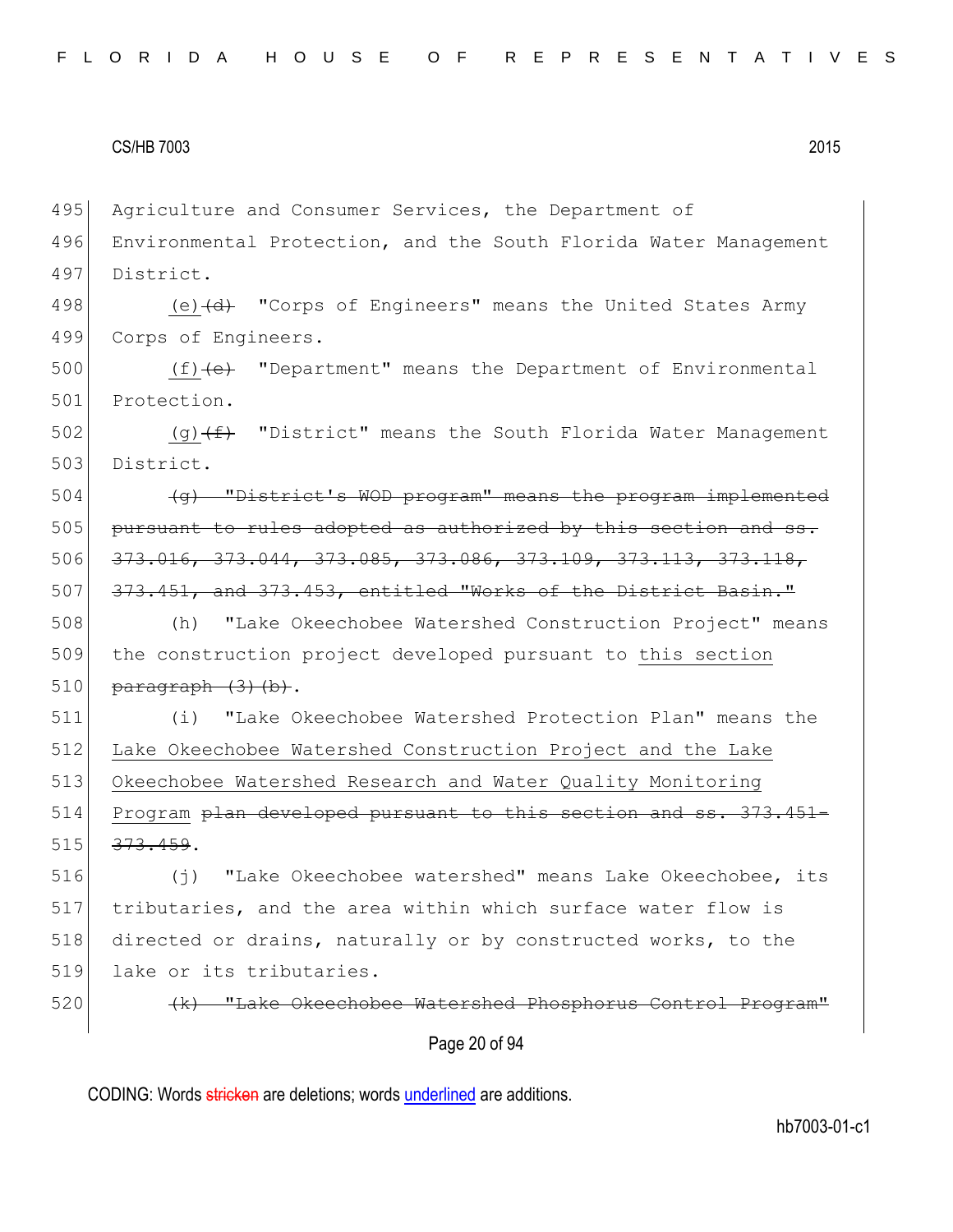Agriculture and Consumer Services, the Department of Environmental Protection, and the South Florida Water Management District.

(e) ~~(d)~~ "Corps of Engineers" means the United States Army Corps of Engineers.

(f) ~~(e)~~ "Department" means the Department of Environmental Protection.

(g) ~~(f)~~ "District" means the South Florida Water Management District.

~~(g) "District's WOD program" means the program implemented pursuant to rules adopted as authorized by this section and ss. 373.016, 373.044, 373.085, 373.086, 373.109, 373.113, 373.118, 373.451, and 373.453, entitled "Works of the District Basin."~~

(h) "Lake Okeechobee Watershed Construction Project" means the construction project developed pursuant to <u>this section</u> ~~paragraph (3)(b)~~.

(i) "Lake Okeechobee Watershed Protection Plan" means the <u>Lake Okeechobee Watershed Construction Project and the Lake Okeechobee Watershed Research and Water Quality Monitoring Program</u> ~~plan developed pursuant to this section and ss. 373.451-373.459~~.

(j) "Lake Okeechobee watershed" means Lake Okeechobee, its tributaries, and the area within which surface water flow is directed or drains, naturally or by constructed works, to the lake or its tributaries.

~~(k) "Lake Okeechobee Watershed Phosphorus Control Program"~~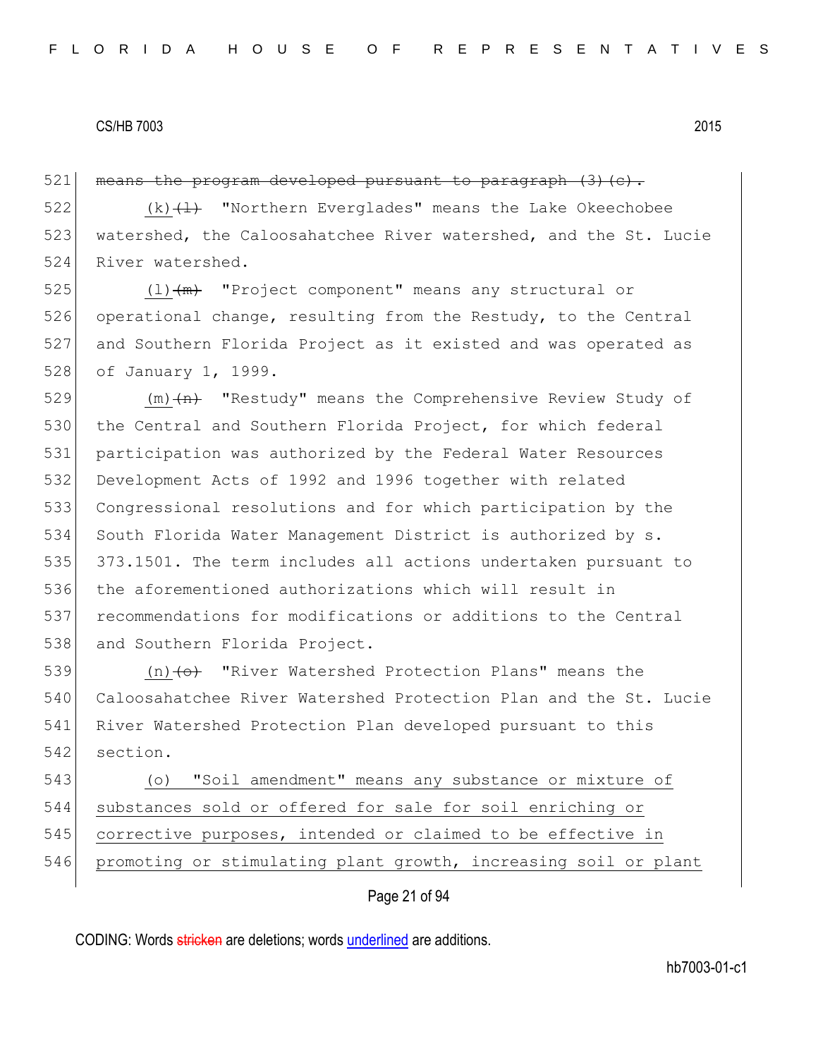521 ~~means the program developed pursuant to paragraph (3)(c).~~

522 (k)~~(l)~~ "Northern Everglades" means the Lake Okeechobee
523 watershed, the Caloosahatchee River watershed, and the St. Lucie
524 River watershed.

525 (l)~~(m)~~ "Project component" means any structural or
526 operational change, resulting from the Restudy, to the Central
527 and Southern Florida Project as it existed and was operated as
528 of January 1, 1999.

529 (m)~~(n)~~ "Restudy" means the Comprehensive Review Study of
530 the Central and Southern Florida Project, for which federal
531 participation was authorized by the Federal Water Resources
532 Development Acts of 1992 and 1996 together with related
533 Congressional resolutions and for which participation by the
534 South Florida Water Management District is authorized by s.
535 373.1501. The term includes all actions undertaken pursuant to
536 the aforementioned authorizations which will result in
537 recommendations for modifications or additions to the Central
538 and Southern Florida Project.

539 (n)~~(o)~~ "River Watershed Protection Plans" means the
540 Caloosahatchee River Watershed Protection Plan and the St. Lucie
541 River Watershed Protection Plan developed pursuant to this
542 section.

543 <u>(o) "Soil amendment" means any substance or mixture of</u>
544 <u>substances sold or offered for sale for soil enriching or</u>
545 <u>corrective purposes, intended or claimed to be effective in</u>
546 <u>promoting or stimulating plant growth, increasing soil or plant</u>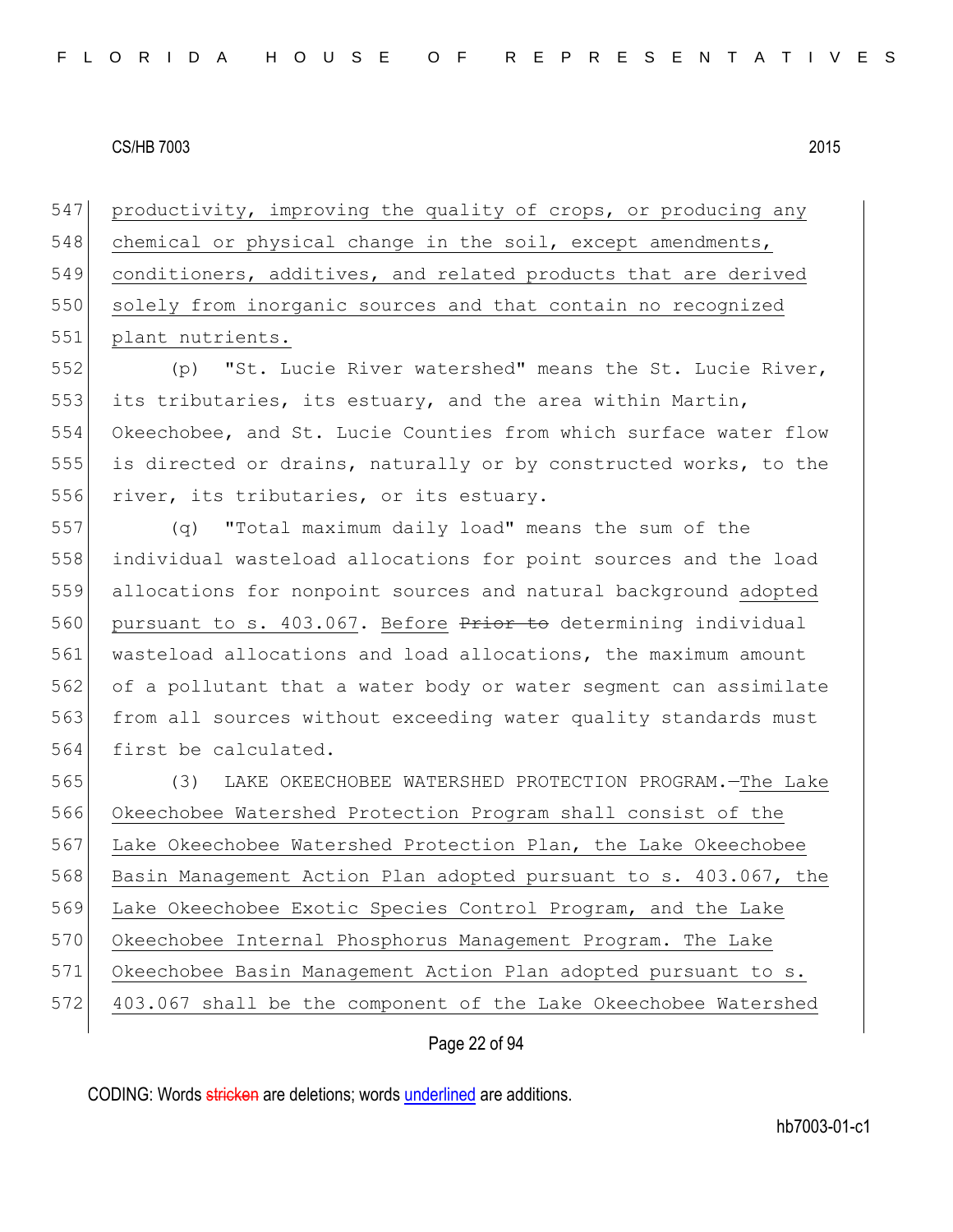productivity, improving the quality of crops, or producing any chemical or physical change in the soil, except amendments, conditioners, additives, and related products that are derived solely from inorganic sources and that contain no recognized plant nutrients.

(p) "St. Lucie River watershed" means the St. Lucie River, its tributaries, its estuary, and the area within Martin, Okeechobee, and St. Lucie Counties from which surface water flow is directed or drains, naturally or by constructed works, to the river, its tributaries, or its estuary.

(q) "Total maximum daily load" means the sum of the individual wasteload allocations for point sources and the load allocations for nonpoint sources and natural background adopted pursuant to s. 403.067. Before ~~Prior to~~ determining individual wasteload allocations and load allocations, the maximum amount of a pollutant that a water body or water segment can assimilate from all sources without exceeding water quality standards must first be calculated.

(3) LAKE OKEECHOBEE WATERSHED PROTECTION PROGRAM.—The Lake Okeechobee Watershed Protection Program shall consist of the Lake Okeechobee Watershed Protection Plan, the Lake Okeechobee Basin Management Action Plan adopted pursuant to s. 403.067, the Lake Okeechobee Exotic Species Control Program, and the Lake Okeechobee Internal Phosphorus Management Program. The Lake Okeechobee Basin Management Action Plan adopted pursuant to s. 403.067 shall be the component of the Lake Okeechobee Watershed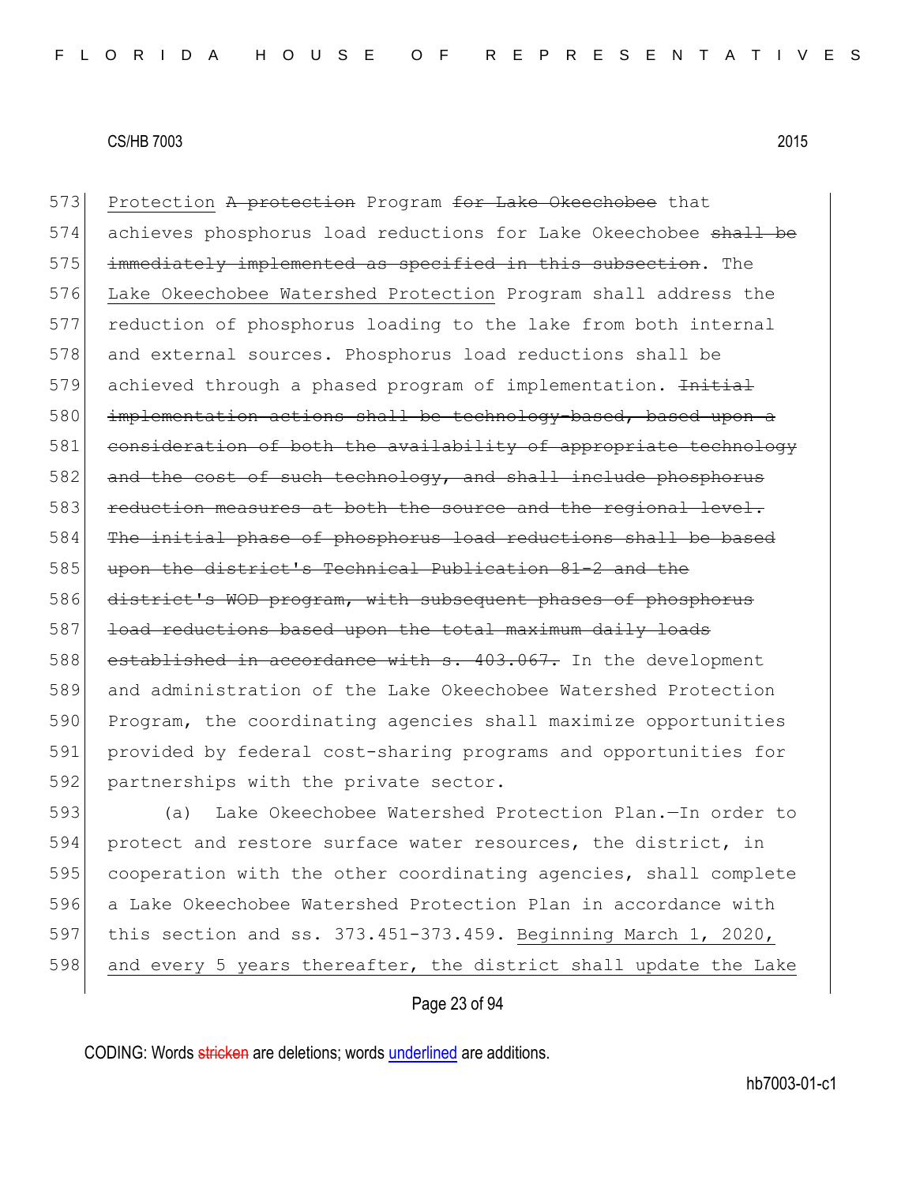573 Protection ~~A protection~~ Program ~~for Lake Okeechobee~~ that
574 achieves phosphorus load reductions for Lake Okeechobee ~~shall be~~
575 ~~immediately implemented as specified in this subsection~~. The
576 Lake Okeechobee Watershed Protection Program shall address the
577 reduction of phosphorus loading to the lake from both internal
578 and external sources. Phosphorus load reductions shall be
579 achieved through a phased program of implementation. ~~Initial~~
580 ~~implementation actions shall be technology-based, based upon a~~
581 ~~consideration of both the availability of appropriate technology~~
582 ~~and the cost of such technology, and shall include phosphorus~~
583 ~~reduction measures at both the source and the regional level.~~
584 ~~The initial phase of phosphorus load reductions shall be based~~
585 ~~upon the district's Technical Publication 81-2 and the~~
586 ~~district's WOD program, with subsequent phases of phosphorus~~
587 ~~load reductions based upon the total maximum daily loads~~
588 ~~established in accordance with s. 403.067.~~ In the development
589 and administration of the Lake Okeechobee Watershed Protection
590 Program, the coordinating agencies shall maximize opportunities
591 provided by federal cost-sharing programs and opportunities for
592 partnerships with the private sector.

593 (a) Lake Okeechobee Watershed Protection Plan.—In order to
594 protect and restore surface water resources, the district, in
595 cooperation with the other coordinating agencies, shall complete
596 a Lake Okeechobee Watershed Protection Plan in accordance with
597 this section and ss. 373.451-373.459. Beginning March 1, 2020,
598 and every 5 years thereafter, the district shall update the Lake

CODING: Words ~~stricken~~ are deletions; words underlined are additions.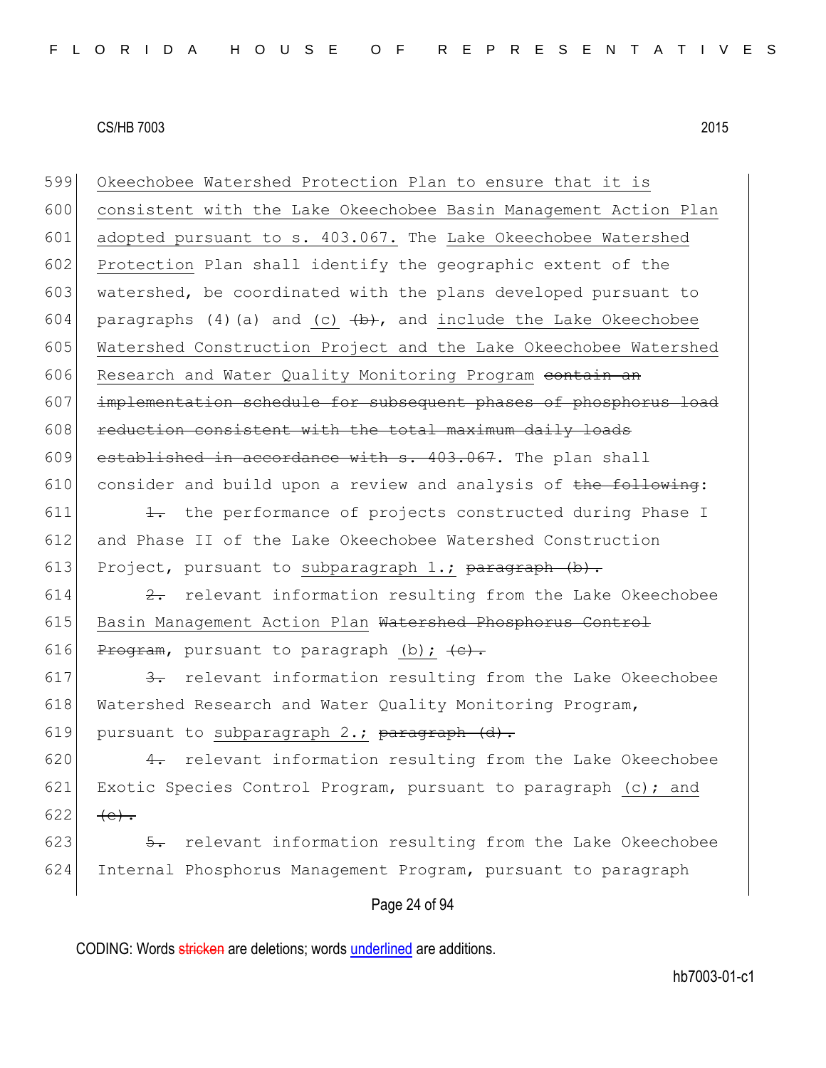Okeechobee Watershed Protection Plan to ensure that it is consistent with the Lake Okeechobee Basin Management Action Plan adopted pursuant to s. 403.067. The Lake Okeechobee Watershed Protection Plan shall identify the geographic extent of the watershed, be coordinated with the plans developed pursuant to paragraphs (4)(a) and (c) ~~(b)~~, and include the Lake Okeechobee Watershed Construction Project and the Lake Okeechobee Watershed Research and Water Quality Monitoring Program ~~contain an implementation schedule for subsequent phases of phosphorus load reduction consistent with the total maximum daily loads established in accordance with s. 403.067~~. The plan shall consider and build upon a review and analysis of ~~the following~~:

~~1.~~ the performance of projects constructed during Phase I and Phase II of the Lake Okeechobee Watershed Construction Project, pursuant to subparagraph 1.; ~~paragraph (b).~~

~~2.~~ relevant information resulting from the Lake Okeechobee Basin Management Action Plan ~~Watershed Phosphorus Control Program~~, pursuant to paragraph (b); ~~(c).~~

~~3.~~ relevant information resulting from the Lake Okeechobee Watershed Research and Water Quality Monitoring Program, pursuant to subparagraph 2.; ~~paragraph (d).~~

~~4.~~ relevant information resulting from the Lake Okeechobee Exotic Species Control Program, pursuant to paragraph (c); and ~~(e).~~

~~5.~~ relevant information resulting from the Lake Okeechobee Internal Phosphorus Management Program, pursuant to paragraph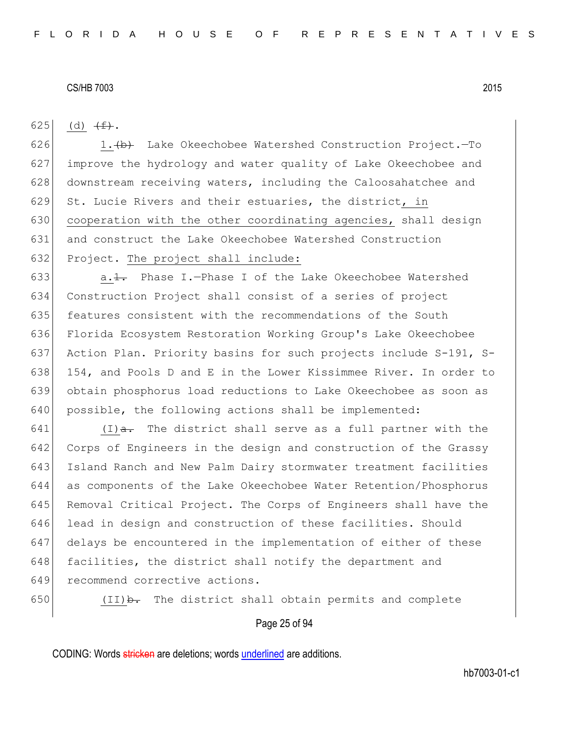625 (d) ~~(f)~~.

626 1.~~(b)~~ Lake Okeechobee Watershed Construction Project.—To
627 improve the hydrology and water quality of Lake Okeechobee and
628 downstream receiving waters, including the Caloosahatchee and
629 St. Lucie Rivers and their estuaries, the district<u>, in</u>
630 <u>cooperation with the other coordinating agencies,</u> shall design
631 and construct the Lake Okeechobee Watershed Construction
632 Project. <u>The project shall include:</u>

633 <u>a.</u>~~1.~~ Phase I.—Phase I of the Lake Okeechobee Watershed
634 Construction Project shall consist of a series of project
635 features consistent with the recommendations of the South
636 Florida Ecosystem Restoration Working Group's Lake Okeechobee
637 Action Plan. Priority basins for such projects include S-191, S-
638 154, and Pools D and E in the Lower Kissimmee River. In order to
639 obtain phosphorus load reductions to Lake Okeechobee as soon as
640 possible, the following actions shall be implemented:

641 <u>(I)</u>~~a.~~ The district shall serve as a full partner with the
642 Corps of Engineers in the design and construction of the Grassy
643 Island Ranch and New Palm Dairy stormwater treatment facilities
644 as components of the Lake Okeechobee Water Retention/Phosphorus
645 Removal Critical Project. The Corps of Engineers shall have the
646 lead in design and construction of these facilities. Should
647 delays be encountered in the implementation of either of these
648 facilities, the district shall notify the department and
649 recommend corrective actions.

650 <u>(II)</u>~~b.~~ The district shall obtain permits and complete

CODING: Words ~~stricken~~ are deletions; words <u>underlined</u> are additions.

hb7003-01-c1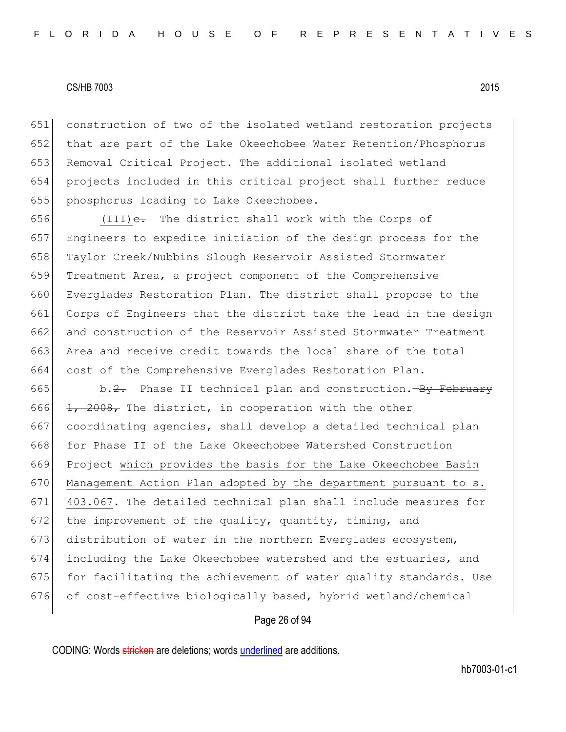construction of two of the isolated wetland restoration projects that are part of the Lake Okeechobee Water Retention/Phosphorus Removal Critical Project. The additional isolated wetland projects included in this critical project shall further reduce phosphorus loading to Lake Okeechobee.

(III)~~c.~~ The district shall work with the Corps of Engineers to expedite initiation of the design process for the Taylor Creek/Nubbins Slough Reservoir Assisted Stormwater Treatment Area, a project component of the Comprehensive Everglades Restoration Plan. The district shall propose to the Corps of Engineers that the district take the lead in the design and construction of the Reservoir Assisted Stormwater Treatment Area and receive credit towards the local share of the total cost of the Comprehensive Everglades Restoration Plan.

b.~~2.~~ Phase II technical plan and construction.~~—By February 1, 2008,~~ The district, in cooperation with the other coordinating agencies, shall develop a detailed technical plan for Phase II of the Lake Okeechobee Watershed Construction Project which provides the basis for the Lake Okeechobee Basin Management Action Plan adopted by the department pursuant to s. 403.067. The detailed technical plan shall include measures for the improvement of the quality, quantity, timing, and distribution of water in the northern Everglades ecosystem, including the Lake Okeechobee watershed and the estuaries, and for facilitating the achievement of water quality standards. Use of cost-effective biologically based, hybrid wetland/chemical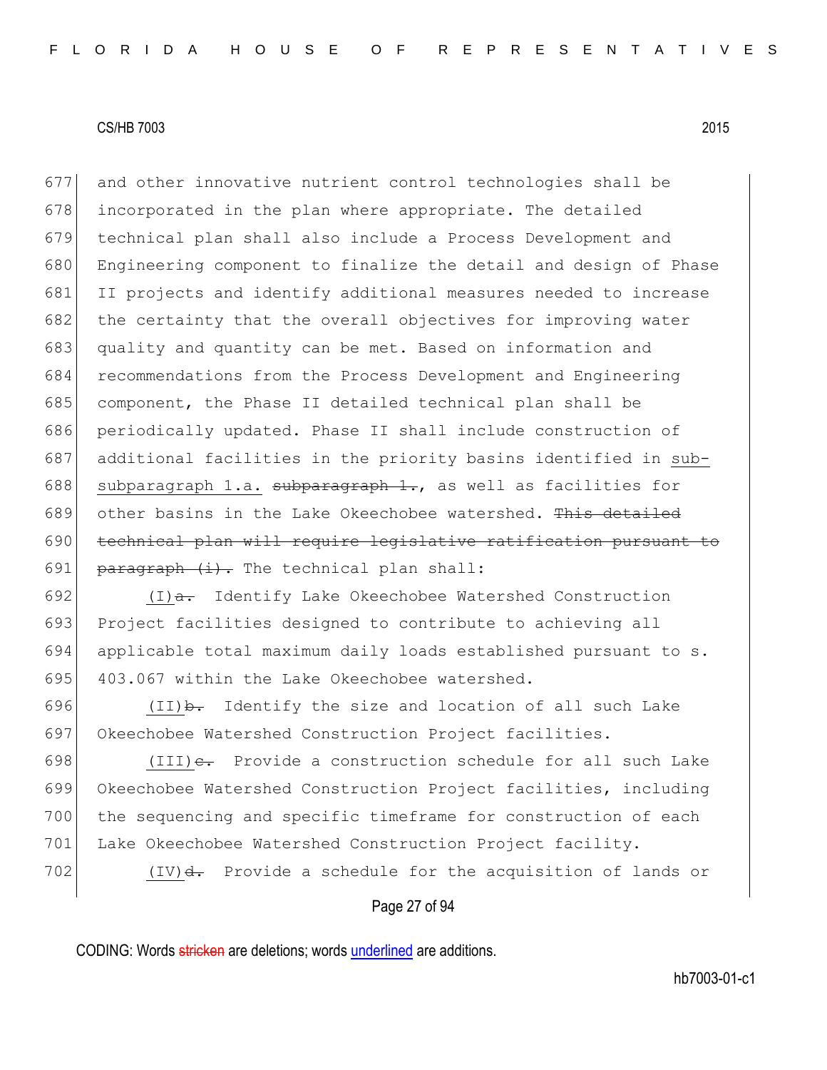677 and other innovative nutrient control technologies shall be
678 incorporated in the plan where appropriate. The detailed
679 technical plan shall also include a Process Development and
680 Engineering component to finalize the detail and design of Phase
681 II projects and identify additional measures needed to increase
682 the certainty that the overall objectives for improving water
683 quality and quantity can be met. Based on information and
684 recommendations from the Process Development and Engineering
685 component, the Phase II detailed technical plan shall be
686 periodically updated. Phase II shall include construction of
687 additional facilities in the priority basins identified in sub-
688 subparagraph 1.a. ~~subparagraph 1.~~, as well as facilities for
689 other basins in the Lake Okeechobee watershed. ~~This detailed~~
690 ~~technical plan will require legislative ratification pursuant to~~
691 ~~paragraph (i).~~ The technical plan shall:

692 (I)~~a.~~ Identify Lake Okeechobee Watershed Construction
693 Project facilities designed to contribute to achieving all
694 applicable total maximum daily loads established pursuant to s.
695 403.067 within the Lake Okeechobee watershed.

696 (II)~~b.~~ Identify the size and location of all such Lake
697 Okeechobee Watershed Construction Project facilities.

698 (III)~~c.~~ Provide a construction schedule for all such Lake
699 Okeechobee Watershed Construction Project facilities, including
700 the sequencing and specific timeframe for construction of each
701 Lake Okeechobee Watershed Construction Project facility.

702 (IV)~~d.~~ Provide a schedule for the acquisition of lands or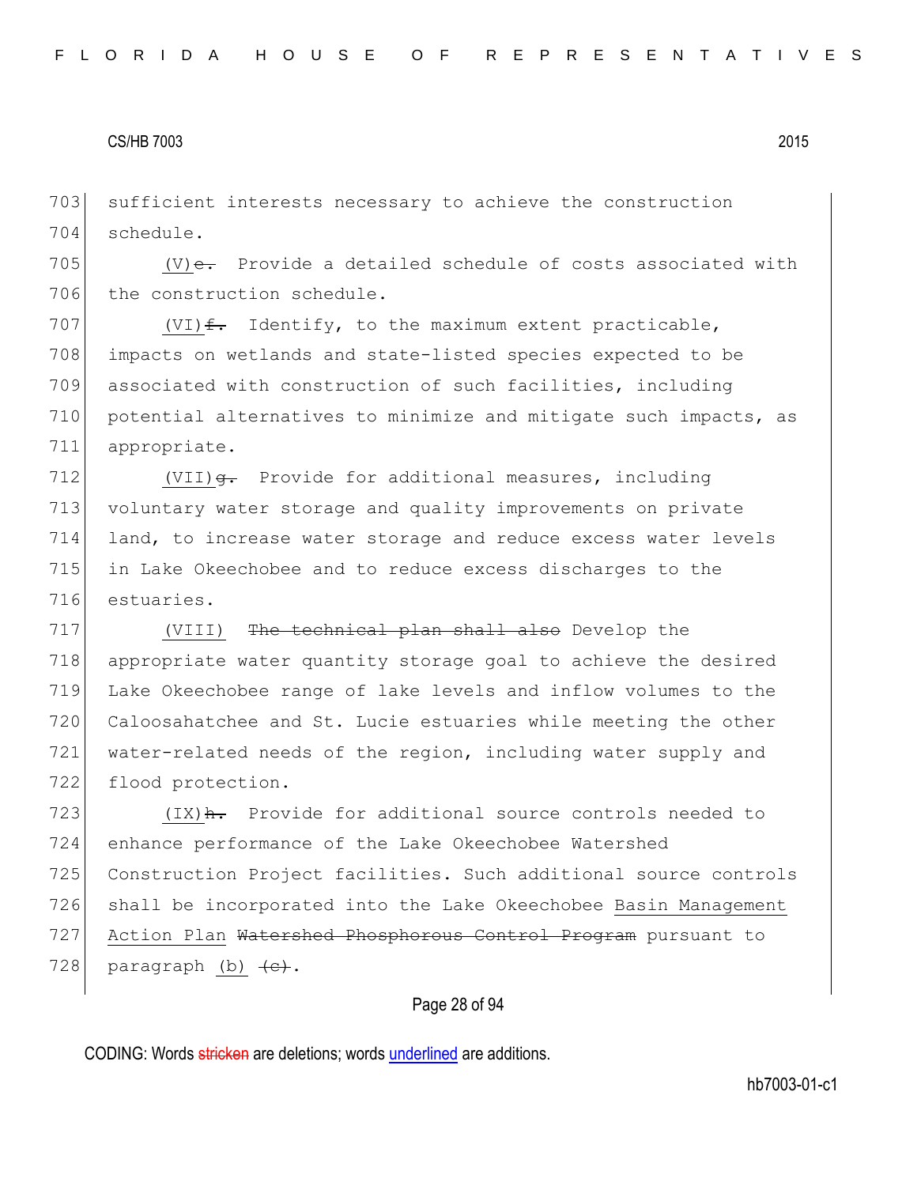703 sufficient interests necessary to achieve the construction
704 schedule.

705 (V)~~e.~~ Provide a detailed schedule of costs associated with
706 the construction schedule.

707 (VI)~~f.~~ Identify, to the maximum extent practicable,
708 impacts on wetlands and state-listed species expected to be
709 associated with construction of such facilities, including
710 potential alternatives to minimize and mitigate such impacts, as
711 appropriate.

712 (VII)~~g.~~ Provide for additional measures, including
713 voluntary water storage and quality improvements on private
714 land, to increase water storage and reduce excess water levels
715 in Lake Okeechobee and to reduce excess discharges to the
716 estuaries.

717 (VIII) ~~The technical plan shall also~~ Develop the
718 appropriate water quantity storage goal to achieve the desired
719 Lake Okeechobee range of lake levels and inflow volumes to the
720 Caloosahatchee and St. Lucie estuaries while meeting the other
721 water-related needs of the region, including water supply and
722 flood protection.

723 (IX)~~h.~~ Provide for additional source controls needed to
724 enhance performance of the Lake Okeechobee Watershed
725 Construction Project facilities. Such additional source controls
726 shall be incorporated into the Lake Okeechobee Basin Management
727 Action Plan ~~Watershed Phosphorous Control Program~~ pursuant to
728 paragraph (b) ~~(c)~~.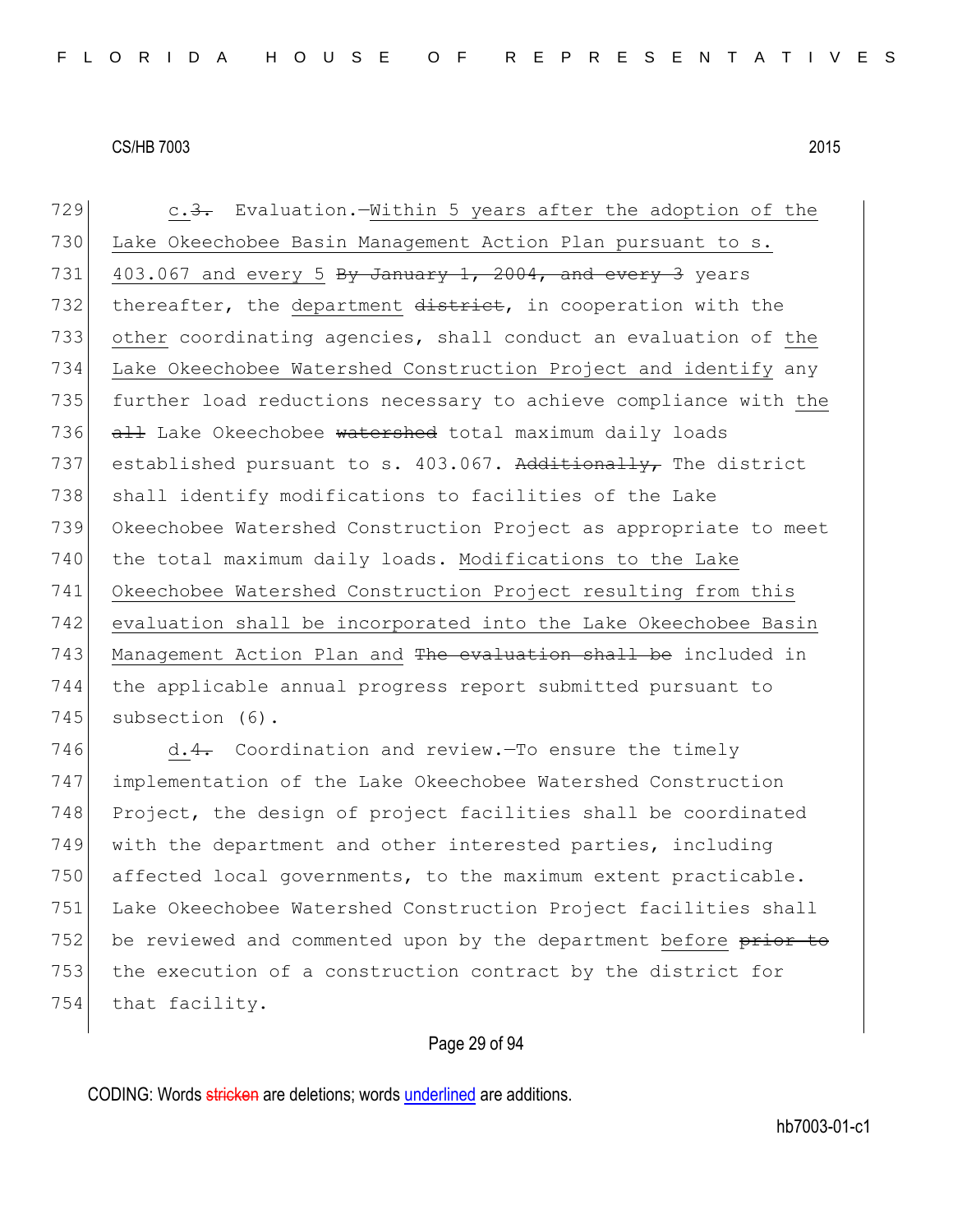c.~~3.~~ Evaluation.—Within 5 years after the adoption of the Lake Okeechobee Basin Management Action Plan pursuant to s. 403.067 and every 5 ~~By January 1, 2004, and every 3~~ years thereafter, the department ~~district~~, in cooperation with the other coordinating agencies, shall conduct an evaluation of the Lake Okeechobee Watershed Construction Project and identify any further load reductions necessary to achieve compliance with the ~~all~~ Lake Okeechobee ~~watershed~~ total maximum daily loads established pursuant to s. 403.067. ~~Additionally,~~ The district shall identify modifications to facilities of the Lake Okeechobee Watershed Construction Project as appropriate to meet the total maximum daily loads. Modifications to the Lake Okeechobee Watershed Construction Project resulting from this evaluation shall be incorporated into the Lake Okeechobee Basin Management Action Plan and ~~The evaluation shall be~~ included in the applicable annual progress report submitted pursuant to subsection (6).

d.~~4.~~ Coordination and review.—To ensure the timely implementation of the Lake Okeechobee Watershed Construction Project, the design of project facilities shall be coordinated with the department and other interested parties, including affected local governments, to the maximum extent practicable. Lake Okeechobee Watershed Construction Project facilities shall be reviewed and commented upon by the department before ~~prior to~~ the execution of a construction contract by the district for that facility.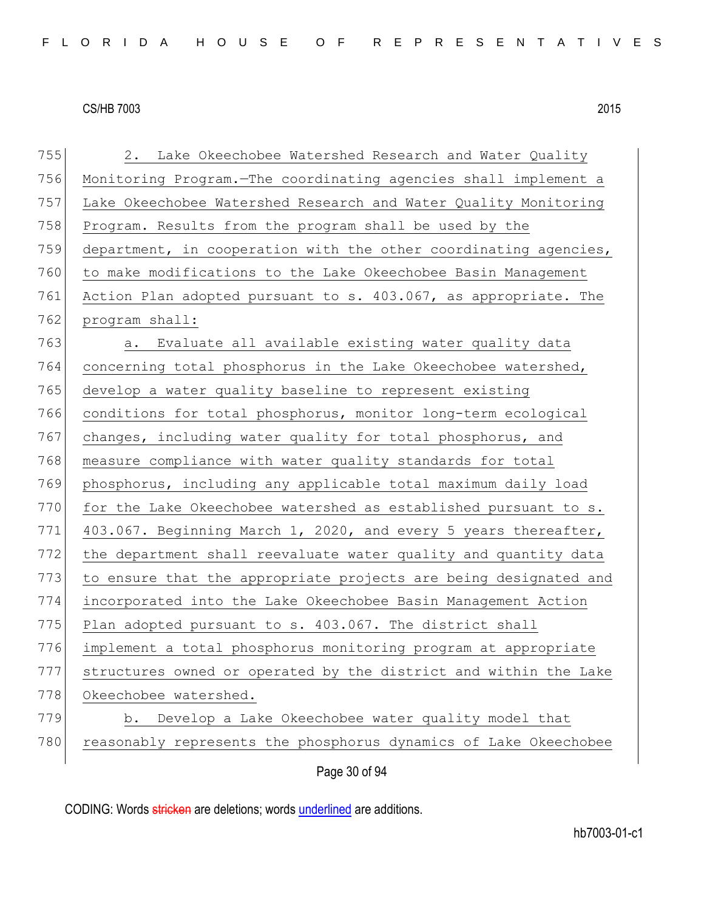2. Lake Okeechobee Watershed Research and Water Quality Monitoring Program.—The coordinating agencies shall implement a Lake Okeechobee Watershed Research and Water Quality Monitoring Program. Results from the program shall be used by the department, in cooperation with the other coordinating agencies, to make modifications to the Lake Okeechobee Basin Management Action Plan adopted pursuant to s. 403.067, as appropriate. The program shall:

a. Evaluate all available existing water quality data concerning total phosphorus in the Lake Okeechobee watershed, develop a water quality baseline to represent existing conditions for total phosphorus, monitor long-term ecological changes, including water quality for total phosphorus, and measure compliance with water quality standards for total phosphorus, including any applicable total maximum daily load for the Lake Okeechobee watershed as established pursuant to s. 403.067. Beginning March 1, 2020, and every 5 years thereafter, the department shall reevaluate water quality and quantity data to ensure that the appropriate projects are being designated and incorporated into the Lake Okeechobee Basin Management Action Plan adopted pursuant to s. 403.067. The district shall implement a total phosphorus monitoring program at appropriate structures owned or operated by the district and within the Lake Okeechobee watershed.

b. Develop a Lake Okeechobee water quality model that reasonably represents the phosphorus dynamics of Lake Okeechobee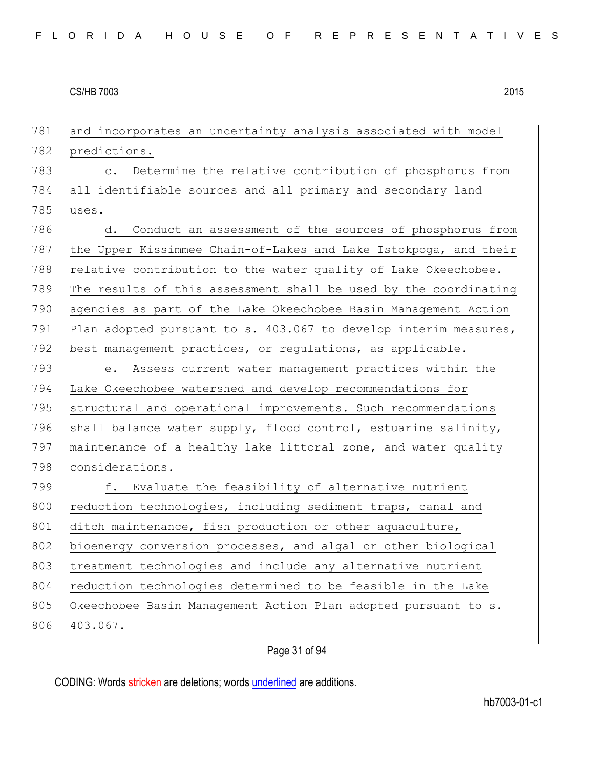and incorporates an uncertainty analysis associated with model predictions.

c. Determine the relative contribution of phosphorus from all identifiable sources and all primary and secondary land uses.

d. Conduct an assessment of the sources of phosphorus from the Upper Kissimmee Chain-of-Lakes and Lake Istokpoga, and their relative contribution to the water quality of Lake Okeechobee. The results of this assessment shall be used by the coordinating agencies as part of the Lake Okeechobee Basin Management Action Plan adopted pursuant to s. 403.067 to develop interim measures, best management practices, or regulations, as applicable.

e. Assess current water management practices within the Lake Okeechobee watershed and develop recommendations for structural and operational improvements. Such recommendations shall balance water supply, flood control, estuarine salinity, maintenance of a healthy lake littoral zone, and water quality considerations.

f. Evaluate the feasibility of alternative nutrient reduction technologies, including sediment traps, canal and ditch maintenance, fish production or other aquaculture, bioenergy conversion processes, and algal or other biological treatment technologies and include any alternative nutrient reduction technologies determined to be feasible in the Lake Okeechobee Basin Management Action Plan adopted pursuant to s. 403.067.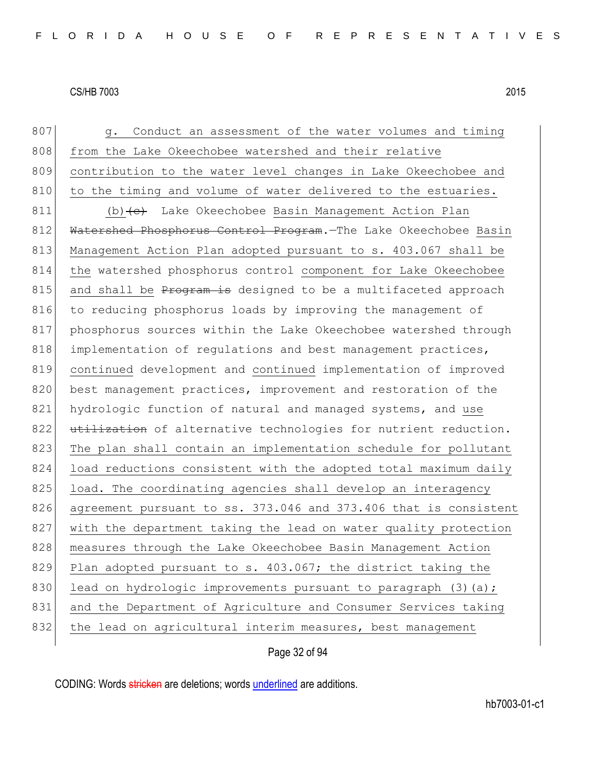807 g. Conduct an assessment of the water volumes and timing
808 from the Lake Okeechobee watershed and their relative
809 contribution to the water level changes in Lake Okeechobee and
810 to the timing and volume of water delivered to the estuaries.

811 (b)~~(c)~~ Lake Okeechobee Basin Management Action Plan
812 ~~Watershed Phosphorus Control Program~~.—The Lake Okeechobee Basin
813 Management Action Plan adopted pursuant to s. 403.067 shall be
814 the watershed phosphorus control component for Lake Okeechobee
815 and shall be ~~Program is~~ designed to be a multifaceted approach
816 to reducing phosphorus loads by improving the management of
817 phosphorus sources within the Lake Okeechobee watershed through
818 implementation of regulations and best management practices,
819 continued development and continued implementation of improved
820 best management practices, improvement and restoration of the
821 hydrologic function of natural and managed systems, and use
822 ~~utilization~~ of alternative technologies for nutrient reduction.
823 The plan shall contain an implementation schedule for pollutant
824 load reductions consistent with the adopted total maximum daily
825 load. The coordinating agencies shall develop an interagency
826 agreement pursuant to ss. 373.046 and 373.406 that is consistent
827 with the department taking the lead on water quality protection
828 measures through the Lake Okeechobee Basin Management Action
829 Plan adopted pursuant to s. 403.067; the district taking the
830 lead on hydrologic improvements pursuant to paragraph (3)(a);
831 and the Department of Agriculture and Consumer Services taking
832 the lead on agricultural interim measures, best management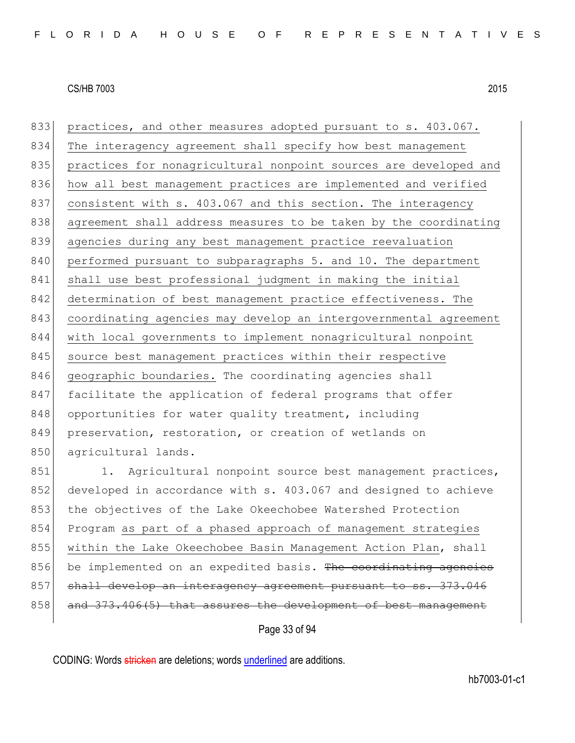practices, and other measures adopted pursuant to s. 403.067. The interagency agreement shall specify how best management practices for nonagricultural nonpoint sources are developed and how all best management practices are implemented and verified consistent with s. 403.067 and this section. The interagency agreement shall address measures to be taken by the coordinating agencies during any best management practice reevaluation performed pursuant to subparagraphs 5. and 10. The department shall use best professional judgment in making the initial determination of best management practice effectiveness. The coordinating agencies may develop an intergovernmental agreement with local governments to implement nonagricultural nonpoint source best management practices within their respective geographic boundaries. The coordinating agencies shall facilitate the application of federal programs that offer opportunities for water quality treatment, including preservation, restoration, or creation of wetlands on agricultural lands.

1. Agricultural nonpoint source best management practices, developed in accordance with s. 403.067 and designed to achieve the objectives of the Lake Okeechobee Watershed Protection Program as part of a phased approach of management strategies within the Lake Okeechobee Basin Management Action Plan, shall be implemented on an expedited basis. ~~The coordinating agencies shall develop an interagency agreement pursuant to ss. 373.046 and 373.406(5) that assures the development of best management~~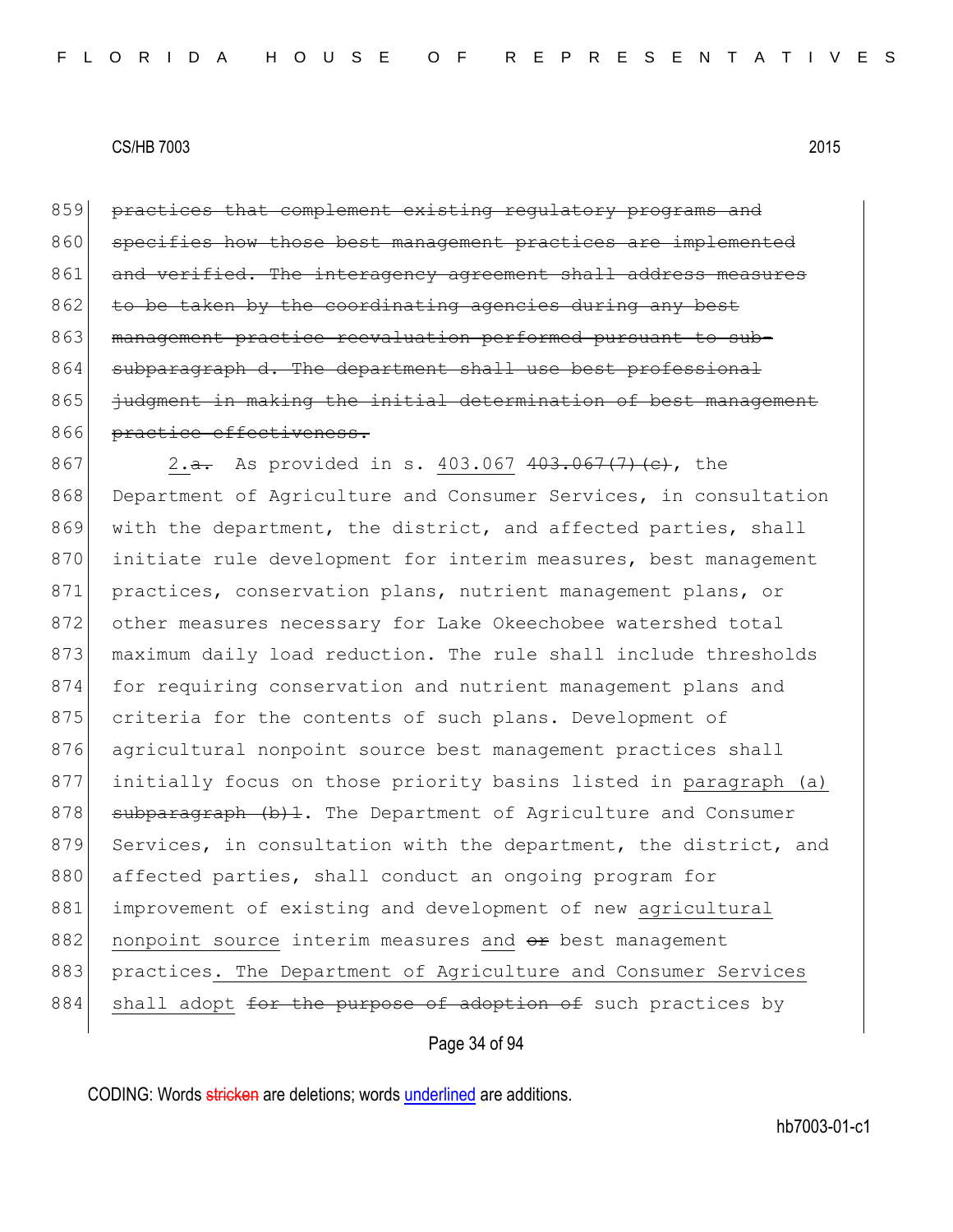~~practices that complement existing regulatory programs and specifies how those best management practices are implemented and verified. The interagency agreement shall address measures to be taken by the coordinating agencies during any best management practice reevaluation performed pursuant to sub-subparagraph d. The department shall use best professional judgment in making the initial determination of best management practice effectiveness.~~

2.~~a.~~ As provided in s. 403.067 ~~403.067(7)(c)~~, the Department of Agriculture and Consumer Services, in consultation with the department, the district, and affected parties, shall initiate rule development for interim measures, best management practices, conservation plans, nutrient management plans, or other measures necessary for Lake Okeechobee watershed total maximum daily load reduction. The rule shall include thresholds for requiring conservation and nutrient management plans and criteria for the contents of such plans. Development of agricultural nonpoint source best management practices shall initially focus on those priority basins listed in paragraph (a) ~~subparagraph (b)1~~. The Department of Agriculture and Consumer Services, in consultation with the department, the district, and affected parties, shall conduct an ongoing program for improvement of existing and development of new agricultural nonpoint source interim measures and ~~or~~ best management practices. The Department of Agriculture and Consumer Services shall adopt ~~for the purpose of adoption of~~ such practices by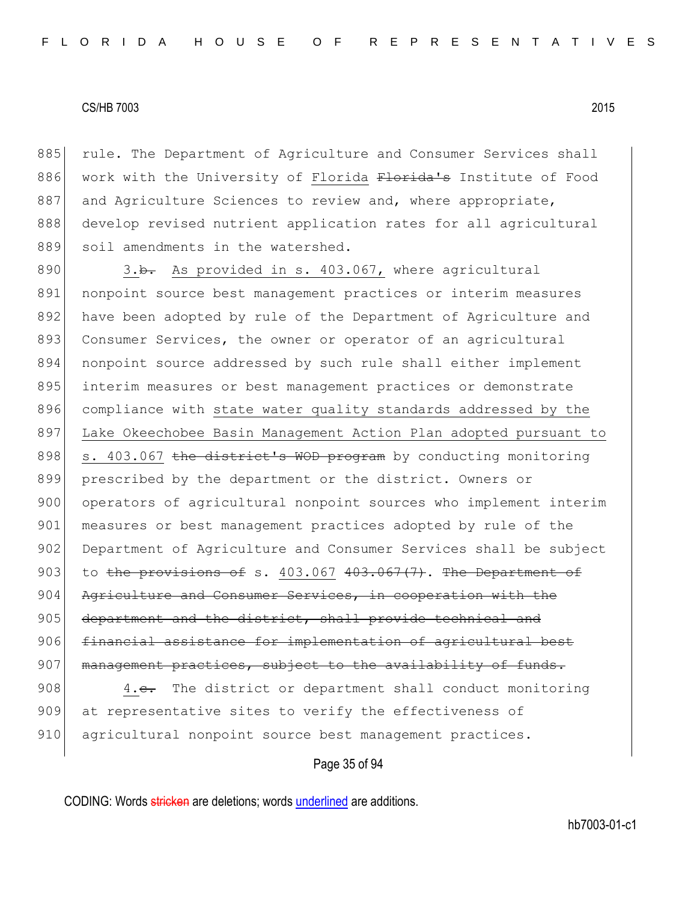885 rule. The Department of Agriculture and Consumer Services shall
886 work with the University of <u>Florida</u> ~~Florida's~~ Institute of Food
887 and Agriculture Sciences to review and, where appropriate,
888 develop revised nutrient application rates for all agricultural
889 soil amendments in the watershed.

890 <u>3.</u>~~b.~~ <u>As provided in s. 403.067,</u> where agricultural
891 nonpoint source best management practices or interim measures
892 have been adopted by rule of the Department of Agriculture and
893 Consumer Services, the owner or operator of an agricultural
894 nonpoint source addressed by such rule shall either implement
895 interim measures or best management practices or demonstrate
896 compliance with <u>state water quality standards addressed by the</u>
897 <u>Lake Okeechobee Basin Management Action Plan adopted pursuant to</u>
898 <u>s. 403.067</u> ~~the district's WOD program~~ by conducting monitoring
899 prescribed by the department or the district. Owners or
900 operators of agricultural nonpoint sources who implement interim
901 measures or best management practices adopted by rule of the
902 Department of Agriculture and Consumer Services shall be subject
903 to ~~the provisions of~~ s. <u>403.067</u> ~~403.067(7)~~. ~~The Department of~~
904 ~~Agriculture and Consumer Services, in cooperation with the~~
905 ~~department and the district, shall provide technical and~~
906 ~~financial assistance for implementation of agricultural best~~
907 ~~management practices, subject to the availability of funds.~~

908 <u>4.</u>~~c.~~ The district or department shall conduct monitoring
909 at representative sites to verify the effectiveness of
910 agricultural nonpoint source best management practices.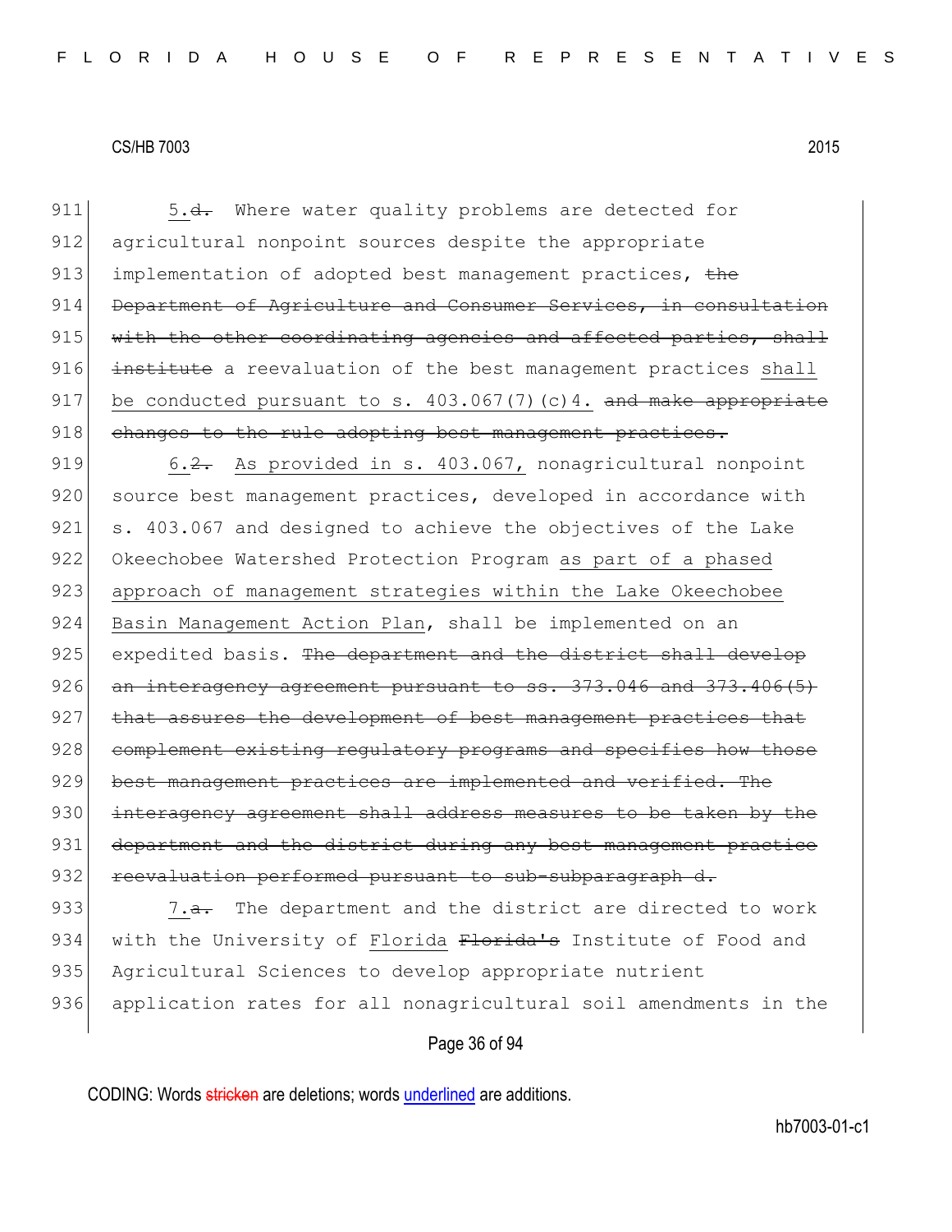911 5.~~d.~~ Where water quality problems are detected for
912 agricultural nonpoint sources despite the appropriate
913 implementation of adopted best management practices, ~~the~~
914 ~~Department of Agriculture and Consumer Services, in consultation~~
915 ~~with the other coordinating agencies and affected parties, shall~~
916 ~~institute~~ a reevaluation of the best management practices <u>shall</u>
917 <u>be conducted pursuant to s. 403.067(7)(c)4.</u> ~~and make appropriate~~
918 ~~changes to the rule adopting best management practices.~~

919 6.~~2.~~ As provided in s. 403.067, nonagricultural nonpoint
920 source best management practices, developed in accordance with
921 s. 403.067 and designed to achieve the objectives of the Lake
922 Okeechobee Watershed Protection Program <u>as part of a phased</u>
923 <u>approach of management strategies within the Lake Okeechobee</u>
924 <u>Basin Management Action Plan</u>, shall be implemented on an
925 expedited basis. ~~The department and the district shall develop~~
926 ~~an interagency agreement pursuant to ss. 373.046 and 373.406(5)~~
927 ~~that assures the development of best management practices that~~
928 ~~complement existing regulatory programs and specifies how those~~
929 ~~best management practices are implemented and verified. The~~
930 ~~interagency agreement shall address measures to be taken by the~~
931 ~~department and the district during any best management practice~~
932 ~~reevaluation performed pursuant to sub-subparagraph d.~~

933 <u>7.</u>~~a.~~ The department and the district are directed to work
934 with the University of <u>Florida</u> ~~Florida's~~ Institute of Food and
935 Agricultural Sciences to develop appropriate nutrient
936 application rates for all nonagricultural soil amendments in the

CODING: Words ~~stricken~~ are deletions; words <u>underlined</u> are additions.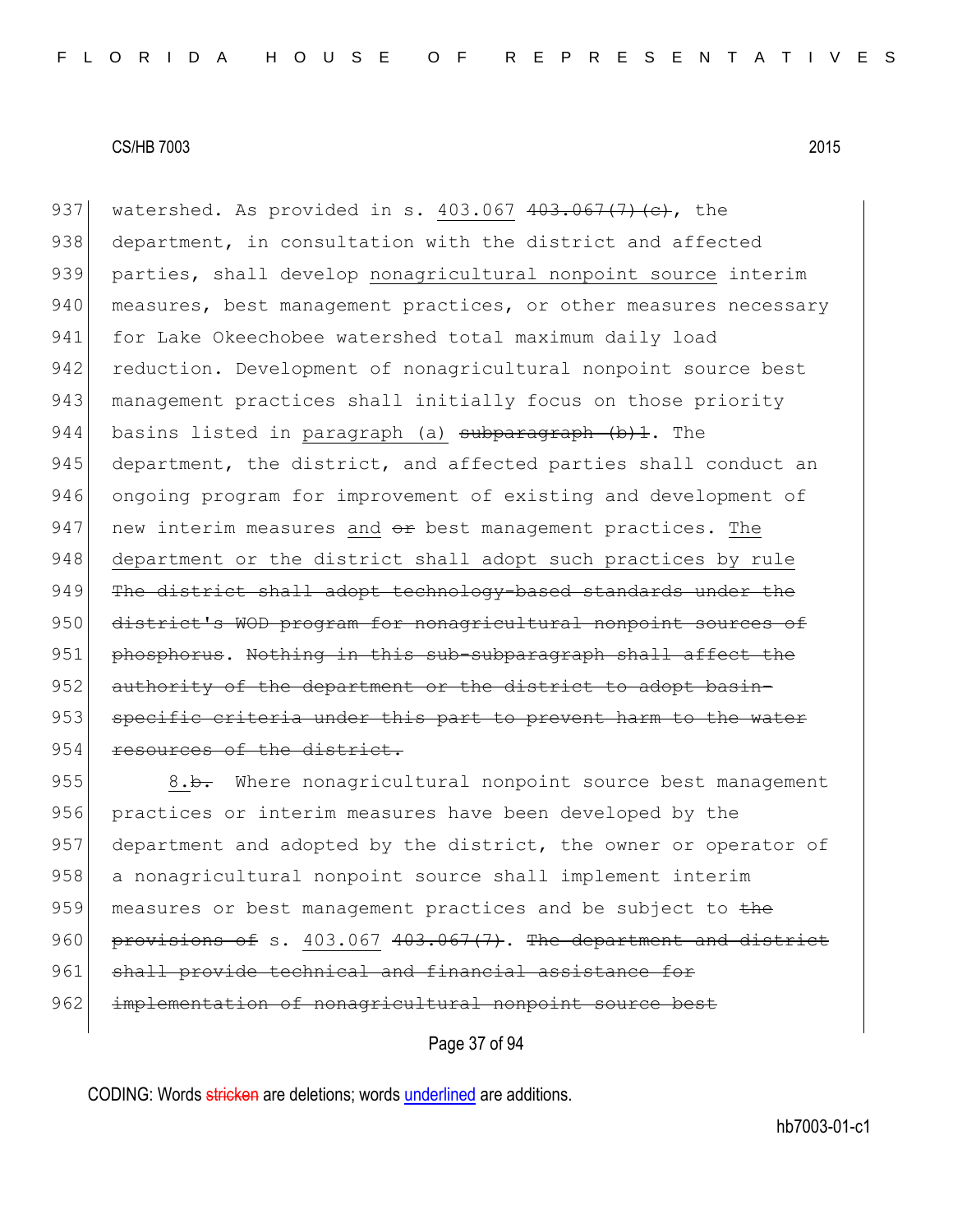937 watershed. As provided in s. <u>403.067</u> ~~403.067(7)(c)~~, the
938 department, in consultation with the district and affected
939 parties, shall develop <u>nonagricultural nonpoint source</u> interim
940 measures, best management practices, or other measures necessary
941 for Lake Okeechobee watershed total maximum daily load
942 reduction. Development of nonagricultural nonpoint source best
943 management practices shall initially focus on those priority
944 basins listed in <u>paragraph (a)</u> ~~subparagraph (b)1~~. The
945 department, the district, and affected parties shall conduct an
946 ongoing program for improvement of existing and development of
947 new interim measures <u>and</u> ~~or~~ best management practices. <u>The</u>
948 <u>department or the district shall adopt such practices by rule</u>
949 ~~The district shall adopt technology-based standards under the~~
950 ~~district's WOD program for nonagricultural nonpoint sources of~~
951 ~~phosphorus~~. ~~Nothing in this sub-subparagraph shall affect the~~
952 ~~authority of the department or the district to adopt basin-~~
953 ~~specific criteria under this part to prevent harm to the water~~
954 ~~resources of the district.~~

955 <u>8.</u>~~b.~~ Where nonagricultural nonpoint source best management
956 practices or interim measures have been developed by the
957 department and adopted by the district, the owner or operator of
958 a nonagricultural nonpoint source shall implement interim
959 measures or best management practices and be subject to ~~the~~
960 ~~provisions of~~ s. <u>403.067</u> ~~403.067(7)~~. ~~The department and district~~
961 ~~shall provide technical and financial assistance for~~
962 ~~implementation of nonagricultural nonpoint source best~~

CODING: Words ~~stricken~~ are deletions; words <u>underlined</u> are additions.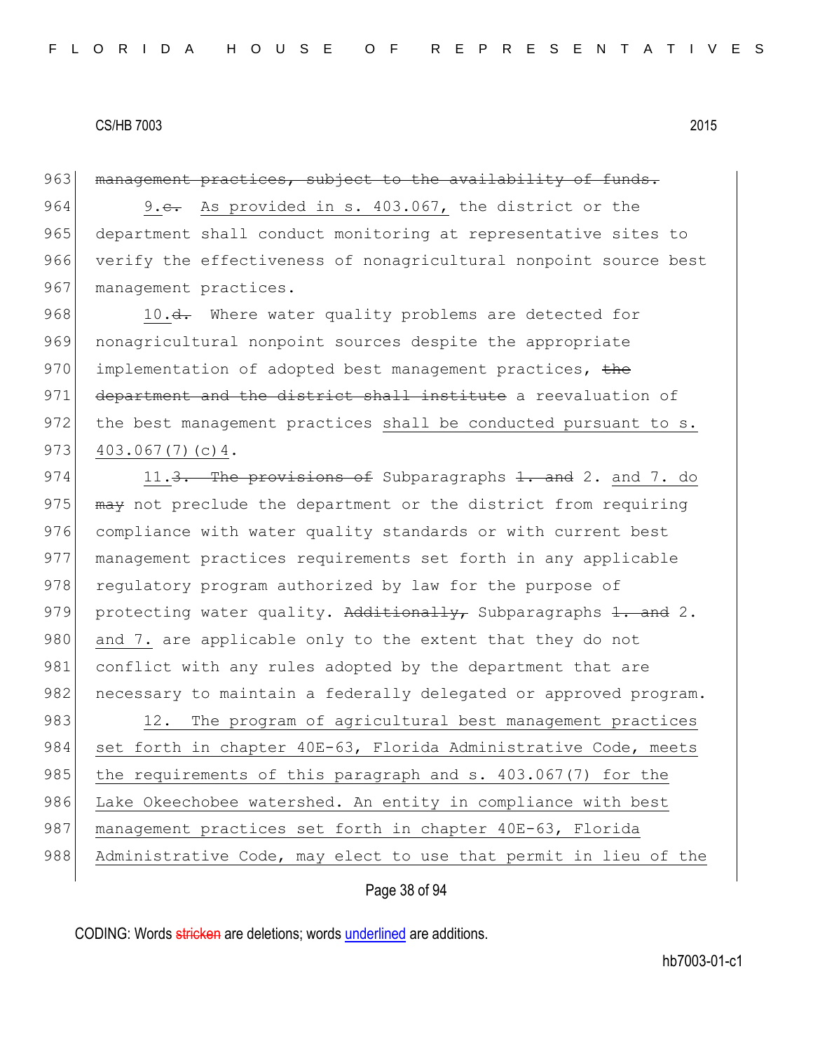963 ~~management practices, subject to the availability of funds.~~

964 9.~~c.~~ As provided in s. 403.067, the district or the
965 department shall conduct monitoring at representative sites to
966 verify the effectiveness of nonagricultural nonpoint source best
967 management practices.

968 10.~~d.~~ Where water quality problems are detected for
969 nonagricultural nonpoint sources despite the appropriate
970 implementation of adopted best management practices, ~~the~~
971 ~~department and the district shall institute~~ a reevaluation of
972 the best management practices shall be conducted pursuant to s.
973 403.067(7)(c)4.

974 11.~~3. The provisions of~~ Subparagraphs ~~1. and~~ 2. and 7. do
975 ~~may~~ not preclude the department or the district from requiring
976 compliance with water quality standards or with current best
977 management practices requirements set forth in any applicable
978 regulatory program authorized by law for the purpose of
979 protecting water quality. ~~Additionally,~~ Subparagraphs ~~1. and~~ 2.
980 and 7. are applicable only to the extent that they do not
981 conflict with any rules adopted by the department that are
982 necessary to maintain a federally delegated or approved program.

983 12. The program of agricultural best management practices
984 set forth in chapter 40E-63, Florida Administrative Code, meets
985 the requirements of this paragraph and s. 403.067(7) for the
986 Lake Okeechobee watershed. An entity in compliance with best
987 management practices set forth in chapter 40E-63, Florida
988 Administrative Code, may elect to use that permit in lieu of the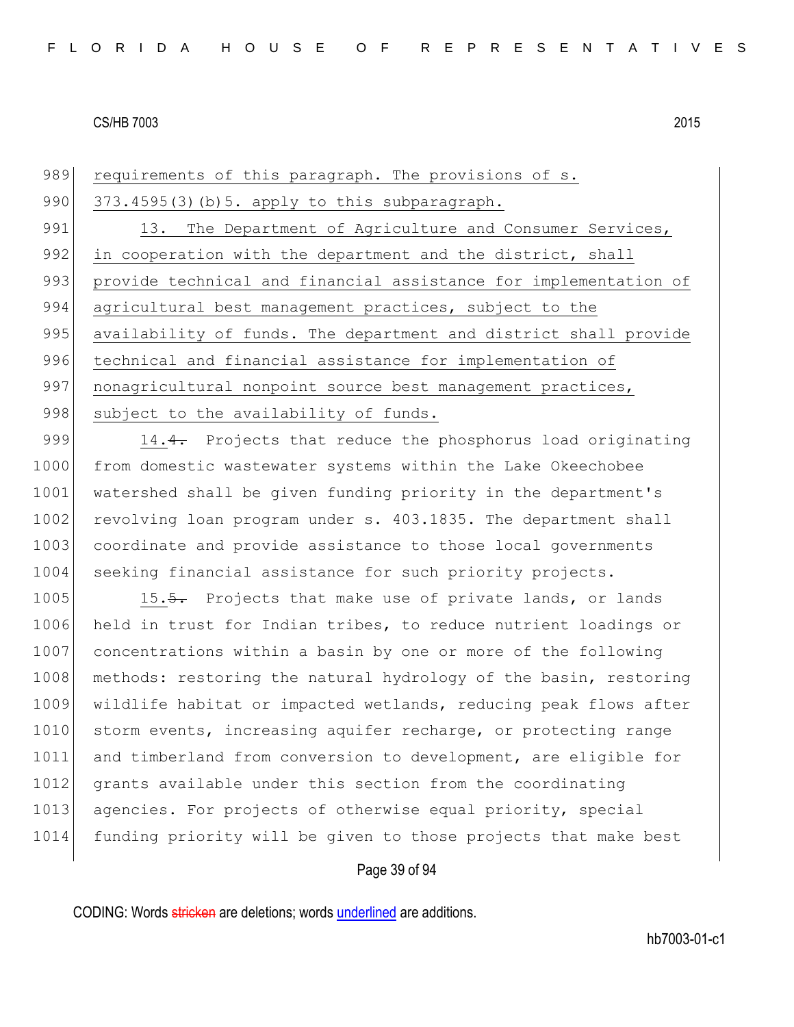requirements of this paragraph. The provisions of s. 373.4595(3)(b)5. apply to this subparagraph.

13. The Department of Agriculture and Consumer Services, in cooperation with the department and the district, shall provide technical and financial assistance for implementation of agricultural best management practices, subject to the availability of funds. The department and district shall provide technical and financial assistance for implementation of nonagricultural nonpoint source best management practices, subject to the availability of funds.

14.~~4.~~ Projects that reduce the phosphorus load originating from domestic wastewater systems within the Lake Okeechobee watershed shall be given funding priority in the department's revolving loan program under s. 403.1835. The department shall coordinate and provide assistance to those local governments seeking financial assistance for such priority projects.

15.~~5.~~ Projects that make use of private lands, or lands held in trust for Indian tribes, to reduce nutrient loadings or concentrations within a basin by one or more of the following methods: restoring the natural hydrology of the basin, restoring wildlife habitat or impacted wetlands, reducing peak flows after storm events, increasing aquifer recharge, or protecting range and timberland from conversion to development, are eligible for grants available under this section from the coordinating agencies. For projects of otherwise equal priority, special funding priority will be given to those projects that make best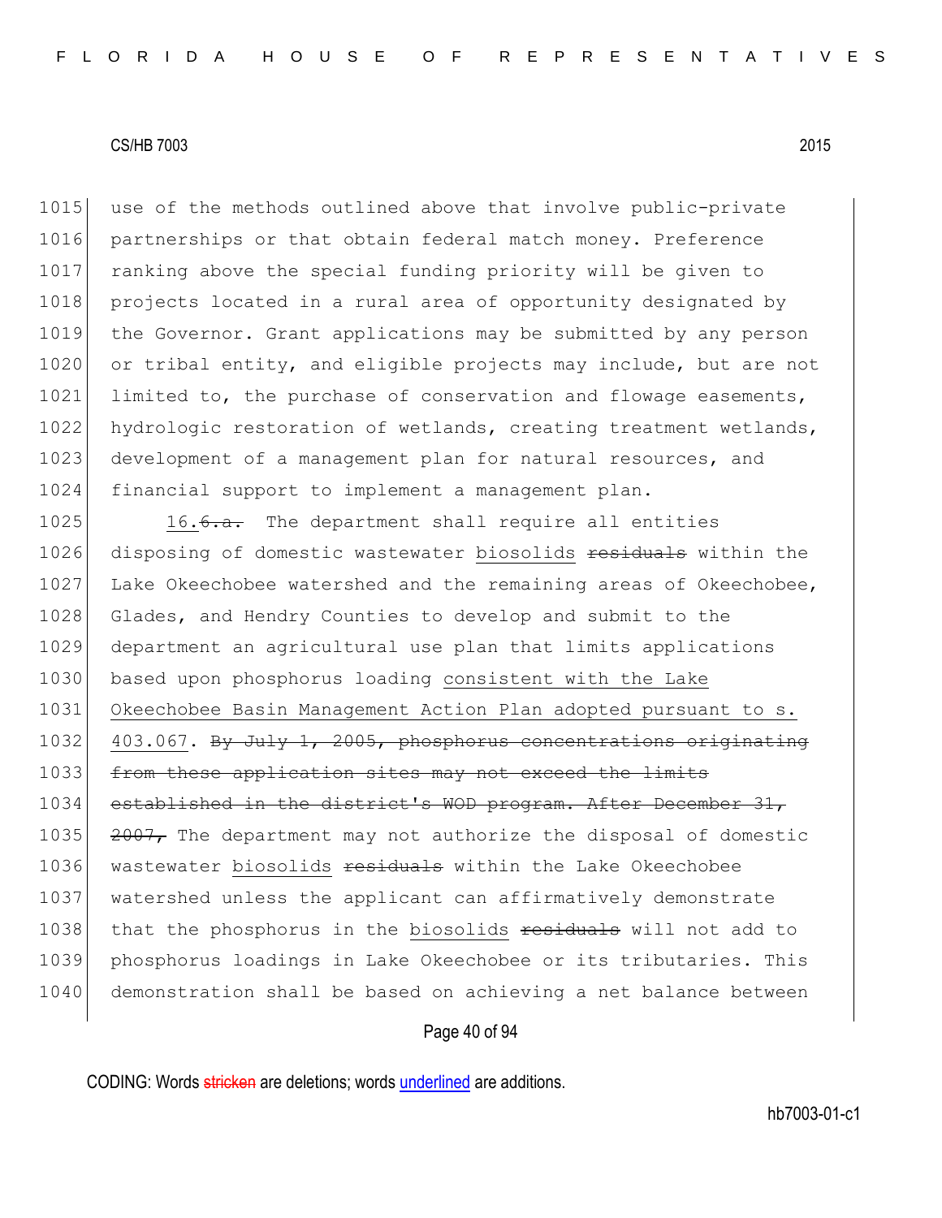use of the methods outlined above that involve public-private partnerships or that obtain federal match money. Preference ranking above the special funding priority will be given to projects located in a rural area of opportunity designated by the Governor. Grant applications may be submitted by any person or tribal entity, and eligible projects may include, but are not limited to, the purchase of conservation and flowage easements, hydrologic restoration of wetlands, creating treatment wetlands, development of a management plan for natural resources, and financial support to implement a management plan.

16.~~6.a.~~ The department shall require all entities disposing of domestic wastewater biosolids ~~residuals~~ within the Lake Okeechobee watershed and the remaining areas of Okeechobee, Glades, and Hendry Counties to develop and submit to the department an agricultural use plan that limits applications based upon phosphorus loading consistent with the Lake Okeechobee Basin Management Action Plan adopted pursuant to s. 403.067. ~~By July 1, 2005, phosphorus concentrations originating from these application sites may not exceed the limits established in the district's WOD program. After December 31, 2007,~~ The department may not authorize the disposal of domestic wastewater biosolids ~~residuals~~ within the Lake Okeechobee watershed unless the applicant can affirmatively demonstrate that the phosphorus in the biosolids ~~residuals~~ will not add to phosphorus loadings in Lake Okeechobee or its tributaries. This demonstration shall be based on achieving a net balance between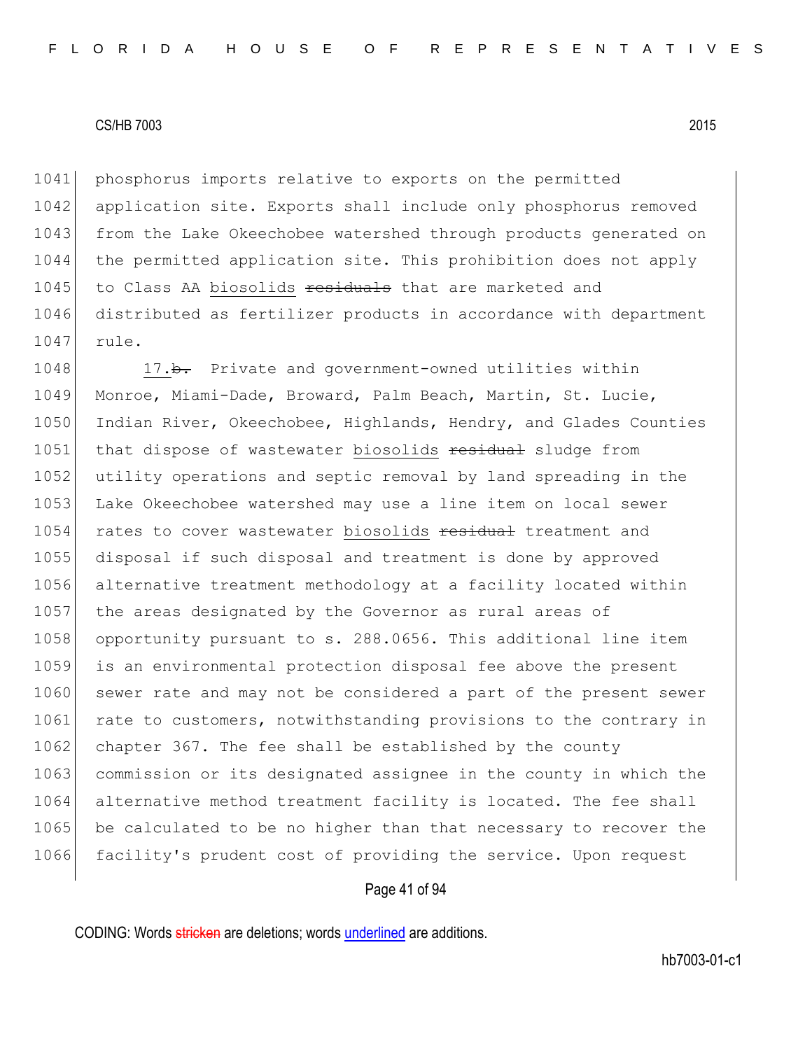phosphorus imports relative to exports on the permitted application site. Exports shall include only phosphorus removed from the Lake Okeechobee watershed through products generated on the permitted application site. This prohibition does not apply to Class AA biosolids ~~residuals~~ that are marketed and distributed as fertilizer products in accordance with department rule.

17.~~b.~~ Private and government-owned utilities within Monroe, Miami-Dade, Broward, Palm Beach, Martin, St. Lucie, Indian River, Okeechobee, Highlands, Hendry, and Glades Counties that dispose of wastewater biosolids ~~residual~~ sludge from utility operations and septic removal by land spreading in the Lake Okeechobee watershed may use a line item on local sewer rates to cover wastewater biosolids ~~residual~~ treatment and disposal if such disposal and treatment is done by approved alternative treatment methodology at a facility located within the areas designated by the Governor as rural areas of opportunity pursuant to s. 288.0656. This additional line item is an environmental protection disposal fee above the present sewer rate and may not be considered a part of the present sewer rate to customers, notwithstanding provisions to the contrary in chapter 367. The fee shall be established by the county commission or its designated assignee in the county in which the alternative method treatment facility is located. The fee shall be calculated to be no higher than that necessary to recover the facility's prudent cost of providing the service. Upon request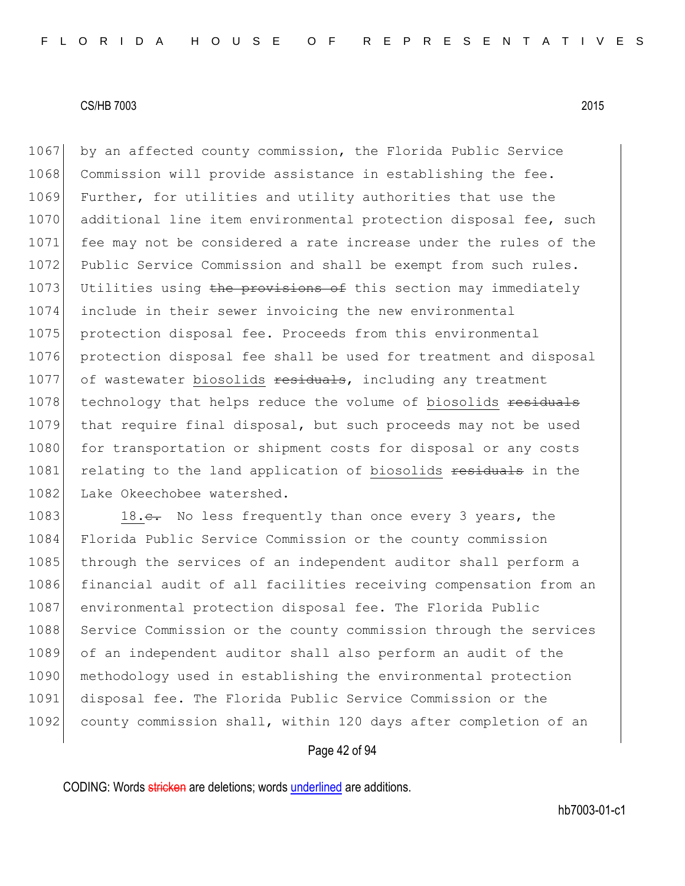by an affected county commission, the Florida Public Service Commission will provide assistance in establishing the fee. Further, for utilities and utility authorities that use the additional line item environmental protection disposal fee, such fee may not be considered a rate increase under the rules of the Public Service Commission and shall be exempt from such rules. Utilities using ~~the provisions of~~ this section may immediately include in their sewer invoicing the new environmental protection disposal fee. Proceeds from this environmental protection disposal fee shall be used for treatment and disposal of wastewater <u>biosolids</u> ~~residuals~~, including any treatment technology that helps reduce the volume of <u>biosolids</u> ~~residuals~~ that require final disposal, but such proceeds may not be used for transportation or shipment costs for disposal or any costs relating to the land application of <u>biosolids</u> ~~residuals~~ in the Lake Okeechobee watershed.

<u>18.</u>~~c.~~ No less frequently than once every 3 years, the Florida Public Service Commission or the county commission through the services of an independent auditor shall perform a financial audit of all facilities receiving compensation from an environmental protection disposal fee. The Florida Public Service Commission or the county commission through the services of an independent auditor shall also perform an audit of the methodology used in establishing the environmental protection disposal fee. The Florida Public Service Commission or the county commission shall, within 120 days after completion of an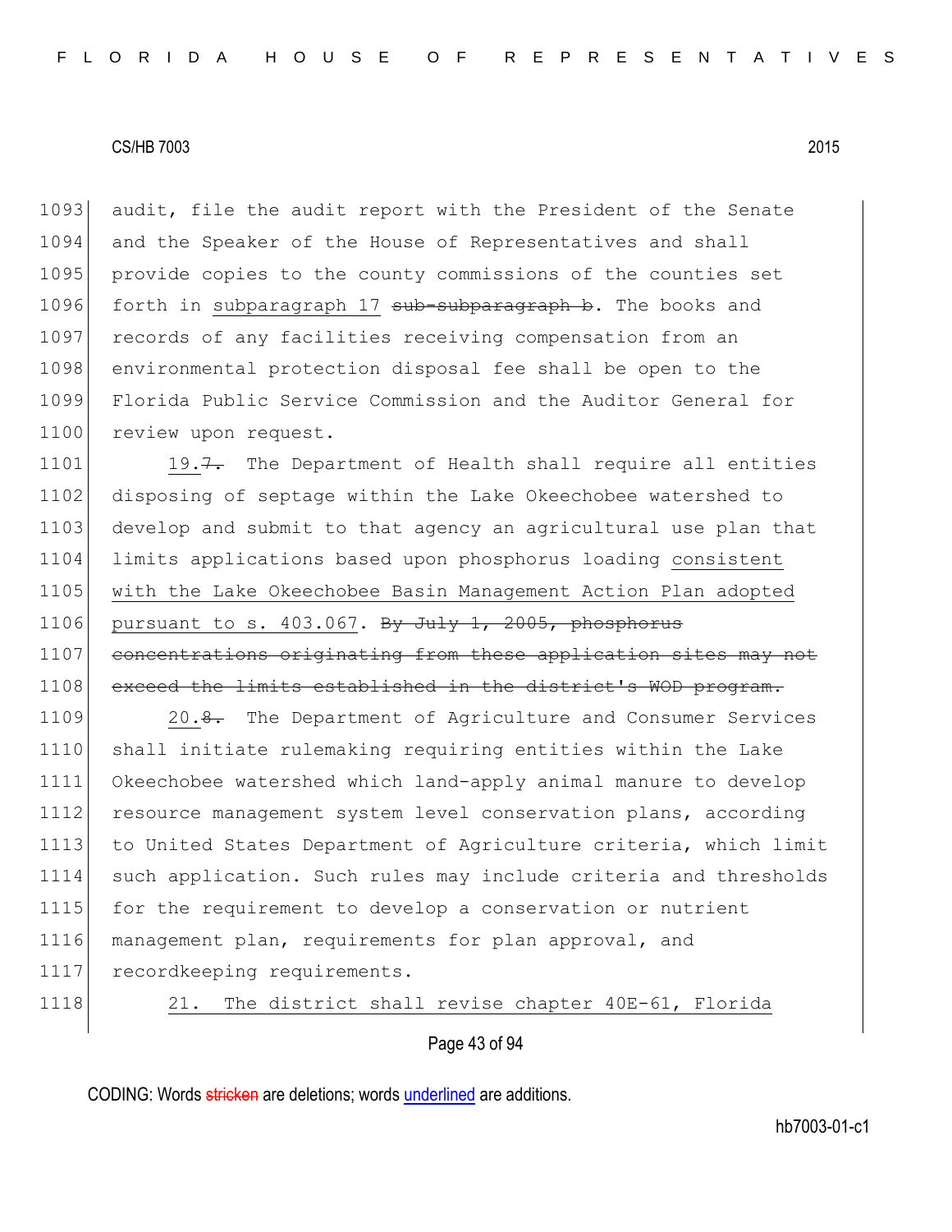audit, file the audit report with the President of the Senate and the Speaker of the House of Representatives and shall provide copies to the county commissions of the counties set forth in subparagraph 17 ~~sub-subparagraph b~~. The books and records of any facilities receiving compensation from an environmental protection disposal fee shall be open to the Florida Public Service Commission and the Auditor General for review upon request.

19.~~7.~~ The Department of Health shall require all entities disposing of septage within the Lake Okeechobee watershed to develop and submit to that agency an agricultural use plan that limits applications based upon phosphorus loading consistent with the Lake Okeechobee Basin Management Action Plan adopted pursuant to s. 403.067. ~~By July 1, 2005, phosphorus concentrations originating from these application sites may not exceed the limits established in the district's WOD program.~~

20.~~8.~~ The Department of Agriculture and Consumer Services shall initiate rulemaking requiring entities within the Lake Okeechobee watershed which land-apply animal manure to develop resource management system level conservation plans, according to United States Department of Agriculture criteria, which limit such application. Such rules may include criteria and thresholds for the requirement to develop a conservation or nutrient management plan, requirements for plan approval, and recordkeeping requirements.

21. The district shall revise chapter 40E-61, Florida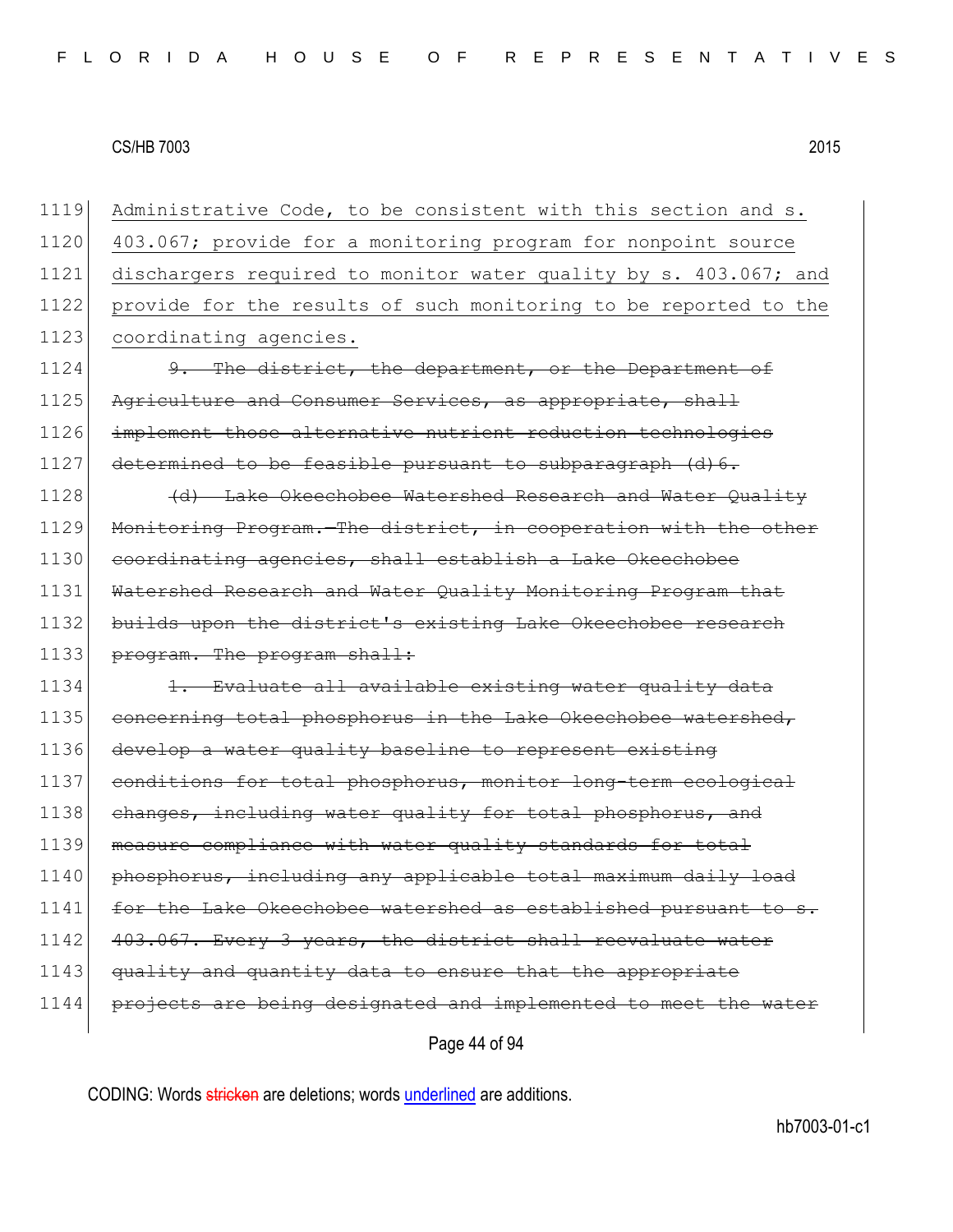1119 Administrative Code, to be consistent with this section and s.
1120 403.067; provide for a monitoring program for nonpoint source
1121 dischargers required to monitor water quality by s. 403.067; and
1122 provide for the results of such monitoring to be reported to the
1123 coordinating agencies.

1124 ~~9. The district, the department, or the Department of~~
1125 ~~Agriculture and Consumer Services, as appropriate, shall~~
1126 ~~implement those alternative nutrient reduction technologies~~
1127 ~~determined to be feasible pursuant to subparagraph (d)6.~~

1128 ~~(d) Lake Okeechobee Watershed Research and Water Quality~~
1129 ~~Monitoring Program.—The district, in cooperation with the other~~
1130 ~~coordinating agencies, shall establish a Lake Okeechobee~~
1131 ~~Watershed Research and Water Quality Monitoring Program that~~
1132 ~~builds upon the district's existing Lake Okeechobee research~~
1133 ~~program. The program shall:~~

1134 ~~1. Evaluate all available existing water quality data~~
1135 ~~concerning total phosphorus in the Lake Okeechobee watershed,~~
1136 ~~develop a water quality baseline to represent existing~~
1137 ~~conditions for total phosphorus, monitor long-term ecological~~
1138 ~~changes, including water quality for total phosphorus, and~~
1139 ~~measure compliance with water quality standards for total~~
1140 ~~phosphorus, including any applicable total maximum daily load~~
1141 ~~for the Lake Okeechobee watershed as established pursuant to s.~~
1142 ~~403.067. Every 3 years, the district shall reevaluate water~~
1143 ~~quality and quantity data to ensure that the appropriate~~
1144 ~~projects are being designated and implemented to meet the water~~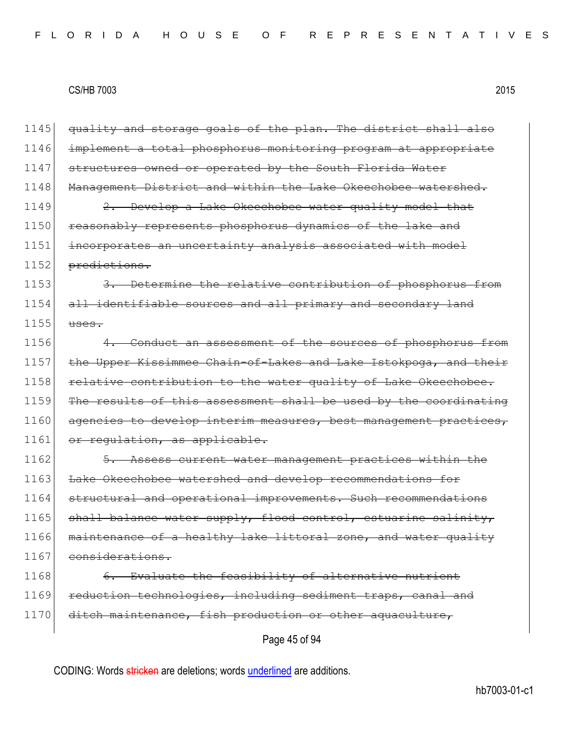1145 ~~quality and storage goals of the plan. The district shall also~~
1146 ~~implement a total phosphorus monitoring program at appropriate~~
1147 ~~structures owned or operated by the South Florida Water~~
1148 ~~Management District and within the Lake Okeechobee watershed.~~
1149 ~~2. Develop a Lake Okeechobee water quality model that~~
1150 ~~reasonably represents phosphorus dynamics of the lake and~~
1151 ~~incorporates an uncertainty analysis associated with model~~
1152 ~~predictions.~~
1153 ~~3. Determine the relative contribution of phosphorus from~~
1154 ~~all identifiable sources and all primary and secondary land~~
1155 ~~uses.~~
1156 ~~4. Conduct an assessment of the sources of phosphorus from~~
1157 ~~the Upper Kissimmee Chain-of-Lakes and Lake Istokpoga, and their~~
1158 ~~relative contribution to the water quality of Lake Okeechobee.~~
1159 ~~The results of this assessment shall be used by the coordinating~~
1160 ~~agencies to develop interim measures, best management practices,~~
1161 ~~or regulation, as applicable.~~
1162 ~~5. Assess current water management practices within the~~
1163 ~~Lake Okeechobee watershed and develop recommendations for~~
1164 ~~structural and operational improvements. Such recommendations~~
1165 ~~shall balance water supply, flood control, estuarine salinity,~~
1166 ~~maintenance of a healthy lake littoral zone, and water quality~~
1167 ~~considerations.~~
1168 ~~6. Evaluate the feasibility of alternative nutrient~~
1169 ~~reduction technologies, including sediment traps, canal and~~
1170 ~~ditch maintenance, fish production or other aquaculture,~~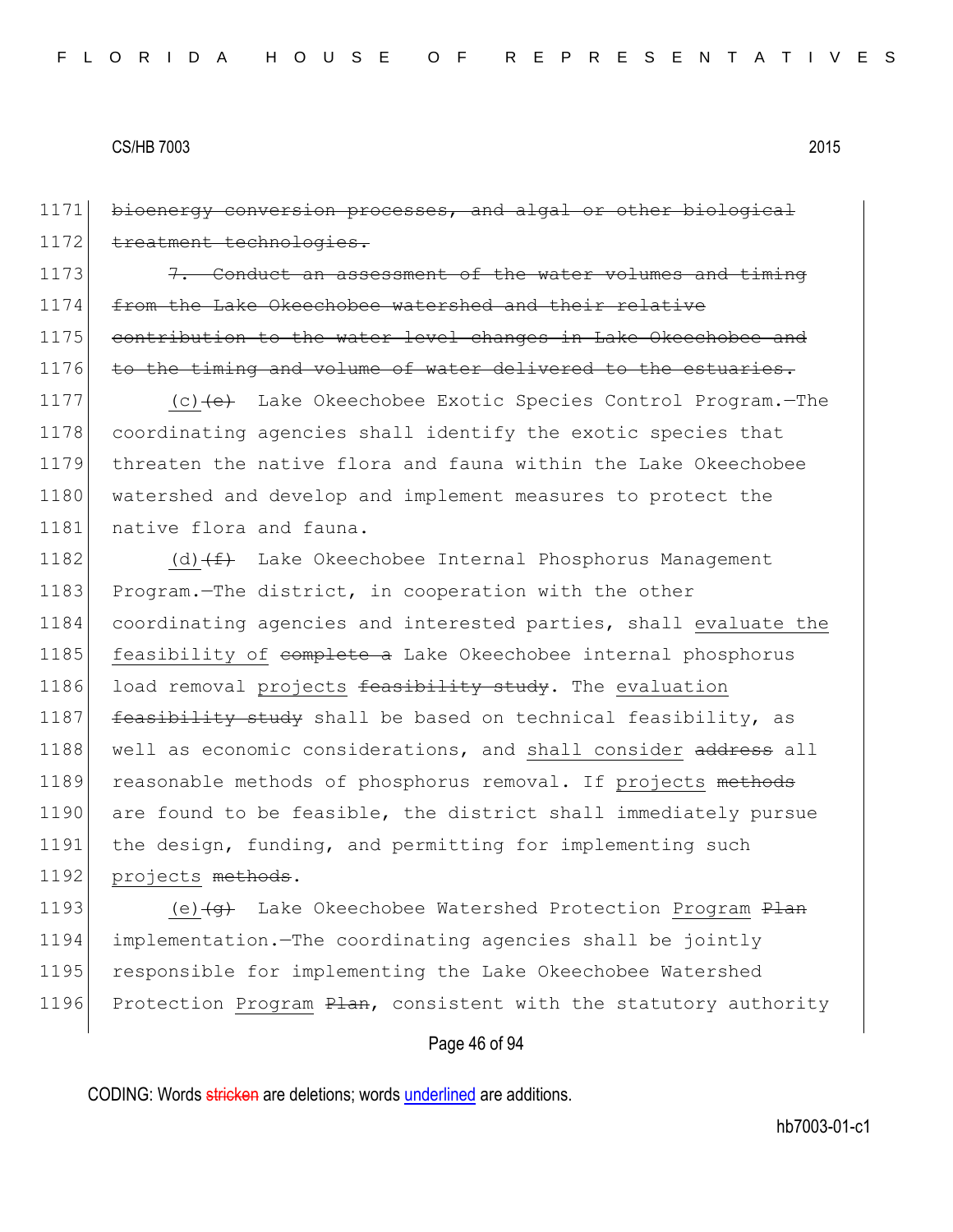1171 ~~bioenergy conversion processes, and algal or other biological~~
1172 ~~treatment technologies.~~

1173 ~~7. Conduct an assessment of the water volumes and timing~~
1174 ~~from the Lake Okeechobee watershed and their relative~~
1175 ~~contribution to the water level changes in Lake Okeechobee and~~
1176 ~~to the timing and volume of water delivered to the estuaries.~~

1177 (c)~~(e)~~ Lake Okeechobee Exotic Species Control Program.—The
1178 coordinating agencies shall identify the exotic species that
1179 threaten the native flora and fauna within the Lake Okeechobee
1180 watershed and develop and implement measures to protect the
1181 native flora and fauna.

1182 (d)~~(f)~~ Lake Okeechobee Internal Phosphorus Management
1183 Program.—The district, in cooperation with the other
1184 coordinating agencies and interested parties, shall <u>evaluate the</u>
1185 <u>feasibility of</u> ~~complete a~~ Lake Okeechobee internal phosphorus
1186 load removal <u>projects</u> ~~feasibility study~~. The <u>evaluation</u>
1187 ~~feasibility study~~ shall be based on technical feasibility, as
1188 well as economic considerations, and <u>shall consider</u> ~~address~~ all
1189 reasonable methods of phosphorus removal. If <u>projects</u> ~~methods~~
1190 are found to be feasible, the district shall immediately pursue
1191 the design, funding, and permitting for implementing such
1192 <u>projects</u> ~~methods~~.

1193 (e)~~(g)~~ Lake Okeechobee Watershed Protection <u>Program</u> ~~Plan~~
1194 implementation.—The coordinating agencies shall be jointly
1195 responsible for implementing the Lake Okeechobee Watershed
1196 Protection <u>Program</u> ~~Plan~~, consistent with the statutory authority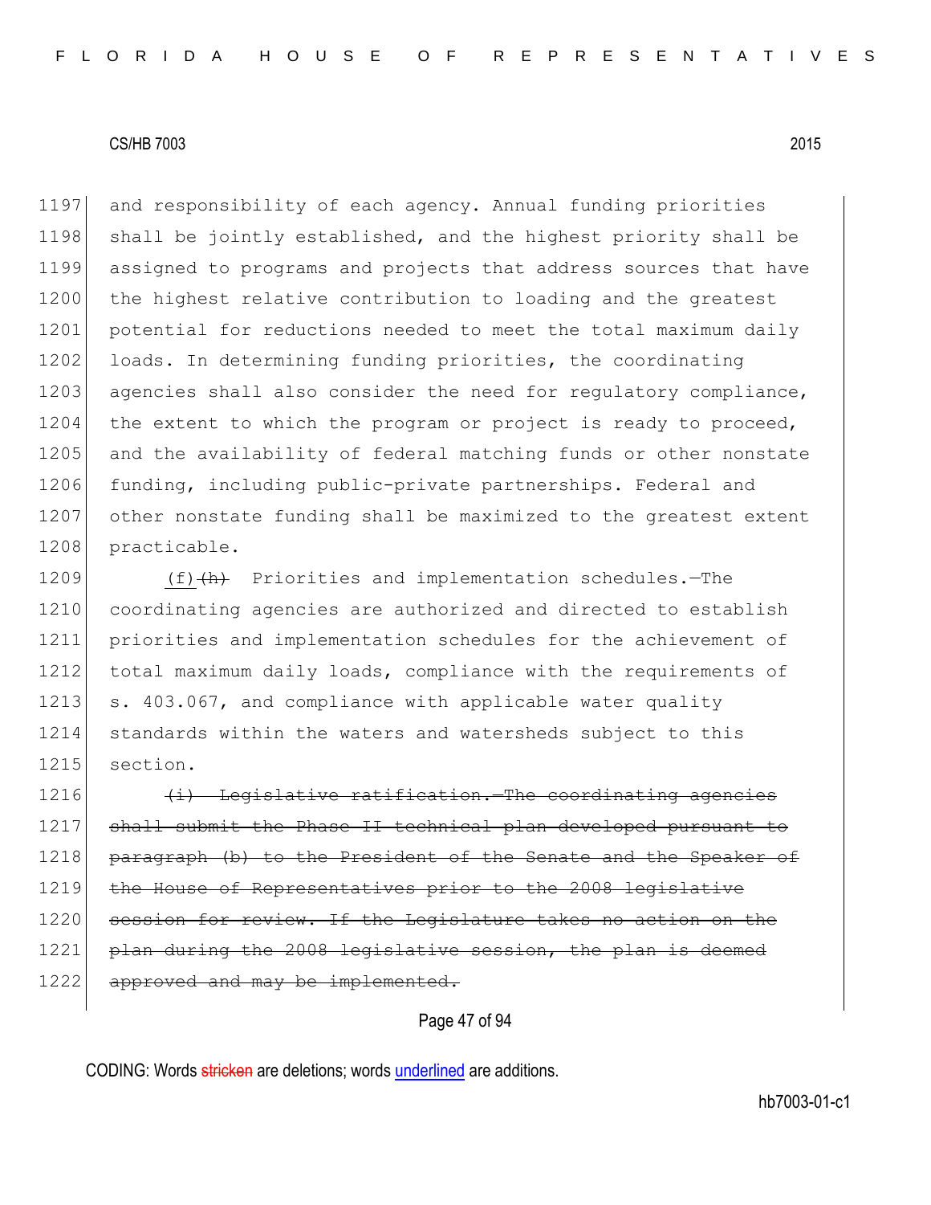and responsibility of each agency. Annual funding priorities shall be jointly established, and the highest priority shall be assigned to programs and projects that address sources that have the highest relative contribution to loading and the greatest potential for reductions needed to meet the total maximum daily loads. In determining funding priorities, the coordinating agencies shall also consider the need for regulatory compliance, the extent to which the program or project is ready to proceed, and the availability of federal matching funds or other nonstate funding, including public-private partnerships. Federal and other nonstate funding shall be maximized to the greatest extent practicable.

<u>(f)</u>~~(h)~~ Priorities and implementation schedules.—The coordinating agencies are authorized and directed to establish priorities and implementation schedules for the achievement of total maximum daily loads, compliance with the requirements of s. 403.067, and compliance with applicable water quality standards within the waters and watersheds subject to this section.

~~(i) Legislative ratification.—The coordinating agencies shall submit the Phase II technical plan developed pursuant to paragraph (b) to the President of the Senate and the Speaker of the House of Representatives prior to the 2008 legislative session for review. If the Legislature takes no action on the plan during the 2008 legislative session, the plan is deemed approved and may be implemented.~~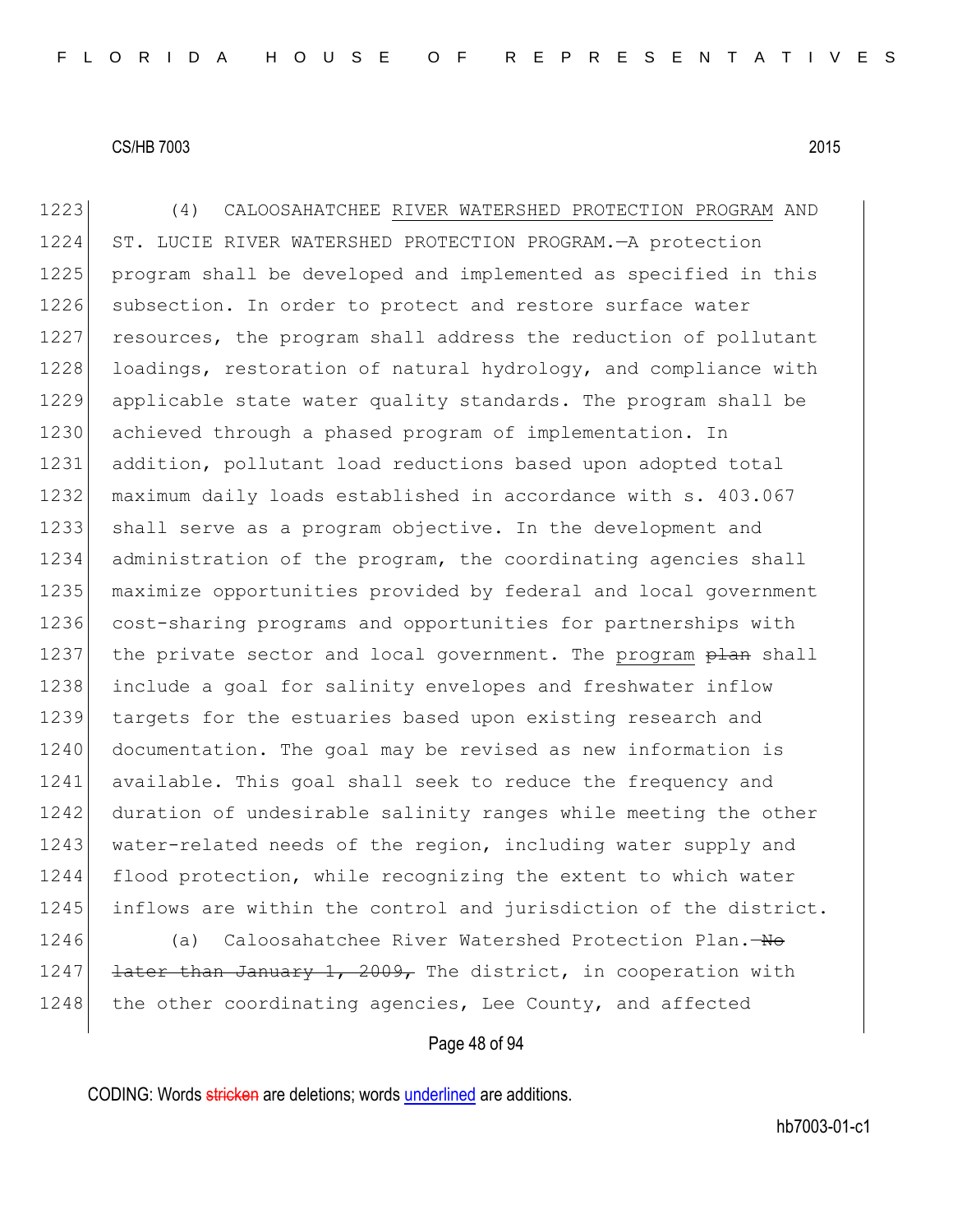(4) CALOOSAHATCHEE <u>RIVER WATERSHED PROTECTION PROGRAM</u> AND ST. LUCIE RIVER WATERSHED PROTECTION PROGRAM.—A protection program shall be developed and implemented as specified in this subsection. In order to protect and restore surface water resources, the program shall address the reduction of pollutant loadings, restoration of natural hydrology, and compliance with applicable state water quality standards. The program shall be achieved through a phased program of implementation. In addition, pollutant load reductions based upon adopted total maximum daily loads established in accordance with s. 403.067 shall serve as a program objective. In the development and administration of the program, the coordinating agencies shall maximize opportunities provided by federal and local government cost-sharing programs and opportunities for partnerships with the private sector and local government. The <u>program</u> ~~plan~~ shall include a goal for salinity envelopes and freshwater inflow targets for the estuaries based upon existing research and documentation. The goal may be revised as new information is available. This goal shall seek to reduce the frequency and duration of undesirable salinity ranges while meeting the other water-related needs of the region, including water supply and flood protection, while recognizing the extent to which water inflows are within the control and jurisdiction of the district.

(a) Caloosahatchee River Watershed Protection Plan.~~—No later than January 1, 2009,~~ The district, in cooperation with the other coordinating agencies, Lee County, and affected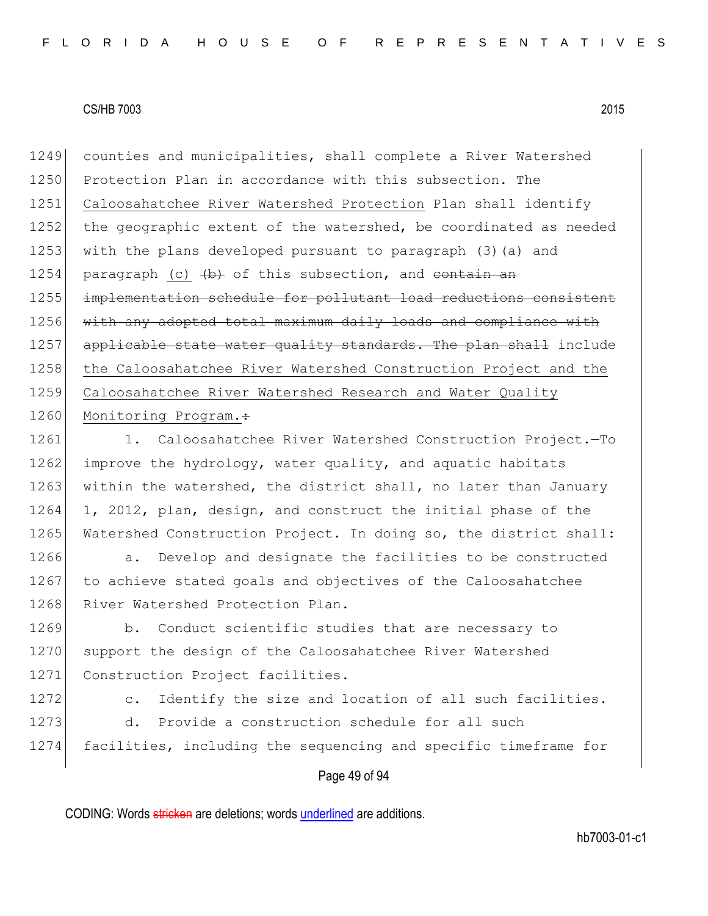counties and municipalities, shall complete a River Watershed Protection Plan in accordance with this subsection. The <u>Caloosahatchee River Watershed Protection</u> Plan shall identify the geographic extent of the watershed, be coordinated as needed with the plans developed pursuant to paragraph (3)(a) and paragraph <u>(c)</u> ~~(b)~~ of this subsection, and ~~contain an implementation schedule for pollutant load reductions consistent with any adopted total maximum daily loads and compliance with applicable state water quality standards. The plan shall~~ include <u>the Caloosahatchee River Watershed Construction Project and the Caloosahatchee River Watershed Research and Water Quality Monitoring Program.</u>~~:~~

1. Caloosahatchee River Watershed Construction Project.—To improve the hydrology, water quality, and aquatic habitats within the watershed, the district shall, no later than January 1, 2012, plan, design, and construct the initial phase of the Watershed Construction Project. In doing so, the district shall:

a. Develop and designate the facilities to be constructed to achieve stated goals and objectives of the Caloosahatchee River Watershed Protection Plan.

b. Conduct scientific studies that are necessary to support the design of the Caloosahatchee River Watershed Construction Project facilities.

c. Identify the size and location of all such facilities.

d. Provide a construction schedule for all such facilities, including the sequencing and specific timeframe for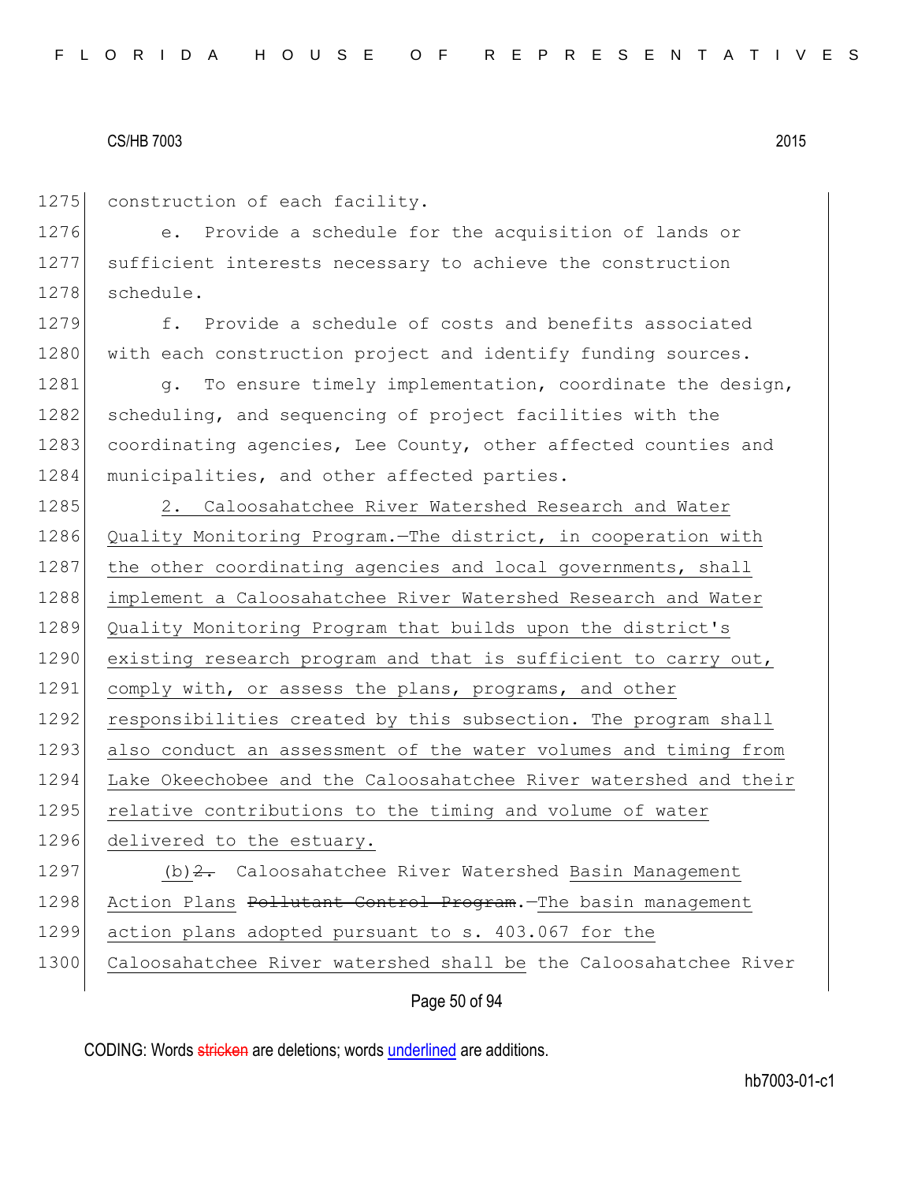construction of each facility.

e. Provide a schedule for the acquisition of lands or sufficient interests necessary to achieve the construction schedule.

f. Provide a schedule of costs and benefits associated with each construction project and identify funding sources.

g. To ensure timely implementation, coordinate the design, scheduling, and sequencing of project facilities with the coordinating agencies, Lee County, other affected counties and municipalities, and other affected parties.

2. Caloosahatchee River Watershed Research and Water Quality Monitoring Program.—The district, in cooperation with the other coordinating agencies and local governments, shall implement a Caloosahatchee River Watershed Research and Water Quality Monitoring Program that builds upon the district's existing research program and that is sufficient to carry out, comply with, or assess the plans, programs, and other responsibilities created by this subsection. The program shall also conduct an assessment of the water volumes and timing from Lake Okeechobee and the Caloosahatchee River watershed and their relative contributions to the timing and volume of water delivered to the estuary.

(b)~~2.~~ Caloosahatchee River Watershed Basin Management Action Plans ~~Pollutant Control Program~~.—The basin management action plans adopted pursuant to s. 403.067 for the Caloosahatchee River watershed shall be the Caloosahatchee River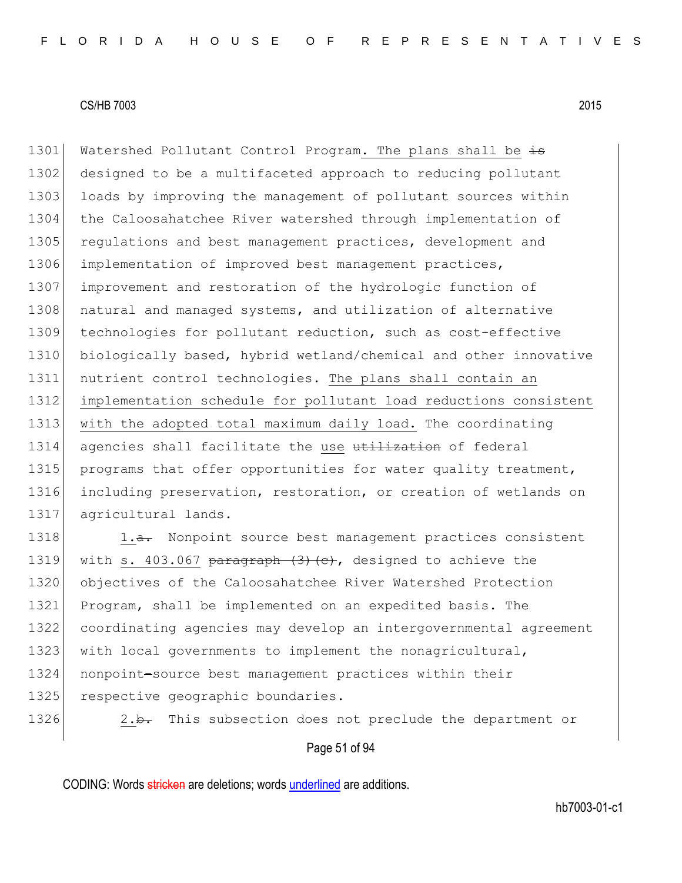1301 Watershed Pollutant Control Program. The plans shall be ~~is~~
1302 designed to be a multifaceted approach to reducing pollutant
1303 loads by improving the management of pollutant sources within
1304 the Caloosahatchee River watershed through implementation of
1305 regulations and best management practices, development and
1306 implementation of improved best management practices,
1307 improvement and restoration of the hydrologic function of
1308 natural and managed systems, and utilization of alternative
1309 technologies for pollutant reduction, such as cost-effective
1310 biologically based, hybrid wetland/chemical and other innovative
1311 nutrient control technologies. The plans shall contain an
1312 implementation schedule for pollutant load reductions consistent
1313 with the adopted total maximum daily load. The coordinating
1314 agencies shall facilitate the use ~~utilization~~ of federal
1315 programs that offer opportunities for water quality treatment,
1316 including preservation, restoration, or creation of wetlands on
1317 agricultural lands.

1318 1.~~a.~~ Nonpoint source best management practices consistent
1319 with s. 403.067 ~~paragraph (3)(c)~~, designed to achieve the
1320 objectives of the Caloosahatchee River Watershed Protection
1321 Program, shall be implemented on an expedited basis. The
1322 coordinating agencies may develop an intergovernmental agreement
1323 with local governments to implement the nonagricultural,
1324 nonpoint~~-~~source best management practices within their
1325 respective geographic boundaries.

1326 2.~~b.~~ This subsection does not preclude the department or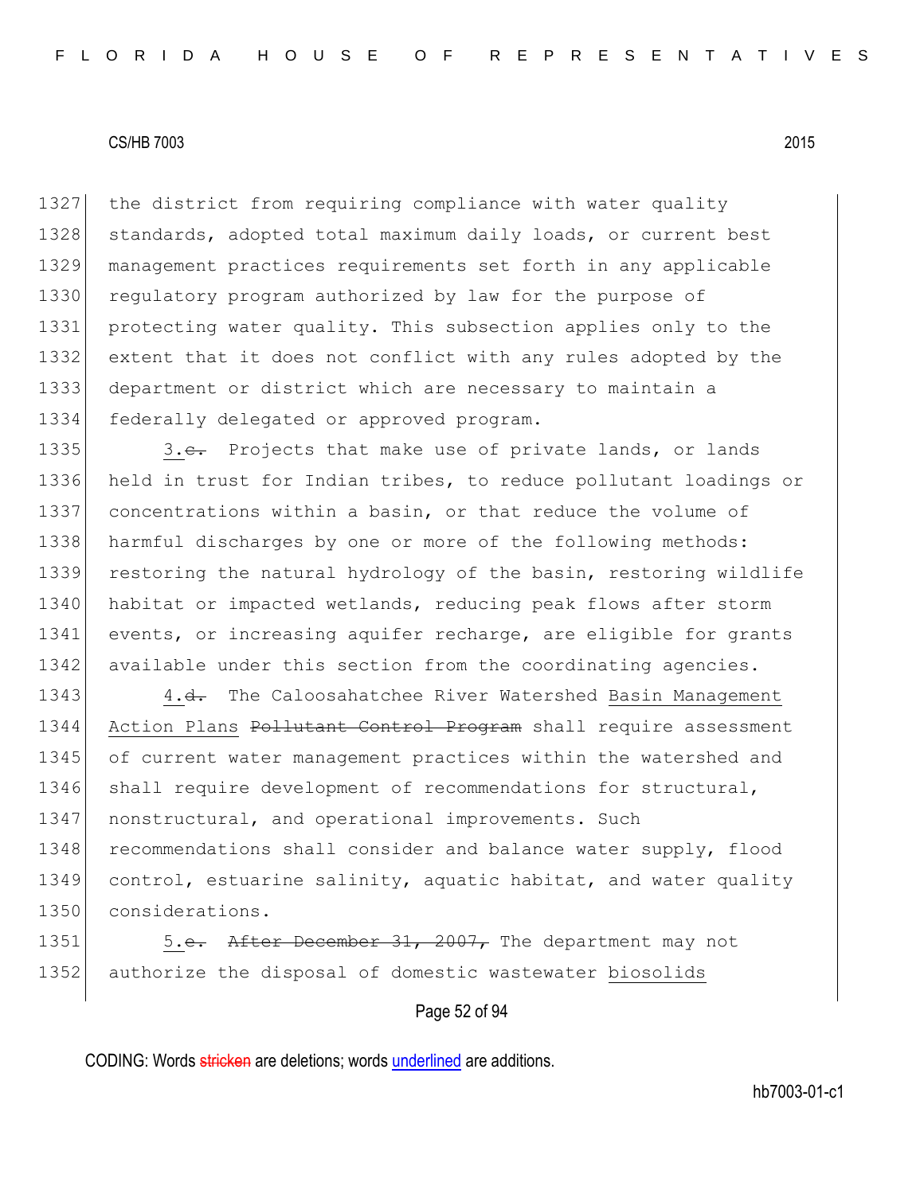1327 the district from requiring compliance with water quality
1328 standards, adopted total maximum daily loads, or current best
1329 management practices requirements set forth in any applicable
1330 regulatory program authorized by law for the purpose of
1331 protecting water quality. This subsection applies only to the
1332 extent that it does not conflict with any rules adopted by the
1333 department or district which are necessary to maintain a
1334 federally delegated or approved program.

1335 3.~~c.~~ Projects that make use of private lands, or lands
1336 held in trust for Indian tribes, to reduce pollutant loadings or
1337 concentrations within a basin, or that reduce the volume of
1338 harmful discharges by one or more of the following methods:
1339 restoring the natural hydrology of the basin, restoring wildlife
1340 habitat or impacted wetlands, reducing peak flows after storm
1341 events, or increasing aquifer recharge, are eligible for grants
1342 available under this section from the coordinating agencies.

1343 4.~~d.~~ The Caloosahatchee River Watershed Basin Management
1344 Action Plans ~~Pollutant Control Program~~ shall require assessment
1345 of current water management practices within the watershed and
1346 shall require development of recommendations for structural,
1347 nonstructural, and operational improvements. Such
1348 recommendations shall consider and balance water supply, flood
1349 control, estuarine salinity, aquatic habitat, and water quality
1350 considerations.

1351 5.~~e.~~ ~~After December 31, 2007,~~ The department may not
1352 authorize the disposal of domestic wastewater biosolids

CODING: Words ~~stricken~~ are deletions; words underlined are additions.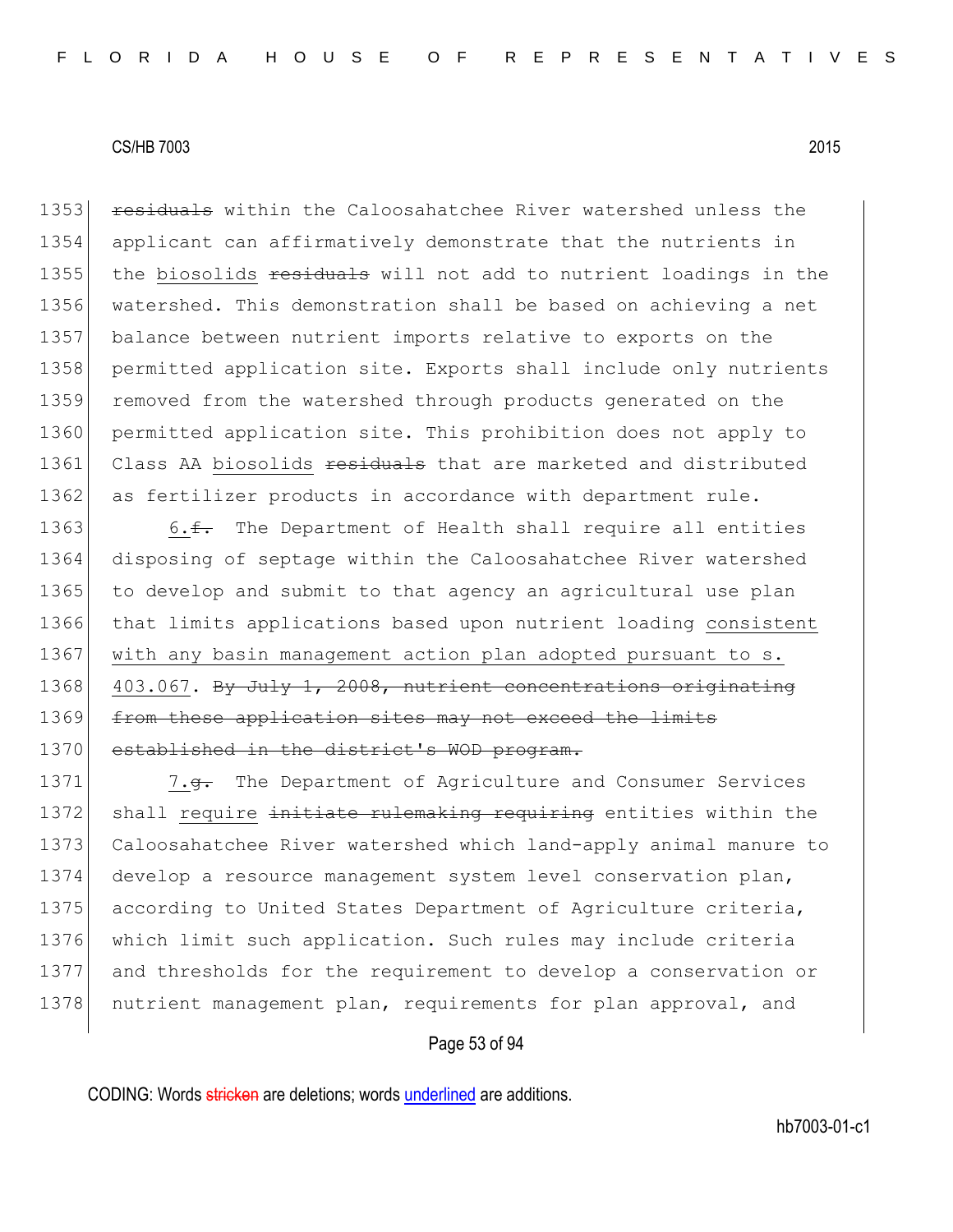~~residuals~~ within the Caloosahatchee River watershed unless the applicant can affirmatively demonstrate that the nutrients in the <u>biosolids</u> ~~residuals~~ will not add to nutrient loadings in the watershed. This demonstration shall be based on achieving a net balance between nutrient imports relative to exports on the permitted application site. Exports shall include only nutrients removed from the watershed through products generated on the permitted application site. This prohibition does not apply to Class AA <u>biosolids</u> ~~residuals~~ that are marketed and distributed as fertilizer products in accordance with department rule.

<u>6.</u>~~f.~~ The Department of Health shall require all entities disposing of septage within the Caloosahatchee River watershed to develop and submit to that agency an agricultural use plan that limits applications based upon nutrient loading <u>consistent with any basin management action plan adopted pursuant to s. 403.067</u>. ~~By July 1, 2008, nutrient concentrations originating from these application sites may not exceed the limits established in the district's WOD program.~~

<u>7.</u>~~g.~~ The Department of Agriculture and Consumer Services shall <u>require</u> ~~initiate rulemaking requiring~~ entities within the Caloosahatchee River watershed which land-apply animal manure to develop a resource management system level conservation plan, according to United States Department of Agriculture criteria, which limit such application. Such rules may include criteria and thresholds for the requirement to develop a conservation or nutrient management plan, requirements for plan approval, and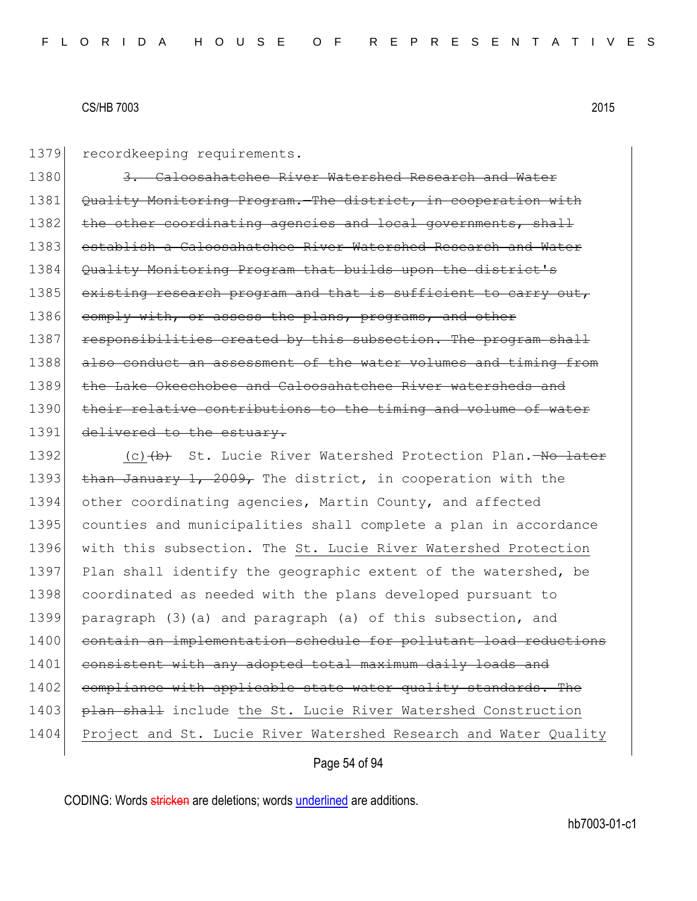1379 recordkeeping requirements.

1380 ~~3. Caloosahatchee River Watershed Research and Water~~
1381 ~~Quality Monitoring Program.—The district, in cooperation with~~
1382 ~~the other coordinating agencies and local governments, shall~~
1383 ~~establish a Caloosahatchee River Watershed Research and Water~~
1384 ~~Quality Monitoring Program that builds upon the district's~~
1385 ~~existing research program and that is sufficient to carry out,~~
1386 ~~comply with, or assess the plans, programs, and other~~
1387 ~~responsibilities created by this subsection. The program shall~~
1388 ~~also conduct an assessment of the water volumes and timing from~~
1389 ~~the Lake Okeechobee and Caloosahatchee River watersheds and~~
1390 ~~their relative contributions to the timing and volume of water~~
1391 ~~delivered to the estuary.~~

1392 <u>(c)</u>~~(b)~~ St. Lucie River Watershed Protection Plan.~~—No later~~
1393 ~~than January 1, 2009,~~ The district, in cooperation with the
1394 other coordinating agencies, Martin County, and affected
1395 counties and municipalities shall complete a plan in accordance
1396 with this subsection. The <u>St. Lucie River Watershed Protection</u>
1397 Plan shall identify the geographic extent of the watershed, be
1398 coordinated as needed with the plans developed pursuant to
1399 paragraph (3)(a) and paragraph (a) of this subsection, and
1400 ~~contain an implementation schedule for pollutant load reductions~~
1401 ~~consistent with any adopted total maximum daily loads and~~
1402 ~~compliance with applicable state water quality standards. The~~
1403 ~~plan shall~~ include <u>the St. Lucie River Watershed Construction</u>
1404 <u>Project and St. Lucie River Watershed Research and Water Quality</u>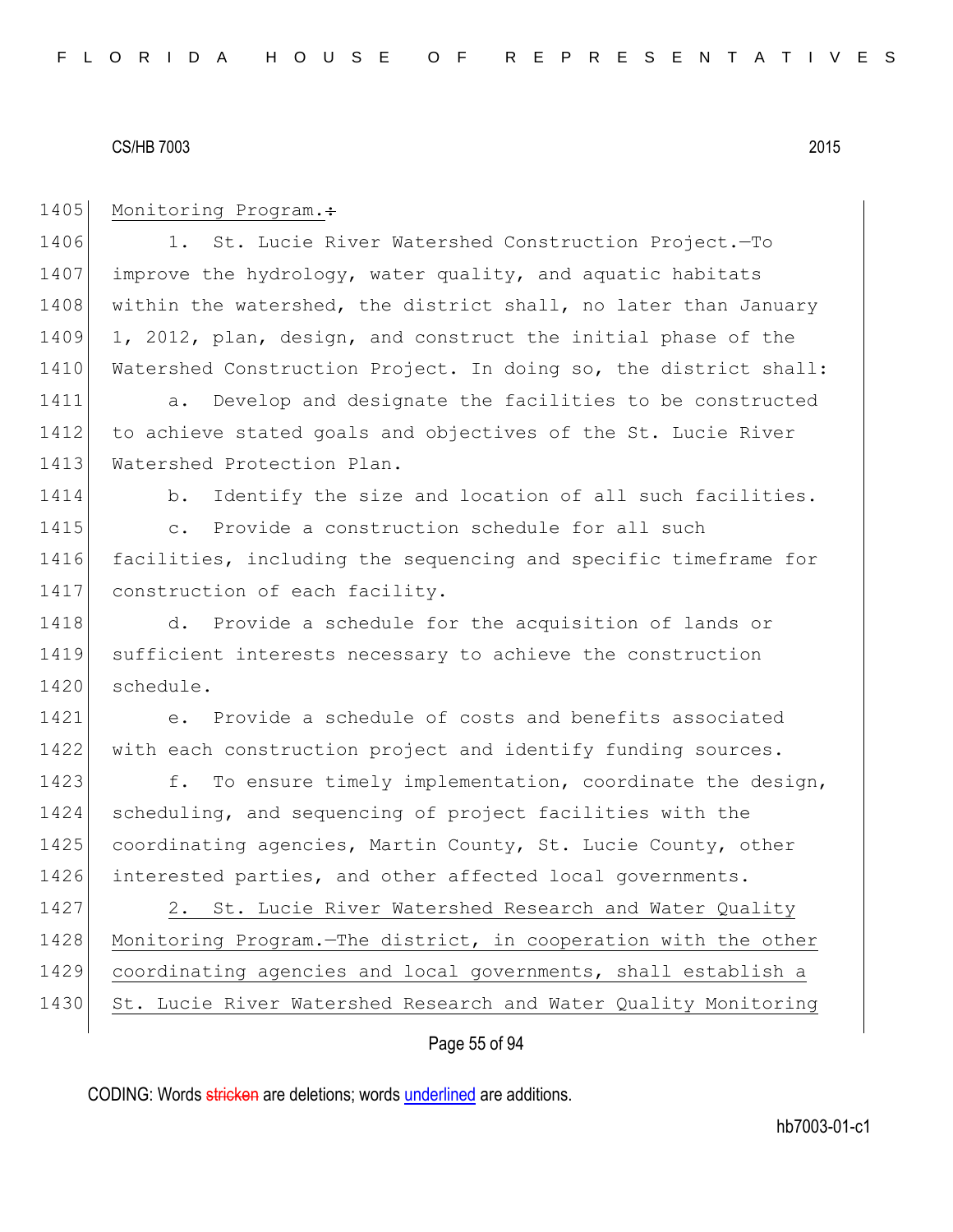1405 Monitoring Program.~~:~~

1406 1. St. Lucie River Watershed Construction Project.—To
1407 improve the hydrology, water quality, and aquatic habitats
1408 within the watershed, the district shall, no later than January
1409 1, 2012, plan, design, and construct the initial phase of the
1410 Watershed Construction Project. In doing so, the district shall:

1411 a. Develop and designate the facilities to be constructed
1412 to achieve stated goals and objectives of the St. Lucie River
1413 Watershed Protection Plan.

1414 b. Identify the size and location of all such facilities.

1415 c. Provide a construction schedule for all such
1416 facilities, including the sequencing and specific timeframe for
1417 construction of each facility.

1418 d. Provide a schedule for the acquisition of lands or
1419 sufficient interests necessary to achieve the construction
1420 schedule.

1421 e. Provide a schedule of costs and benefits associated
1422 with each construction project and identify funding sources.

1423 f. To ensure timely implementation, coordinate the design,
1424 scheduling, and sequencing of project facilities with the
1425 coordinating agencies, Martin County, St. Lucie County, other
1426 interested parties, and other affected local governments.

1427 2. St. Lucie River Watershed Research and Water Quality
1428 Monitoring Program.—The district, in cooperation with the other
1429 coordinating agencies and local governments, shall establish a
1430 St. Lucie River Watershed Research and Water Quality Monitoring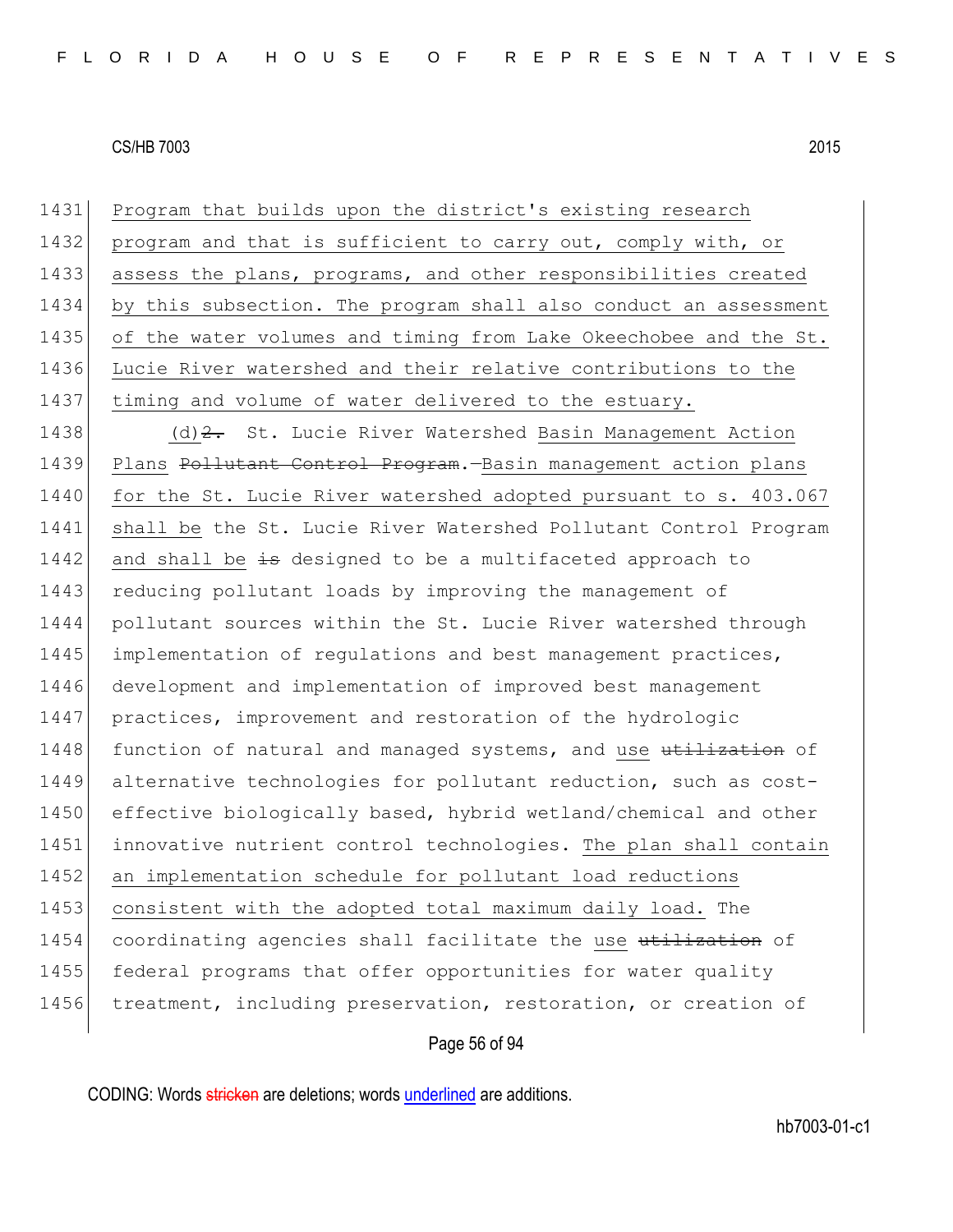Program that builds upon the district's existing research program and that is sufficient to carry out, comply with, or assess the plans, programs, and other responsibilities created by this subsection. The program shall also conduct an assessment of the water volumes and timing from Lake Okeechobee and the St. Lucie River watershed and their relative contributions to the timing and volume of water delivered to the estuary.

(d) ~~2.~~ St. Lucie River Watershed Basin Management Action Plans ~~Pollutant Control Program~~.—Basin management action plans for the St. Lucie River watershed adopted pursuant to s. 403.067 shall be the St. Lucie River Watershed Pollutant Control Program and shall be ~~is~~ designed to be a multifaceted approach to reducing pollutant loads by improving the management of pollutant sources within the St. Lucie River watershed through implementation of regulations and best management practices, development and implementation of improved best management practices, improvement and restoration of the hydrologic function of natural and managed systems, and use ~~utilization~~ of alternative technologies for pollutant reduction, such as cost-effective biologically based, hybrid wetland/chemical and other innovative nutrient control technologies. The plan shall contain an implementation schedule for pollutant load reductions consistent with the adopted total maximum daily load. The coordinating agencies shall facilitate the use ~~utilization~~ of federal programs that offer opportunities for water quality treatment, including preservation, restoration, or creation of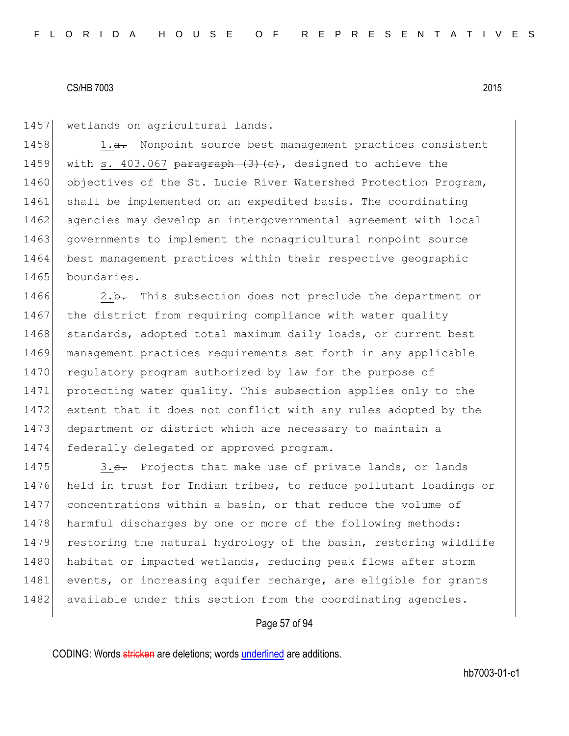wetlands on agricultural lands.

1.~~a.~~ Nonpoint source best management practices consistent with <u>s. 403.067</u> ~~paragraph (3)(c)~~, designed to achieve the objectives of the St. Lucie River Watershed Protection Program, shall be implemented on an expedited basis. The coordinating agencies may develop an intergovernmental agreement with local governments to implement the nonagricultural nonpoint source best management practices within their respective geographic boundaries.

2.~~b.~~ This subsection does not preclude the department or the district from requiring compliance with water quality standards, adopted total maximum daily loads, or current best management practices requirements set forth in any applicable regulatory program authorized by law for the purpose of protecting water quality. This subsection applies only to the extent that it does not conflict with any rules adopted by the department or district which are necessary to maintain a federally delegated or approved program.

3.~~c.~~ Projects that make use of private lands, or lands held in trust for Indian tribes, to reduce pollutant loadings or concentrations within a basin, or that reduce the volume of harmful discharges by one or more of the following methods: restoring the natural hydrology of the basin, restoring wildlife habitat or impacted wetlands, reducing peak flows after storm events, or increasing aquifer recharge, are eligible for grants available under this section from the coordinating agencies.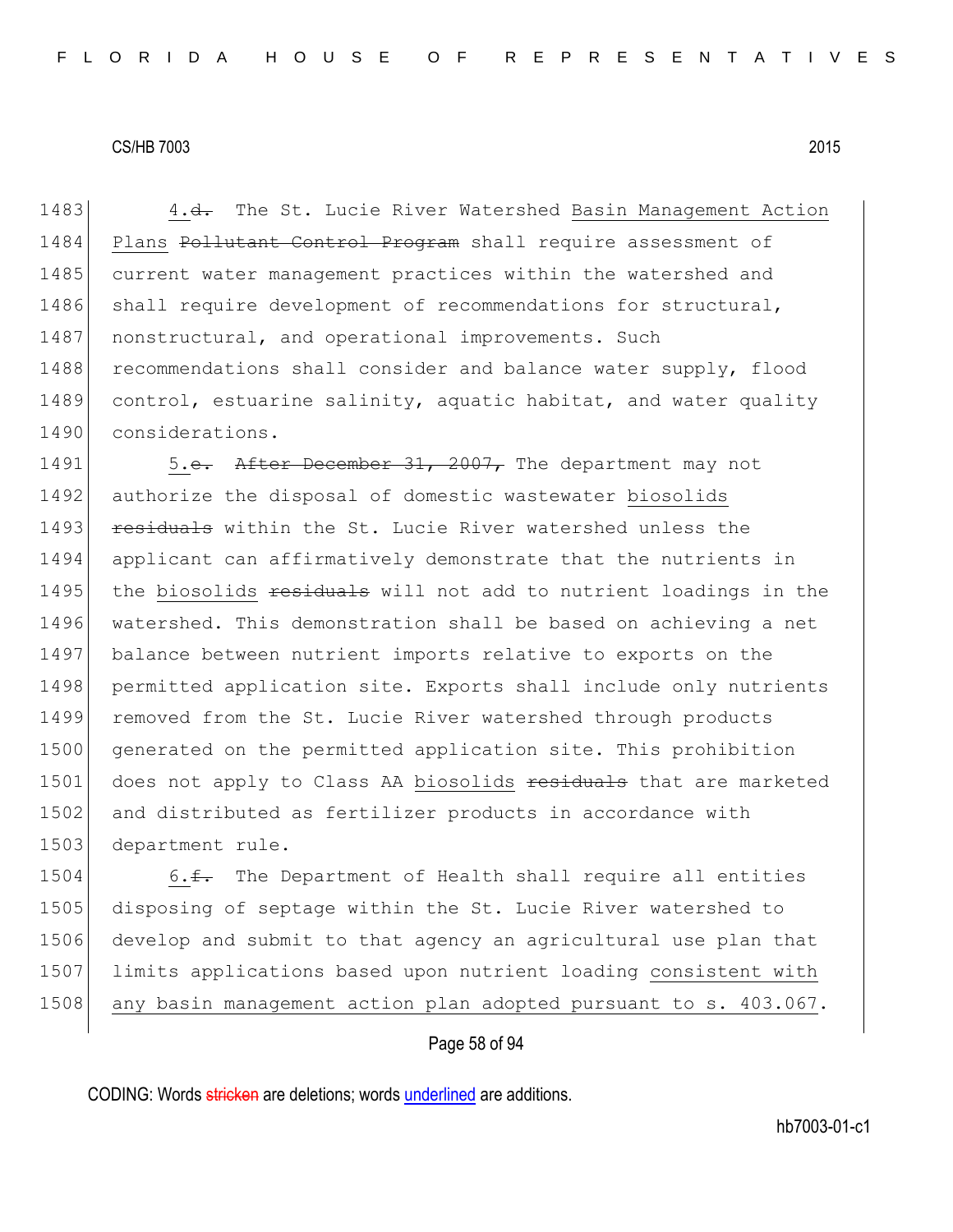1483 4.~~d.~~ The St. Lucie River Watershed <u>Basin Management Action</u>
1484 <u>Plans</u> ~~Pollutant Control Program~~ shall require assessment of
1485 current water management practices within the watershed and
1486 shall require development of recommendations for structural,
1487 nonstructural, and operational improvements. Such
1488 recommendations shall consider and balance water supply, flood
1489 control, estuarine salinity, aquatic habitat, and water quality
1490 considerations.

1491 5.~~e.~~ ~~After December 31, 2007,~~ The department may not
1492 authorize the disposal of domestic wastewater <u>biosolids</u>
1493 ~~residuals~~ within the St. Lucie River watershed unless the
1494 applicant can affirmatively demonstrate that the nutrients in
1495 the <u>biosolids</u> ~~residuals~~ will not add to nutrient loadings in the
1496 watershed. This demonstration shall be based on achieving a net
1497 balance between nutrient imports relative to exports on the
1498 permitted application site. Exports shall include only nutrients
1499 removed from the St. Lucie River watershed through products
1500 generated on the permitted application site. This prohibition
1501 does not apply to Class AA <u>biosolids</u> ~~residuals~~ that are marketed
1502 and distributed as fertilizer products in accordance with
1503 department rule.

1504 6.~~f.~~ The Department of Health shall require all entities
1505 disposing of septage within the St. Lucie River watershed to
1506 develop and submit to that agency an agricultural use plan that
1507 limits applications based upon nutrient loading <u>consistent with</u>
1508 <u>any basin management action plan adopted pursuant to s. 403.067</u>.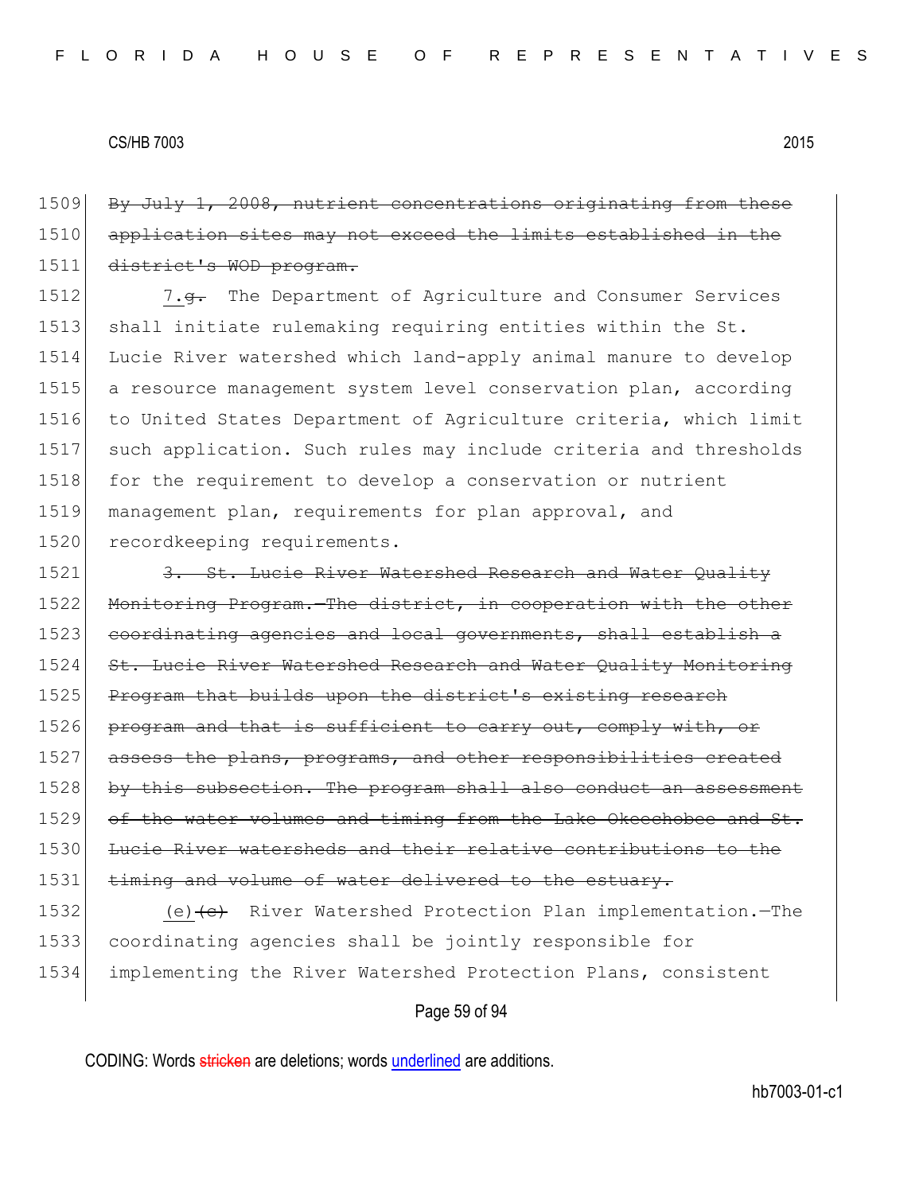1509 ~~By July 1, 2008, nutrient concentrations originating from these~~
1510 ~~application sites may not exceed the limits established in the~~
1511 ~~district's WOD program.~~

1512 7.~~g.~~ The Department of Agriculture and Consumer Services
1513 shall initiate rulemaking requiring entities within the St.
1514 Lucie River watershed which land-apply animal manure to develop
1515 a resource management system level conservation plan, according
1516 to United States Department of Agriculture criteria, which limit
1517 such application. Such rules may include criteria and thresholds
1518 for the requirement to develop a conservation or nutrient
1519 management plan, requirements for plan approval, and
1520 recordkeeping requirements.

1521 ~~3. St. Lucie River Watershed Research and Water Quality~~
1522 ~~Monitoring Program.—The district, in cooperation with the other~~
1523 ~~coordinating agencies and local governments, shall establish a~~
1524 ~~St. Lucie River Watershed Research and Water Quality Monitoring~~
1525 ~~Program that builds upon the district's existing research~~
1526 ~~program and that is sufficient to carry out, comply with, or~~
1527 ~~assess the plans, programs, and other responsibilities created~~
1528 ~~by this subsection. The program shall also conduct an assessment~~
1529 ~~of the water volumes and timing from the Lake Okeechobee and St.~~
1530 ~~Lucie River watersheds and their relative contributions to the~~
1531 ~~timing and volume of water delivered to the estuary.~~

1532 (e)~~(c)~~ River Watershed Protection Plan implementation.—The
1533 coordinating agencies shall be jointly responsible for
1534 implementing the River Watershed Protection Plans, consistent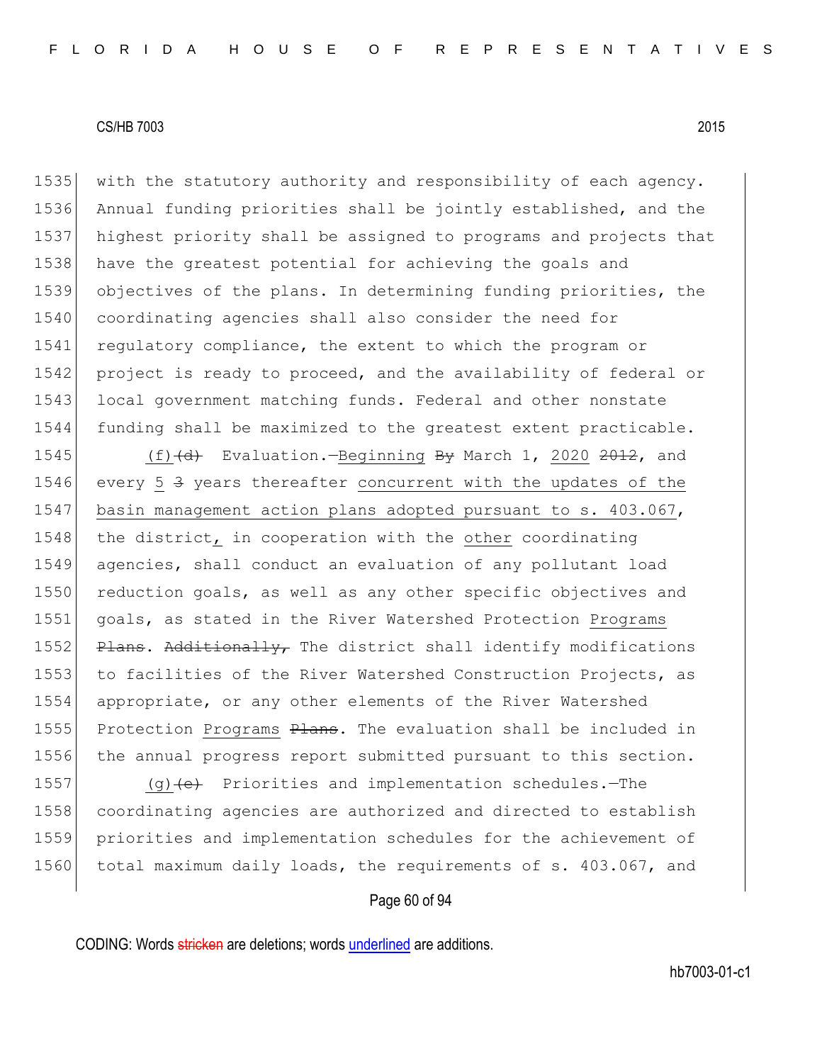with the statutory authority and responsibility of each agency. Annual funding priorities shall be jointly established, and the highest priority shall be assigned to programs and projects that have the greatest potential for achieving the goals and objectives of the plans. In determining funding priorities, the coordinating agencies shall also consider the need for regulatory compliance, the extent to which the program or project is ready to proceed, and the availability of federal or local government matching funds. Federal and other nonstate funding shall be maximized to the greatest extent practicable.

(f) ~~(d)~~ Evaluation.—Beginning ~~By~~ March 1, 2020 ~~2012~~, and every 5 ~~3~~ years thereafter concurrent with the updates of the basin management action plans adopted pursuant to s. 403.067, the district, in cooperation with the other coordinating agencies, shall conduct an evaluation of any pollutant load reduction goals, as well as any other specific objectives and goals, as stated in the River Watershed Protection Programs ~~Plans~~. ~~Additionally,~~ The district shall identify modifications to facilities of the River Watershed Construction Projects, as appropriate, or any other elements of the River Watershed Protection Programs ~~Plans~~. The evaluation shall be included in the annual progress report submitted pursuant to this section.

(g) ~~(e)~~ Priorities and implementation schedules.—The coordinating agencies are authorized and directed to establish priorities and implementation schedules for the achievement of total maximum daily loads, the requirements of s. 403.067, and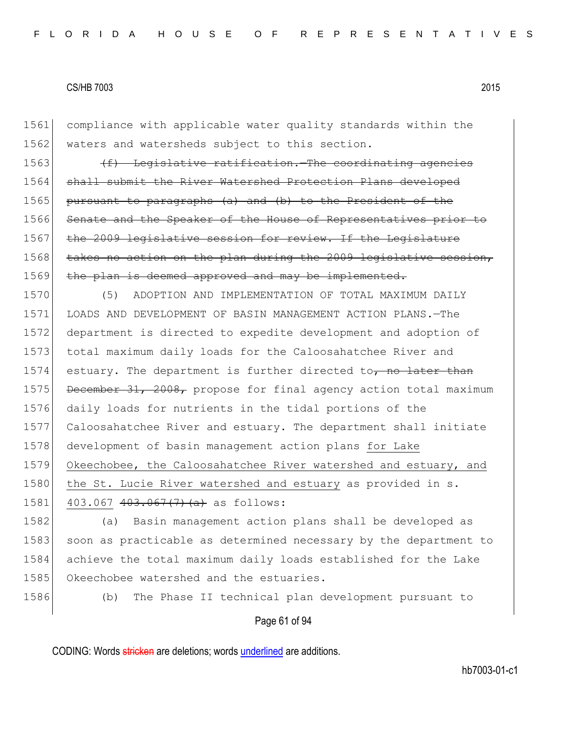1561 compliance with applicable water quality standards within the
1562 waters and watersheds subject to this section.

1563 ~~(f) Legislative ratification.—The coordinating agencies~~
1564 ~~shall submit the River Watershed Protection Plans developed~~
1565 ~~pursuant to paragraphs (a) and (b) to the President of the~~
1566 ~~Senate and the Speaker of the House of Representatives prior to~~
1567 ~~the 2009 legislative session for review. If the Legislature~~
1568 ~~takes no action on the plan during the 2009 legislative session,~~
1569 ~~the plan is deemed approved and may be implemented.~~

1570 (5) ADOPTION AND IMPLEMENTATION OF TOTAL MAXIMUM DAILY
1571 LOADS AND DEVELOPMENT OF BASIN MANAGEMENT ACTION PLANS.—The
1572 department is directed to expedite development and adoption of
1573 total maximum daily loads for the Caloosahatchee River and
1574 estuary. The department is further directed to~~, no later than~~
1575 ~~December 31, 2008,~~ propose for final agency action total maximum
1576 daily loads for nutrients in the tidal portions of the
1577 Caloosahatchee River and estuary. The department shall initiate
1578 development of basin management action plans <u>for Lake</u>
1579 <u>Okeechobee, the Caloosahatchee River watershed and estuary, and</u>
1580 <u>the St. Lucie River watershed and estuary</u> as provided in s.
1581 <u>403.067</u> ~~403.067(7)(a)~~ as follows:

1582 (a) Basin management action plans shall be developed as
1583 soon as practicable as determined necessary by the department to
1584 achieve the total maximum daily loads established for the Lake
1585 Okeechobee watershed and the estuaries.

1586 (b) The Phase II technical plan development pursuant to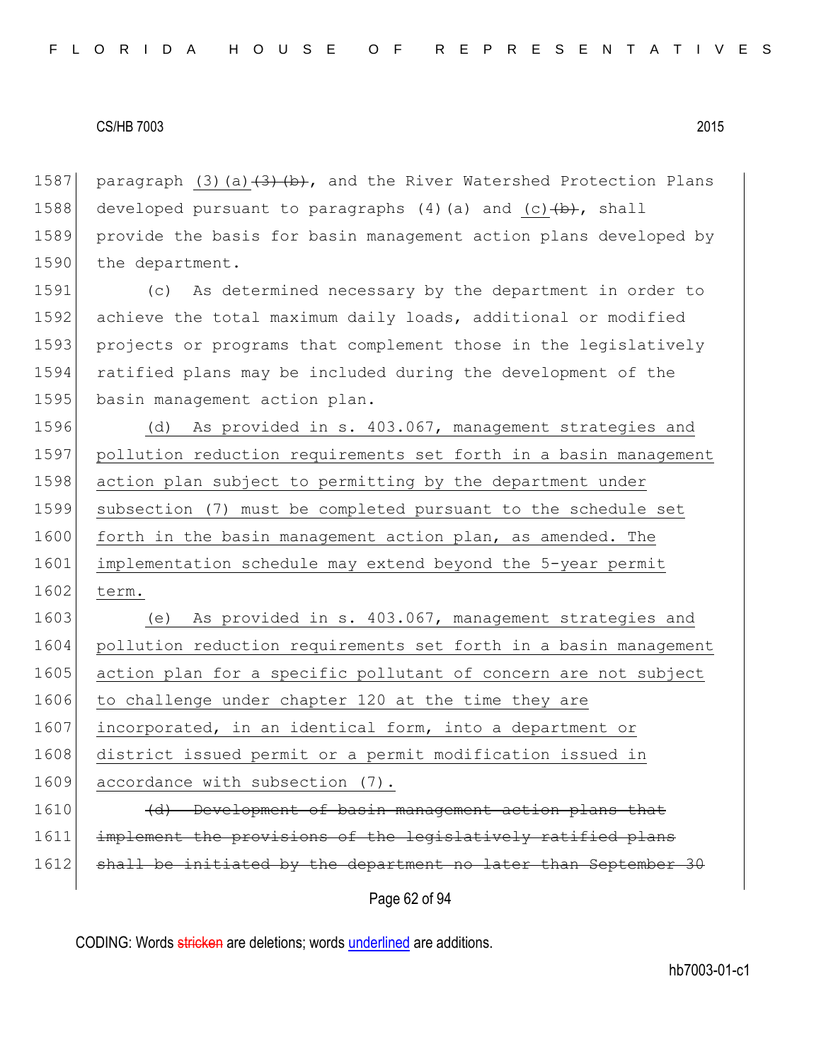paragraph (3)(a)~~(3)(b)~~, and the River Watershed Protection Plans developed pursuant to paragraphs (4)(a) and <u>(c)</u>~~(b)~~, shall provide the basis for basin management action plans developed by the department.

(c) As determined necessary by the department in order to achieve the total maximum daily loads, additional or modified projects or programs that complement those in the legislatively ratified plans may be included during the development of the basin management action plan.

<u>(d) As provided in s. 403.067, management strategies and pollution reduction requirements set forth in a basin management action plan subject to permitting by the department under subsection (7) must be completed pursuant to the schedule set forth in the basin management action plan, as amended. The implementation schedule may extend beyond the 5-year permit term.</u>

<u>(e) As provided in s. 403.067, management strategies and pollution reduction requirements set forth in a basin management action plan for a specific pollutant of concern are not subject to challenge under chapter 120 at the time they are incorporated, in an identical form, into a department or district issued permit or a permit modification issued in accordance with subsection (7).</u>

~~(d) Development of basin management action plans that implement the provisions of the legislatively ratified plans shall be initiated by the department no later than September 30~~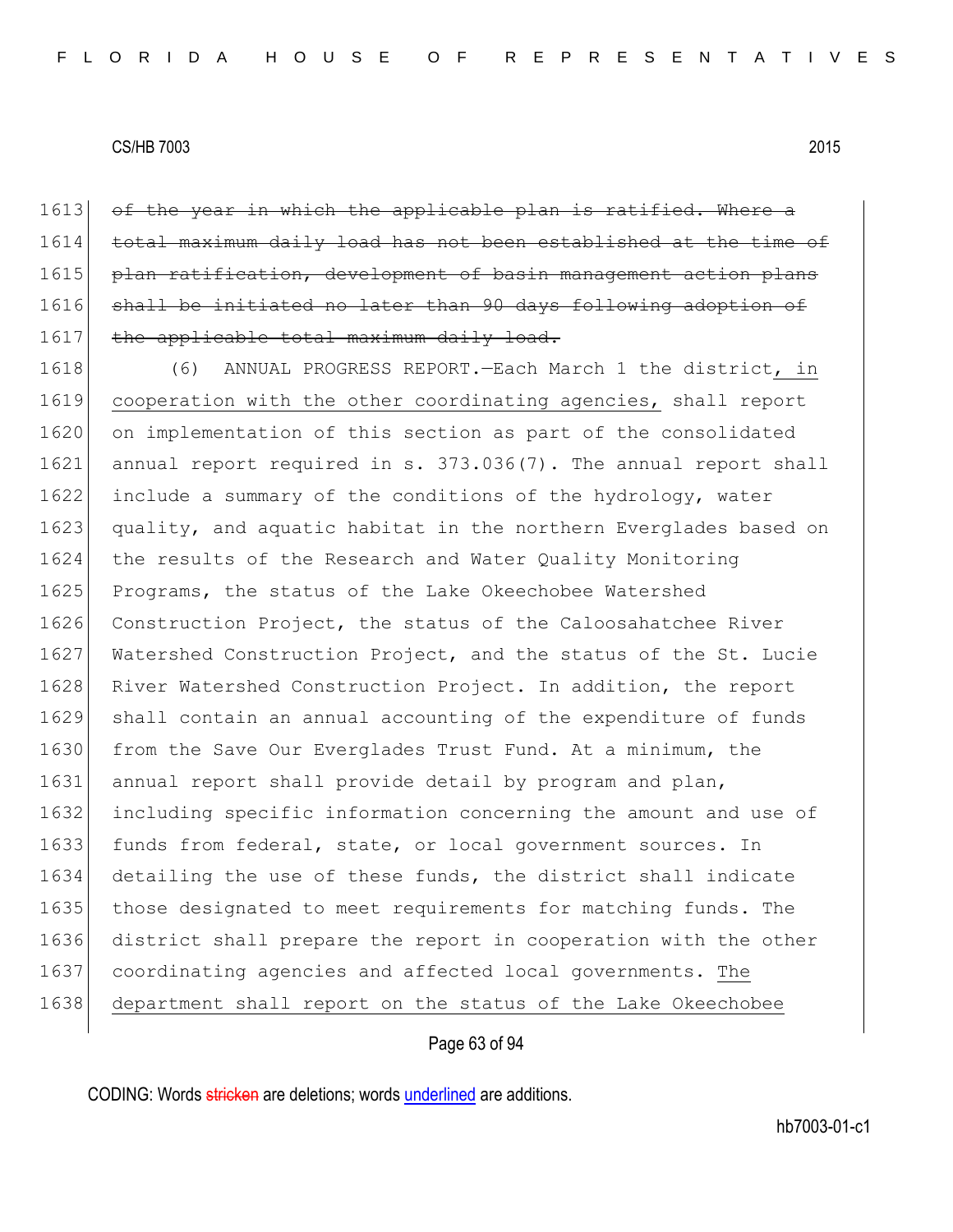~~of the year in which the applicable plan is ratified. Where a total maximum daily load has not been established at the time of plan ratification, development of basin management action plans shall be initiated no later than 90 days following adoption of the applicable total maximum daily load.~~

(6) ANNUAL PROGRESS REPORT.—Each March 1 the district, <u>in cooperation with the other coordinating agencies,</u> shall report on implementation of this section as part of the consolidated annual report required in s. 373.036(7). The annual report shall include a summary of the conditions of the hydrology, water quality, and aquatic habitat in the northern Everglades based on the results of the Research and Water Quality Monitoring Programs, the status of the Lake Okeechobee Watershed Construction Project, the status of the Caloosahatchee River Watershed Construction Project, and the status of the St. Lucie River Watershed Construction Project. In addition, the report shall contain an annual accounting of the expenditure of funds from the Save Our Everglades Trust Fund. At a minimum, the annual report shall provide detail by program and plan, including specific information concerning the amount and use of funds from federal, state, or local government sources. In detailing the use of these funds, the district shall indicate those designated to meet requirements for matching funds. The district shall prepare the report in cooperation with the other coordinating agencies and affected local governments. <u>The department shall report on the status of the Lake Okeechobee</u>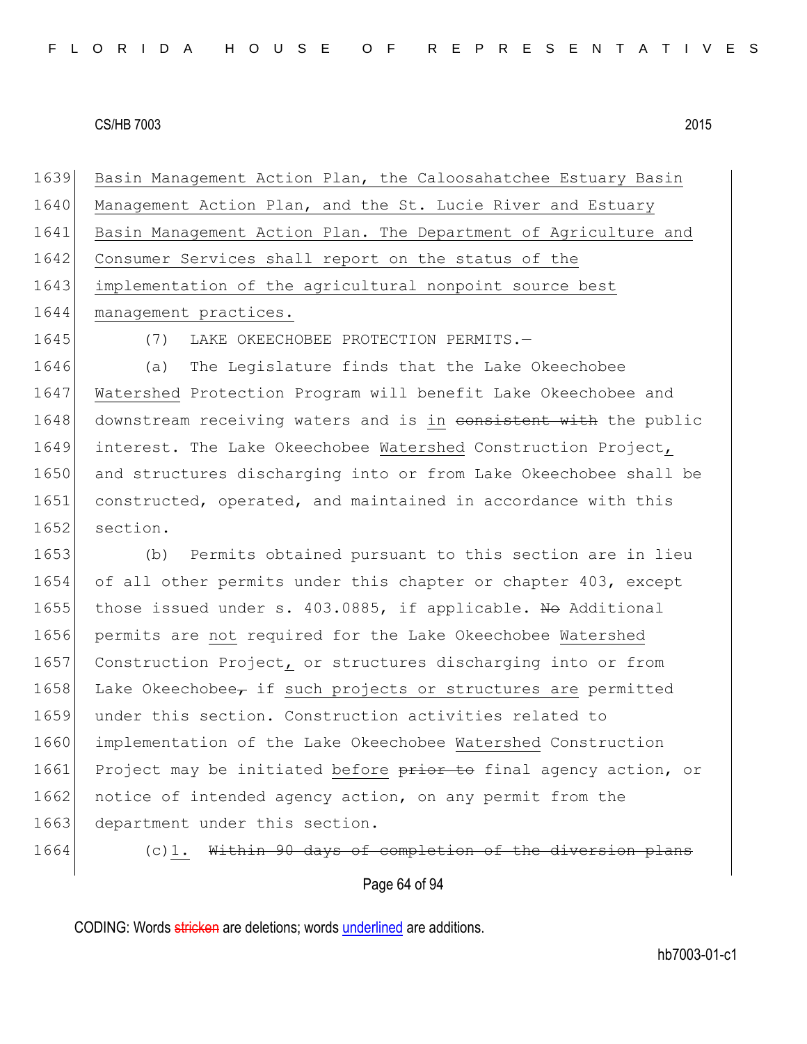Basin Management Action Plan, the Caloosahatchee Estuary Basin Management Action Plan, and the St. Lucie River and Estuary Basin Management Action Plan. The Department of Agriculture and Consumer Services shall report on the status of the implementation of the agricultural nonpoint source best management practices.

(7) LAKE OKEECHOBEE PROTECTION PERMITS.—

(a) The Legislature finds that the Lake Okeechobee Watershed Protection Program will benefit Lake Okeechobee and downstream receiving waters and is in ~~consistent with~~ the public interest. The Lake Okeechobee Watershed Construction Project, and structures discharging into or from Lake Okeechobee shall be constructed, operated, and maintained in accordance with this section.

(b) Permits obtained pursuant to this section are in lieu of all other permits under this chapter or chapter 403, except those issued under s. 403.0885, if applicable. ~~No~~ Additional permits are not required for the Lake Okeechobee Watershed Construction Project, or structures discharging into or from Lake Okeechobee~~,~~ if such projects or structures are permitted under this section. Construction activities related to implementation of the Lake Okeechobee Watershed Construction Project may be initiated before ~~prior to~~ final agency action, or notice of intended agency action, on any permit from the department under this section.

(c)1. ~~Within 90 days of completion of the diversion plans~~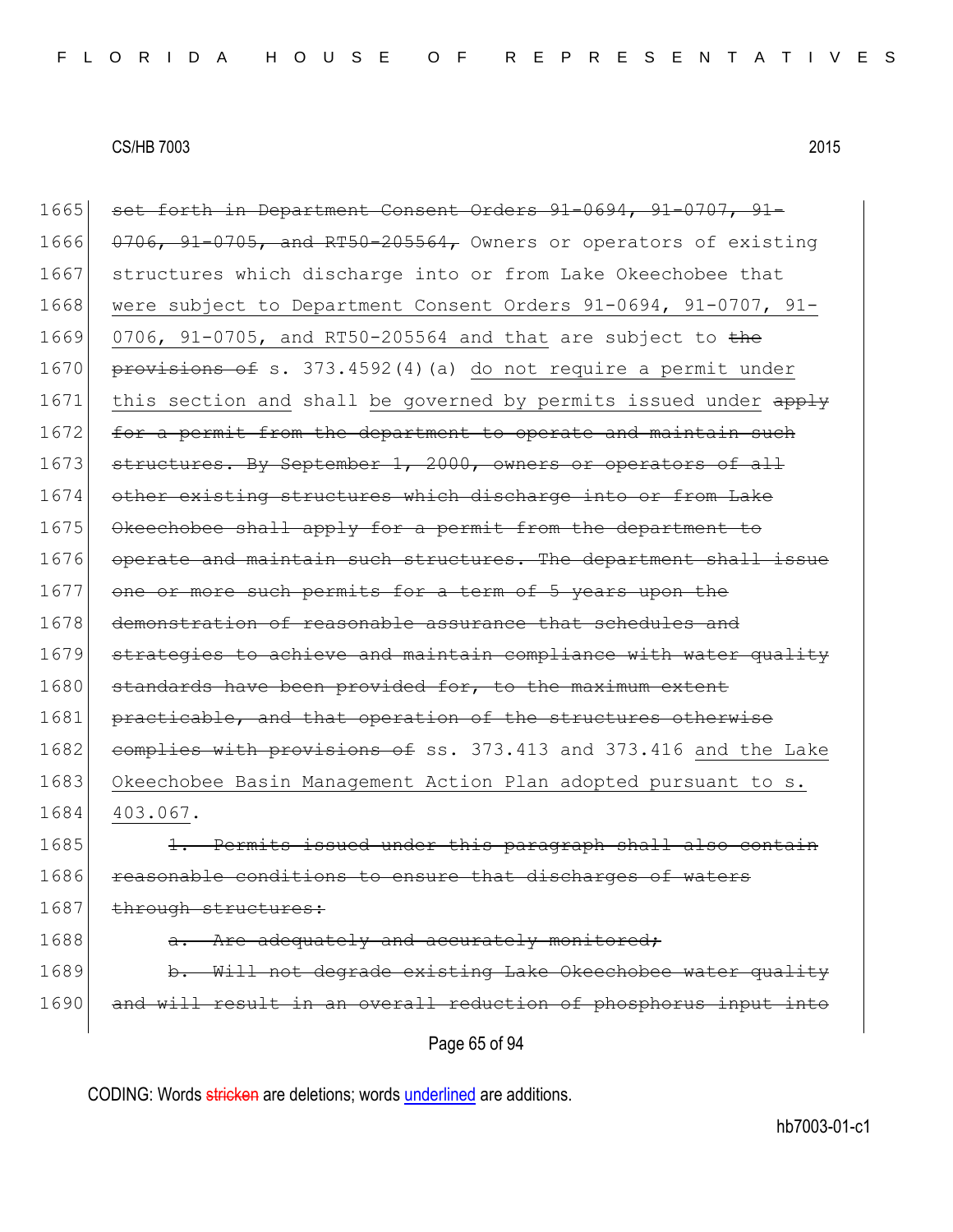1665 ~~set forth in Department Consent Orders 91-0694, 91-0707, 91-~~
1666 ~~0706, 91-0705, and RT50-205564,~~ Owners or operators of existing
1667 structures which discharge into or from Lake Okeechobee that
1668 were subject to Department Consent Orders 91-0694, 91-0707, 91-
1669 0706, 91-0705, and RT50-205564 and that are subject to ~~the~~
1670 ~~provisions of~~ s. 373.4592(4)(a) do not require a permit under
1671 this section and shall be governed by permits issued under ~~apply~~
1672 ~~for a permit from the department to operate and maintain such~~
1673 ~~structures. By September 1, 2000, owners or operators of all~~
1674 ~~other existing structures which discharge into or from Lake~~
1675 ~~Okeechobee shall apply for a permit from the department to~~
1676 ~~operate and maintain such structures. The department shall issue~~
1677 ~~one or more such permits for a term of 5 years upon the~~
1678 ~~demonstration of reasonable assurance that schedules and~~
1679 ~~strategies to achieve and maintain compliance with water quality~~
1680 ~~standards have been provided for, to the maximum extent~~
1681 ~~practicable, and that operation of the structures otherwise~~
1682 ~~complies with provisions of~~ ss. 373.413 and 373.416 and the Lake
1683 Okeechobee Basin Management Action Plan adopted pursuant to s.
1684 403.067.

1685 ~~1. Permits issued under this paragraph shall also contain~~
1686 ~~reasonable conditions to ensure that discharges of waters~~
1687 ~~through structures:~~

1688 ~~a. Are adequately and accurately monitored;~~

1689 ~~b. Will not degrade existing Lake Okeechobee water quality~~
1690 ~~and will result in an overall reduction of phosphorus input into~~

CODING: Words ~~stricken~~ are deletions; words underlined are additions.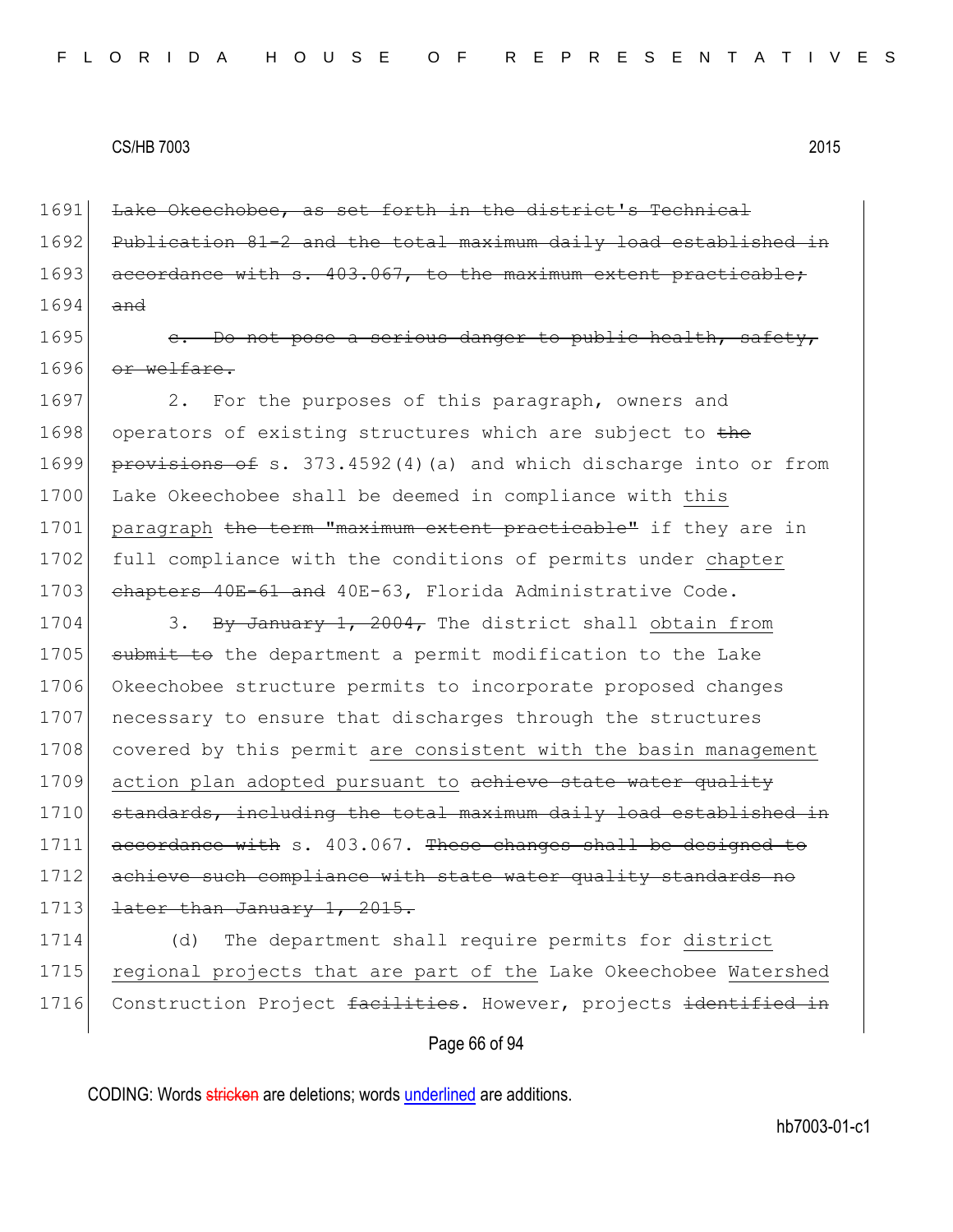1691 ~~Lake Okeechobee, as set forth in the district's Technical~~
1692 ~~Publication 81-2 and the total maximum daily load established in~~
1693 ~~accordance with s. 403.067, to the maximum extent practicable;~~
1694 ~~and~~

1695 ~~c. Do not pose a serious danger to public health, safety,~~
1696 ~~or welfare.~~

1697 2. For the purposes of this paragraph, owners and
1698 operators of existing structures which are subject to ~~the~~
1699 ~~provisions of~~ s. 373.4592(4)(a) and which discharge into or from
1700 Lake Okeechobee shall be deemed in compliance with <u>this</u>
1701 <u>paragraph</u> ~~the term "maximum extent practicable"~~ if they are in
1702 full compliance with the conditions of permits under <u>chapter</u>
1703 ~~chapters 40E-61 and~~ 40E-63, Florida Administrative Code.

1704 3. ~~By January 1, 2004,~~ The district shall <u>obtain from</u>
1705 ~~submit to~~ the department a permit modification to the Lake
1706 Okeechobee structure permits to incorporate proposed changes
1707 necessary to ensure that discharges through the structures
1708 covered by this permit <u>are consistent with the basin management</u>
1709 <u>action plan adopted pursuant to</u> ~~achieve state water quality~~
1710 ~~standards, including the total maximum daily load established in~~
1711 ~~accordance with~~ s. 403.067. ~~These changes shall be designed to~~
1712 ~~achieve such compliance with state water quality standards no~~
1713 ~~later than January 1, 2015.~~

1714 (d) The department shall require permits for <u>district</u>
1715 <u>regional projects that are part of the</u> Lake Okeechobee <u>Watershed</u>
1716 Construction Project ~~facilities~~. However, projects ~~identified in~~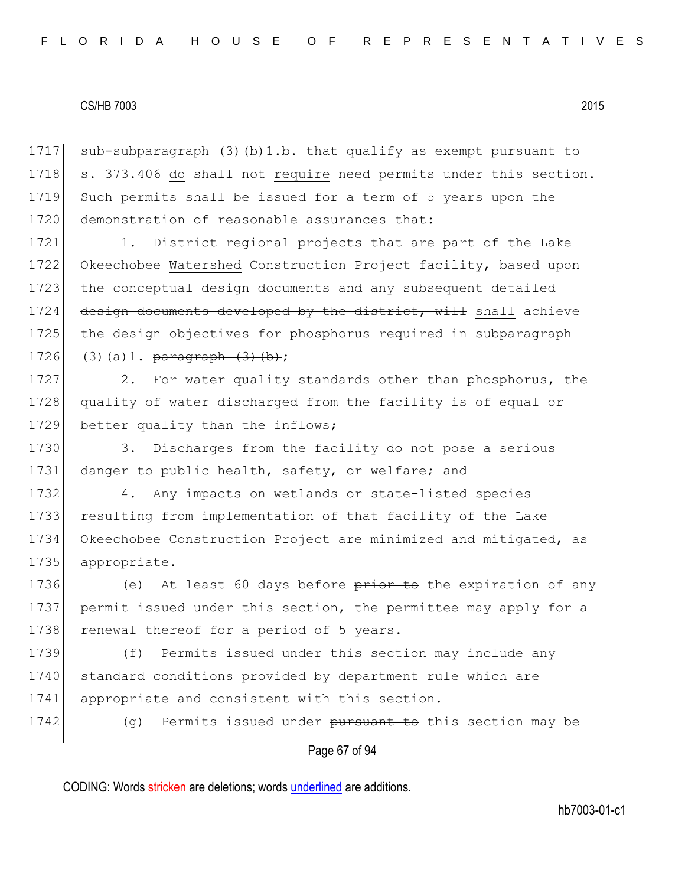1717 ~~sub-subparagraph (3)(b)1.b.~~ that qualify as exempt pursuant to
1718 s. 373.406 <u>do</u> ~~shall~~ not <u>require</u> ~~need~~ permits under this section.
1719 Such permits shall be issued for a term of 5 years upon the
1720 demonstration of reasonable assurances that:

1721 1. <u>District regional projects that are part of</u> the Lake
1722 Okeechobee <u>Watershed</u> Construction Project ~~facility, based upon~~
1723 ~~the conceptual design documents and any subsequent detailed~~
1724 ~~design documents developed by the district, will~~ <u>shall</u> achieve
1725 the design objectives for phosphorus required in <u>subparagraph</u>
1726 <u>(3)(a)1.</u> ~~paragraph (3)(b)~~;

1727 2. For water quality standards other than phosphorus, the
1728 quality of water discharged from the facility is of equal or
1729 better quality than the inflows;

1730 3. Discharges from the facility do not pose a serious
1731 danger to public health, safety, or welfare; and

1732 4. Any impacts on wetlands or state-listed species
1733 resulting from implementation of that facility of the Lake
1734 Okeechobee Construction Project are minimized and mitigated, as
1735 appropriate.

1736 (e) At least 60 days <u>before</u> ~~prior to~~ the expiration of any
1737 permit issued under this section, the permittee may apply for a
1738 renewal thereof for a period of 5 years.

1739 (f) Permits issued under this section may include any
1740 standard conditions provided by department rule which are
1741 appropriate and consistent with this section.

1742 (g) Permits issued <u>under</u> ~~pursuant to~~ this section may be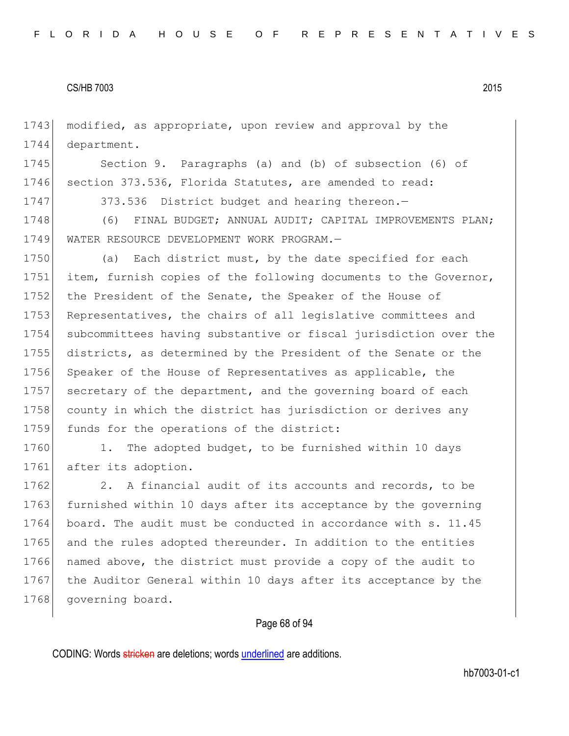modified, as appropriate, upon review and approval by the department.

Section 9. Paragraphs (a) and (b) of subsection (6) of section 373.536, Florida Statutes, are amended to read:

373.536 District budget and hearing thereon.—

(6) FINAL BUDGET; ANNUAL AUDIT; CAPITAL IMPROVEMENTS PLAN; WATER RESOURCE DEVELOPMENT WORK PROGRAM.—

(a) Each district must, by the date specified for each item, furnish copies of the following documents to the Governor, the President of the Senate, the Speaker of the House of Representatives, the chairs of all legislative committees and subcommittees having substantive or fiscal jurisdiction over the districts, as determined by the President of the Senate or the Speaker of the House of Representatives as applicable, the secretary of the department, and the governing board of each county in which the district has jurisdiction or derives any funds for the operations of the district:

1. The adopted budget, to be furnished within 10 days after its adoption.

2. A financial audit of its accounts and records, to be furnished within 10 days after its acceptance by the governing board. The audit must be conducted in accordance with s. 11.45 and the rules adopted thereunder. In addition to the entities named above, the district must provide a copy of the audit to the Auditor General within 10 days after its acceptance by the governing board.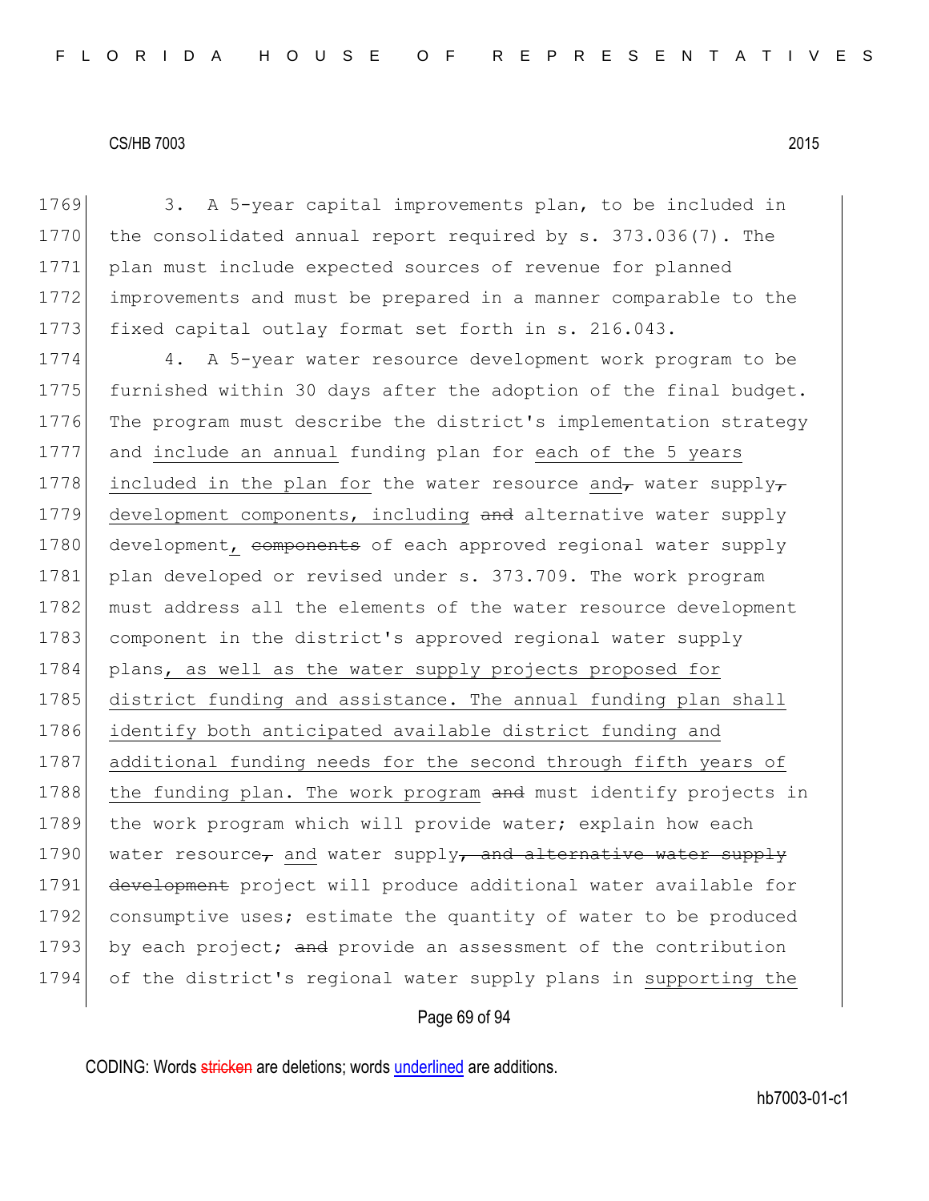CS/HB 7003 2015

1769 3. A 5-year capital improvements plan, to be included in
1770 the consolidated annual report required by s. 373.036(7). The
1771 plan must include expected sources of revenue for planned
1772 improvements and must be prepared in a manner comparable to the
1773 fixed capital outlay format set forth in s. 216.043.

1774 4. A 5-year water resource development work program to be
1775 furnished within 30 days after the adoption of the final budget.
1776 The program must describe the district's implementation strategy
1777 and <u>include an annual</u> funding plan for <u>each of the 5 years</u>
1778 <u>included in the plan for</u> the water resource <u>and</u>~~,~~ water supply~~,~~
1779 <u>development components, including</u> ~~and~~ alternative water supply
1780 development<u>,</u> ~~components~~ of each approved regional water supply
1781 plan developed or revised under s. 373.709. The work program
1782 must address all the elements of the water resource development
1783 component in the district's approved regional water supply
1784 plans<u>, as well as the water supply projects proposed for</u>
1785 <u>district funding and assistance. The annual funding plan shall</u>
1786 <u>identify both anticipated available district funding and</u>
1787 <u>additional funding needs for the second through fifth years of</u>
1788 <u>the funding plan. The work program</u> ~~and~~ must identify projects in
1789 the work program which will provide water; explain how each
1790 water resource~~,~~ <u>and</u> water supply~~, and alternative water supply~~
1791 ~~development~~ project will produce additional water available for
1792 consumptive uses; estimate the quantity of water to be produced
1793 by each project; ~~and~~ provide an assessment of the contribution
1794 of the district's regional water supply plans in <u>supporting the</u>

CODING: Words ~~stricken~~ are deletions; words <u>underlined</u> are additions.

hb7003-01-c1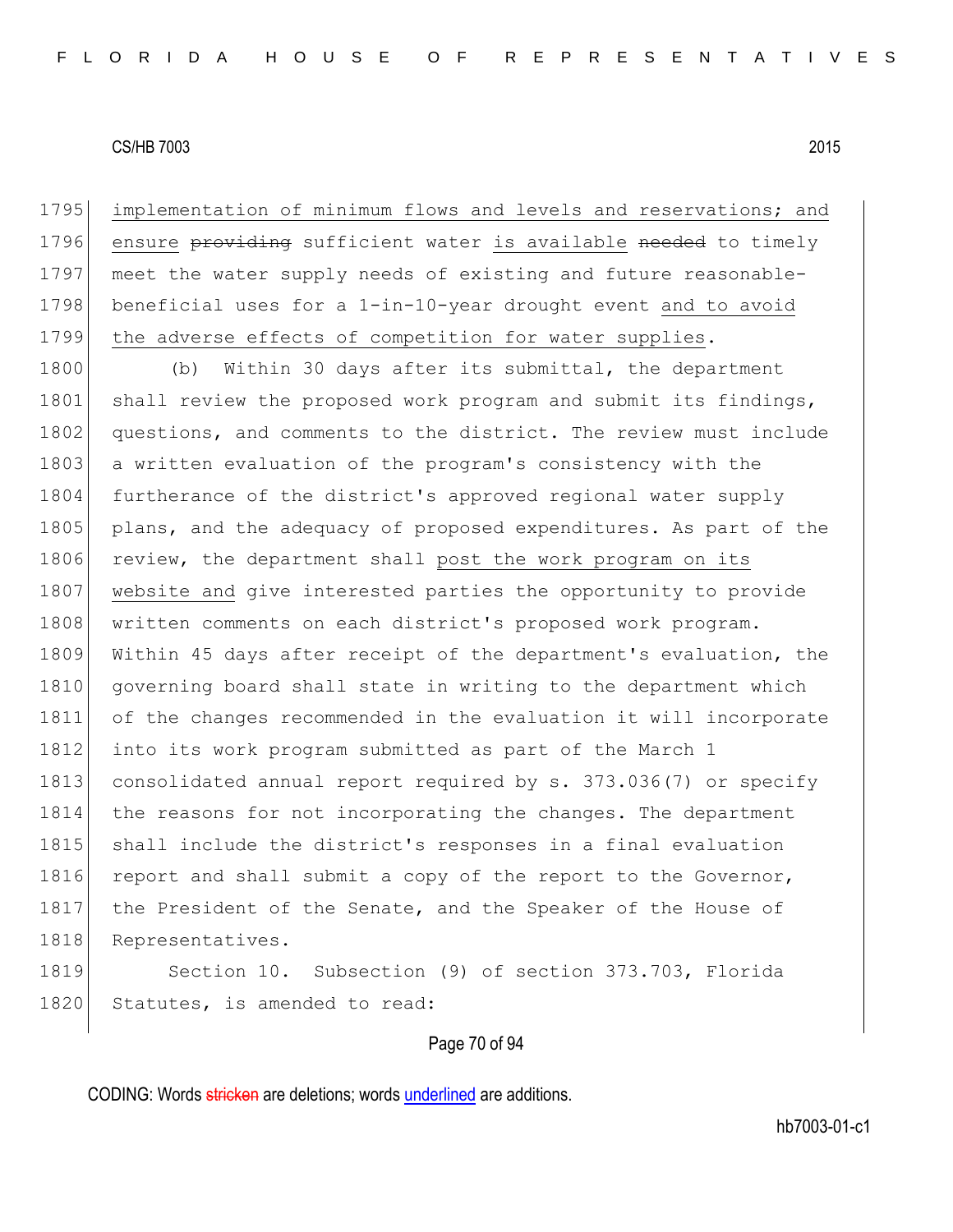implementation of minimum flows and levels and reservations; and ensure ~~providing~~ sufficient water is available ~~needed~~ to timely meet the water supply needs of existing and future reasonable-beneficial uses for a 1-in-10-year drought event and to avoid the adverse effects of competition for water supplies.

(b) Within 30 days after its submittal, the department shall review the proposed work program and submit its findings, questions, and comments to the district. The review must include a written evaluation of the program's consistency with the furtherance of the district's approved regional water supply plans, and the adequacy of proposed expenditures. As part of the review, the department shall post the work program on its website and give interested parties the opportunity to provide written comments on each district's proposed work program. Within 45 days after receipt of the department's evaluation, the governing board shall state in writing to the department which of the changes recommended in the evaluation it will incorporate into its work program submitted as part of the March 1 consolidated annual report required by s. 373.036(7) or specify the reasons for not incorporating the changes. The department shall include the district's responses in a final evaluation report and shall submit a copy of the report to the Governor, the President of the Senate, and the Speaker of the House of Representatives.

Section 10. Subsection (9) of section 373.703, Florida Statutes, is amended to read: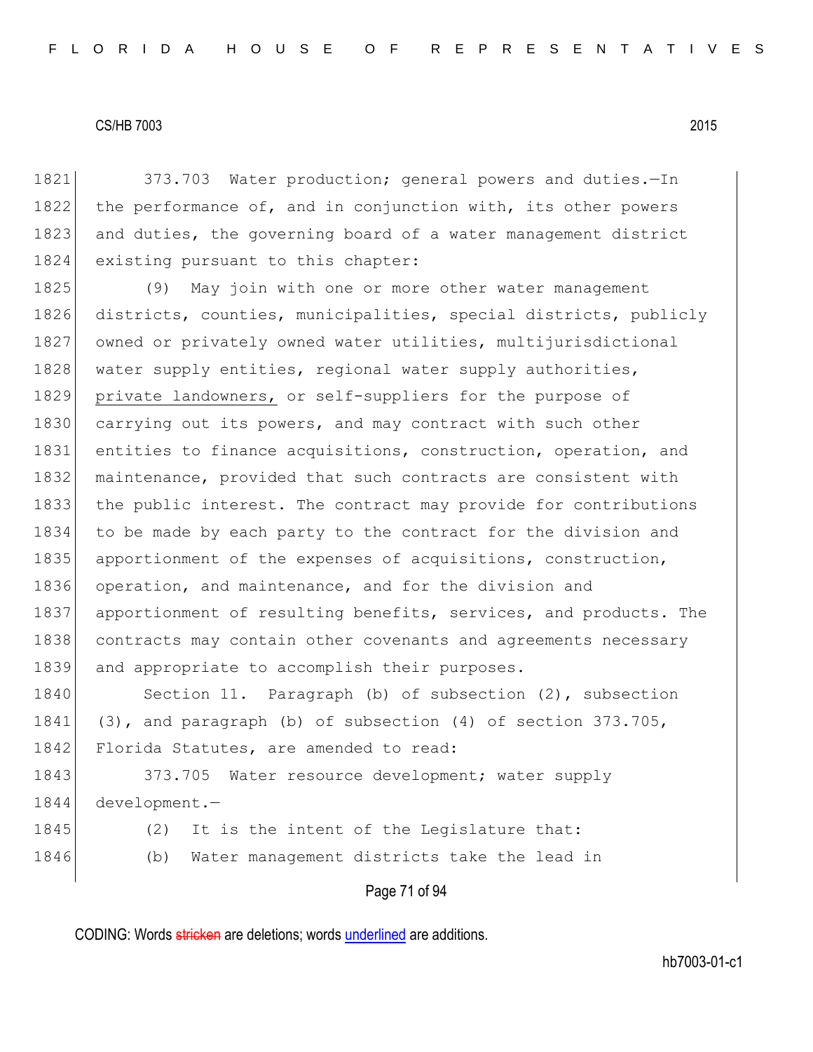373.703 Water production; general powers and duties.—In the performance of, and in conjunction with, its other powers and duties, the governing board of a water management district existing pursuant to this chapter:

(9) May join with one or more other water management districts, counties, municipalities, special districts, publicly owned or privately owned water utilities, multijurisdictional water supply entities, regional water supply authorities, <u>private landowners,</u> or self-suppliers for the purpose of carrying out its powers, and may contract with such other entities to finance acquisitions, construction, operation, and maintenance, provided that such contracts are consistent with the public interest. The contract may provide for contributions to be made by each party to the contract for the division and apportionment of the expenses of acquisitions, construction, operation, and maintenance, and for the division and apportionment of resulting benefits, services, and products. The contracts may contain other covenants and agreements necessary and appropriate to accomplish their purposes.

Section 11. Paragraph (b) of subsection (2), subsection (3), and paragraph (b) of subsection (4) of section 373.705, Florida Statutes, are amended to read:

373.705 Water resource development; water supply development.—

(2) It is the intent of the Legislature that:

(b) Water management districts take the lead in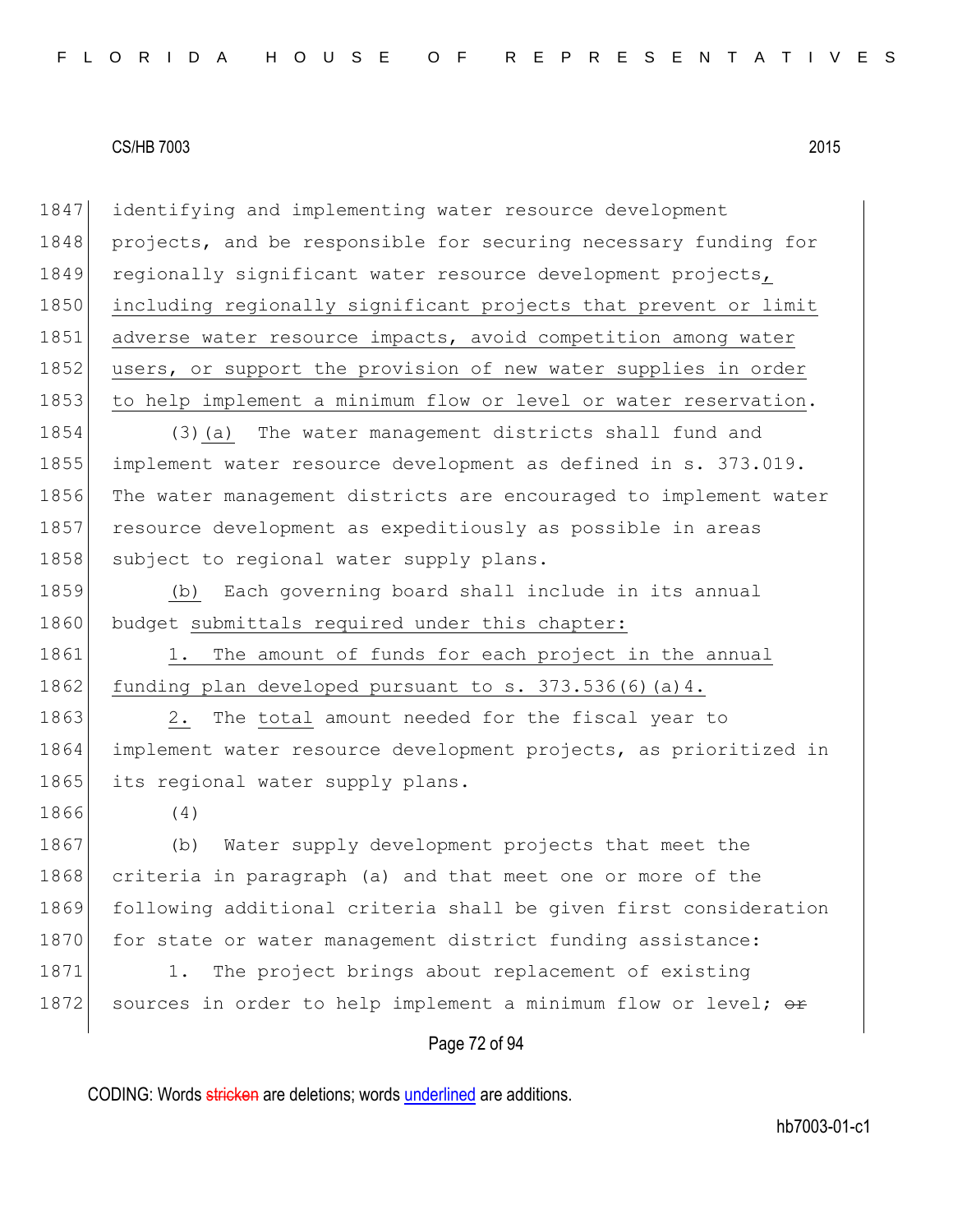identifying and implementing water resource development projects, and be responsible for securing necessary funding for regionally significant water resource development projects, including regionally significant projects that prevent or limit adverse water resource impacts, avoid competition among water users, or support the provision of new water supplies in order to help implement a minimum flow or level or water reservation.

(3)(a) The water management districts shall fund and implement water resource development as defined in s. 373.019. The water management districts are encouraged to implement water resource development as expeditiously as possible in areas subject to regional water supply plans.

(b) Each governing board shall include in its annual budget submittals required under this chapter:

1. The amount of funds for each project in the annual funding plan developed pursuant to s. 373.536(6)(a)4.

2. The total amount needed for the fiscal year to implement water resource development projects, as prioritized in its regional water supply plans.

(4)

(b) Water supply development projects that meet the criteria in paragraph (a) and that meet one or more of the following additional criteria shall be given first consideration for state or water management district funding assistance:

1. The project brings about replacement of existing sources in order to help implement a minimum flow or level; ~~or~~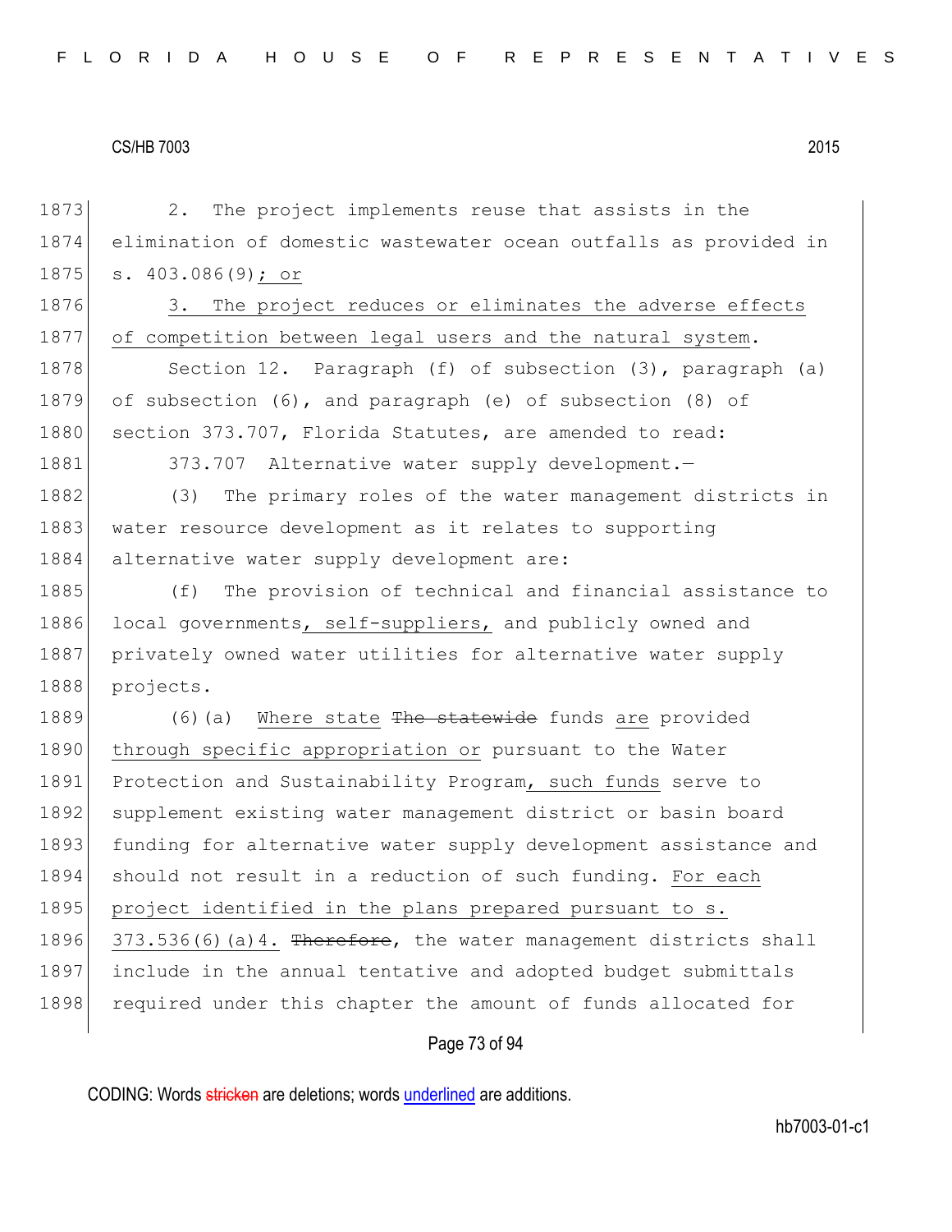2. The project implements reuse that assists in the elimination of domestic wastewater ocean outfalls as provided in s. 403.086(9)<u>; or</u>

<u>3. The project reduces or eliminates the adverse effects of competition between legal users and the natural system</u>.

Section 12. Paragraph (f) of subsection (3), paragraph (a) of subsection (6), and paragraph (e) of subsection (8) of section 373.707, Florida Statutes, are amended to read:

373.707 Alternative water supply development.—

(3) The primary roles of the water management districts in water resource development as it relates to supporting alternative water supply development are:

(f) The provision of technical and financial assistance to local governments<u>, self-suppliers,</u> and publicly owned and privately owned water utilities for alternative water supply projects.

(6)(a) <u>Where state</u> ~~The statewide~~ funds <u>are</u> provided <u>through specific appropriation or</u> pursuant to the Water Protection and Sustainability Program<u>, such funds</u> serve to supplement existing water management district or basin board funding for alternative water supply development assistance and should not result in a reduction of such funding. <u>For each project identified in the plans prepared pursuant to s. 373.536(6)(a)4.</u> ~~Therefore~~, the water management districts shall include in the annual tentative and adopted budget submittals required under this chapter the amount of funds allocated for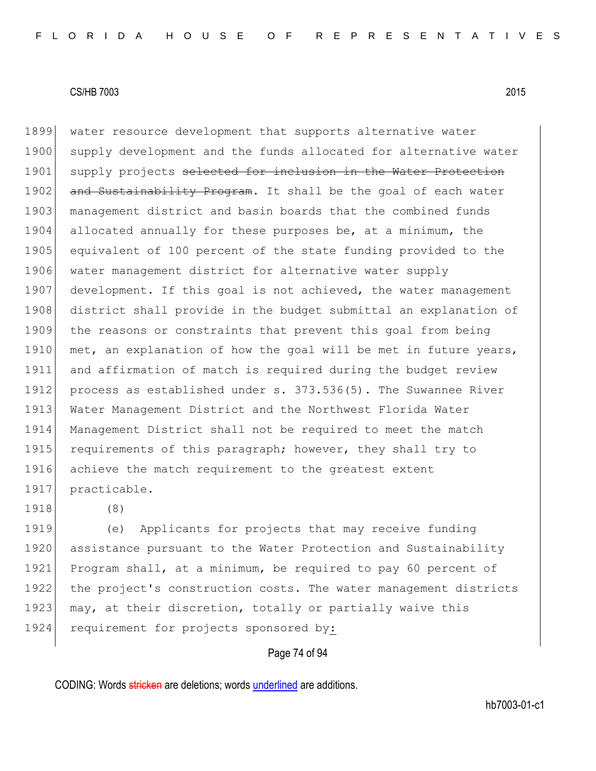water resource development that supports alternative water supply development and the funds allocated for alternative water supply projects ~~selected for inclusion in the Water Protection and Sustainability Program~~. It shall be the goal of each water management district and basin boards that the combined funds allocated annually for these purposes be, at a minimum, the equivalent of 100 percent of the state funding provided to the water management district for alternative water supply development. If this goal is not achieved, the water management district shall provide in the budget submittal an explanation of the reasons or constraints that prevent this goal from being met, an explanation of how the goal will be met in future years, and affirmation of match is required during the budget review process as established under s. 373.536(5). The Suwannee River Water Management District and the Northwest Florida Water Management District shall not be required to meet the match requirements of this paragraph; however, they shall try to achieve the match requirement to the greatest extent practicable.

(8)

(e) Applicants for projects that may receive funding assistance pursuant to the Water Protection and Sustainability Program shall, at a minimum, be required to pay 60 percent of the project's construction costs. The water management districts may, at their discretion, totally or partially waive this requirement for projects sponsored by<u>:</u>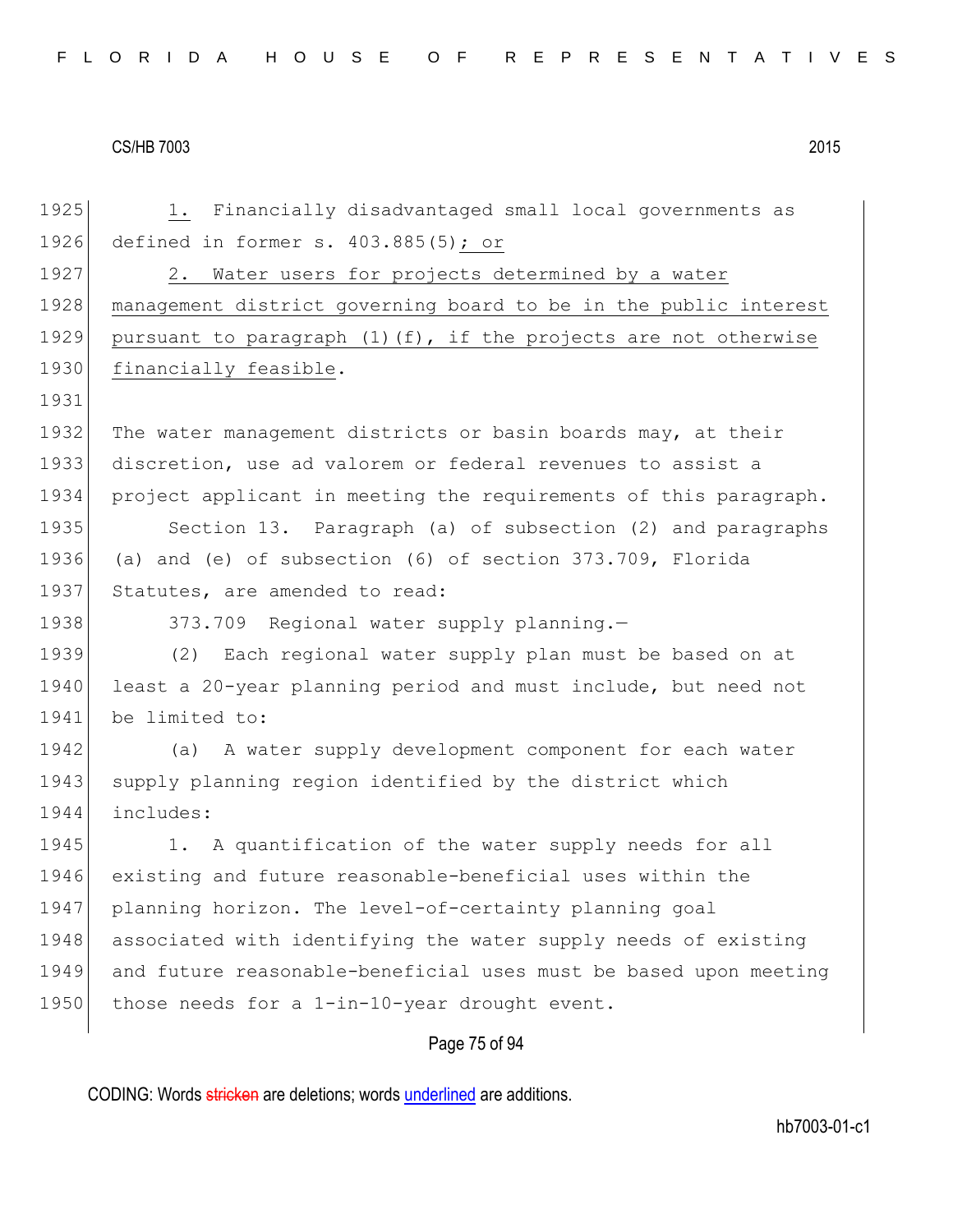1. Financially disadvantaged small local governments as defined in former s. 403.885(5); or

2. Water users for projects determined by a water management district governing board to be in the public interest pursuant to paragraph (1)(f), if the projects are not otherwise financially feasible.

The water management districts or basin boards may, at their discretion, use ad valorem or federal revenues to assist a project applicant in meeting the requirements of this paragraph.

Section 13. Paragraph (a) of subsection (2) and paragraphs (a) and (e) of subsection (6) of section 373.709, Florida Statutes, are amended to read:

373.709 Regional water supply planning.—

(2) Each regional water supply plan must be based on at least a 20-year planning period and must include, but need not be limited to:

(a) A water supply development component for each water supply planning region identified by the district which includes:

1. A quantification of the water supply needs for all existing and future reasonable-beneficial uses within the planning horizon. The level-of-certainty planning goal associated with identifying the water supply needs of existing and future reasonable-beneficial uses must be based upon meeting those needs for a 1-in-10-year drought event.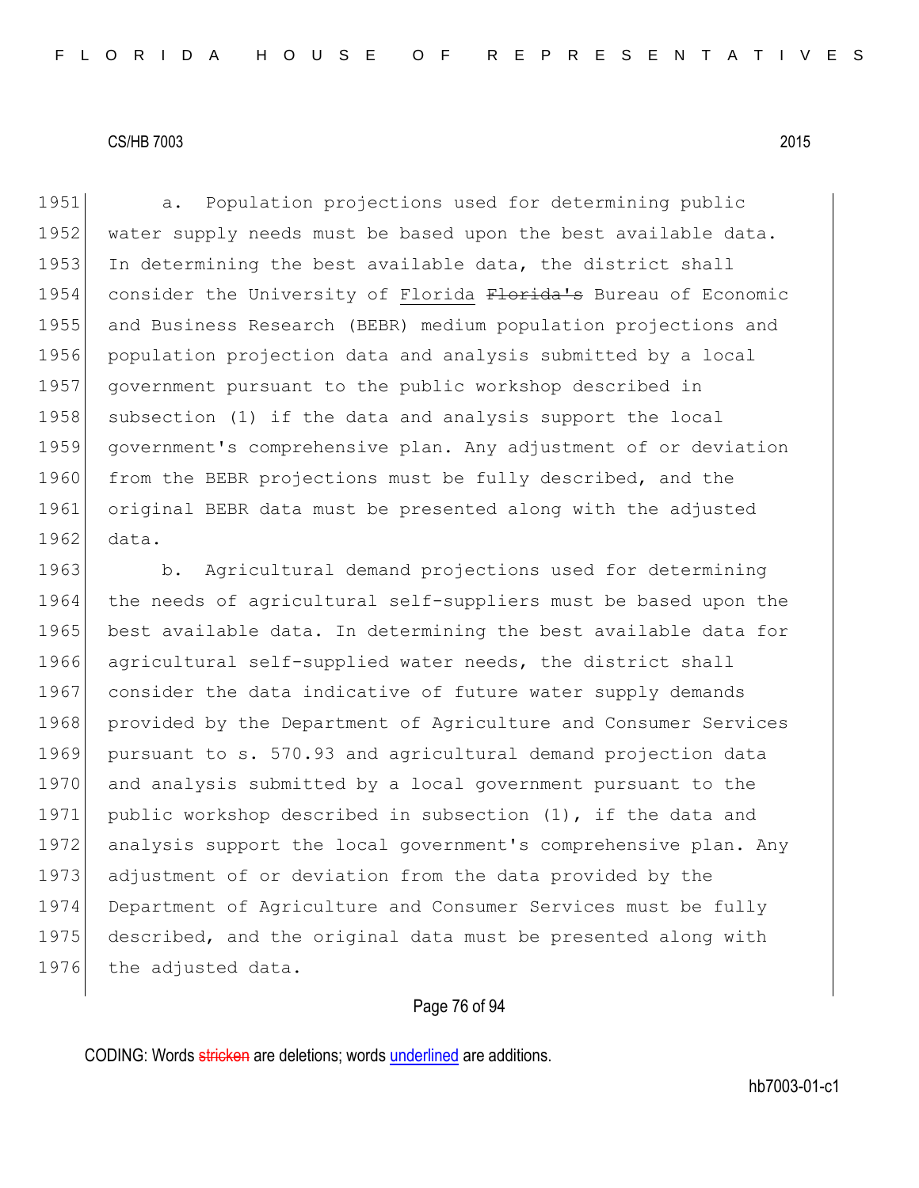a. Population projections used for determining public water supply needs must be based upon the best available data. In determining the best available data, the district shall consider the University of Florida ~~Florida's~~ Bureau of Economic and Business Research (BEBR) medium population projections and population projection data and analysis submitted by a local government pursuant to the public workshop described in subsection (1) if the data and analysis support the local government's comprehensive plan. Any adjustment of or deviation from the BEBR projections must be fully described, and the original BEBR data must be presented along with the adjusted data.

b. Agricultural demand projections used for determining the needs of agricultural self-suppliers must be based upon the best available data. In determining the best available data for agricultural self-supplied water needs, the district shall consider the data indicative of future water supply demands provided by the Department of Agriculture and Consumer Services pursuant to s. 570.93 and agricultural demand projection data and analysis submitted by a local government pursuant to the public workshop described in subsection (1), if the data and analysis support the local government's comprehensive plan. Any adjustment of or deviation from the data provided by the Department of Agriculture and Consumer Services must be fully described, and the original data must be presented along with the adjusted data.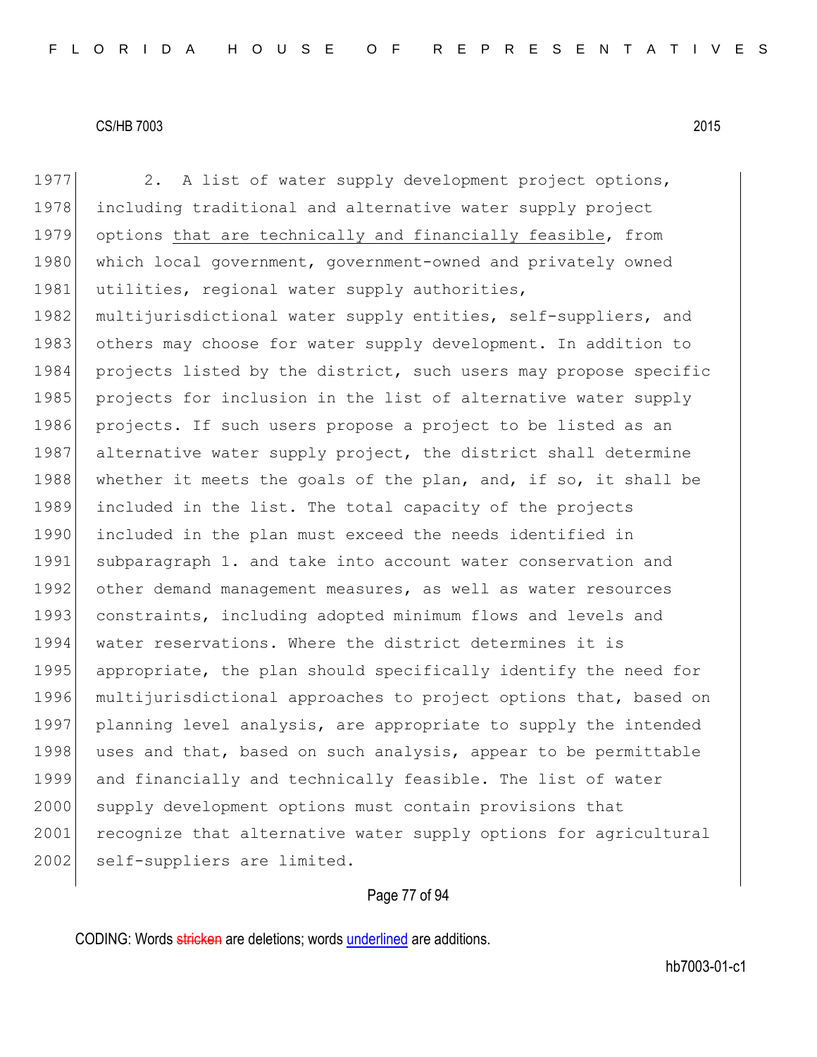2. A list of water supply development project options, including traditional and alternative water supply project options <u>that are technically and financially feasible</u>, from which local government, government-owned and privately owned utilities, regional water supply authorities, multijurisdictional water supply entities, self-suppliers, and others may choose for water supply development. In addition to projects listed by the district, such users may propose specific projects for inclusion in the list of alternative water supply projects. If such users propose a project to be listed as an alternative water supply project, the district shall determine whether it meets the goals of the plan, and, if so, it shall be included in the list. The total capacity of the projects included in the plan must exceed the needs identified in subparagraph 1. and take into account water conservation and other demand management measures, as well as water resources constraints, including adopted minimum flows and levels and water reservations. Where the district determines it is appropriate, the plan should specifically identify the need for multijurisdictional approaches to project options that, based on planning level analysis, are appropriate to supply the intended uses and that, based on such analysis, appear to be permittable and financially and technically feasible. The list of water supply development options must contain provisions that recognize that alternative water supply options for agricultural self-suppliers are limited.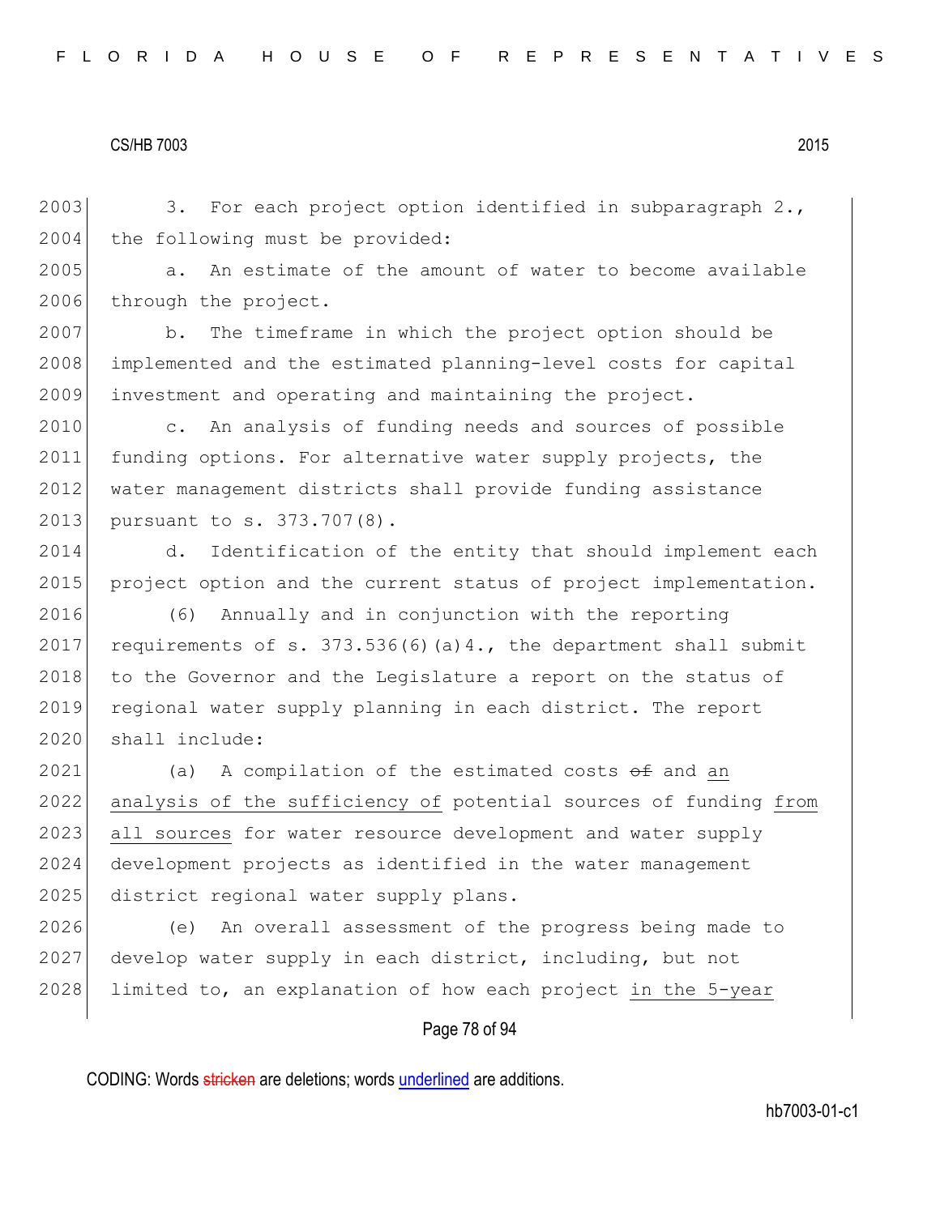3. For each project option identified in subparagraph 2., the following must be provided:

a. An estimate of the amount of water to become available through the project.

b. The timeframe in which the project option should be implemented and the estimated planning-level costs for capital investment and operating and maintaining the project.

c. An analysis of funding needs and sources of possible funding options. For alternative water supply projects, the water management districts shall provide funding assistance pursuant to s. 373.707(8).

d. Identification of the entity that should implement each project option and the current status of project implementation.

(6) Annually and in conjunction with the reporting requirements of s. 373.536(6)(a)4., the department shall submit to the Governor and the Legislature a report on the status of regional water supply planning in each district. The report shall include:

(a) A compilation of the estimated costs ~~of~~ and <u>an analysis of the sufficiency of</u> potential sources of funding <u>from all sources</u> for water resource development and water supply development projects as identified in the water management district regional water supply plans.

(e) An overall assessment of the progress being made to develop water supply in each district, including, but not limited to, an explanation of how each project <u>in the 5-year</u>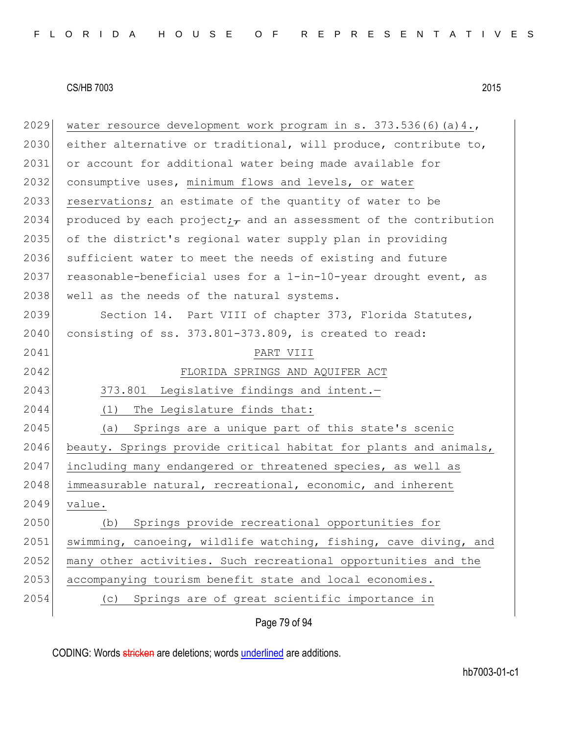water resource development work program in s. 373.536(6)(a)4., either alternative or traditional, will produce, contribute to, or account for additional water being made available for consumptive uses, minimum flows and levels, or water reservations; an estimate of the quantity of water to be produced by each project;, and an assessment of the contribution of the district's regional water supply plan in providing sufficient water to meet the needs of existing and future reasonable-beneficial uses for a 1-in-10-year drought event, as well as the needs of the natural systems.

Section 14. Part VIII of chapter 373, Florida Statutes, consisting of ss. 373.801-373.809, is created to read:

PART VIII

FLORIDA SPRINGS AND AQUIFER ACT

373.801 Legislative findings and intent.—

(1) The Legislature finds that:

(a) Springs are a unique part of this state's scenic beauty. Springs provide critical habitat for plants and animals, including many endangered or threatened species, as well as immeasurable natural, recreational, economic, and inherent value.

(b) Springs provide recreational opportunities for swimming, canoeing, wildlife watching, fishing, cave diving, and many other activities. Such recreational opportunities and the accompanying tourism benefit state and local economies.

(c) Springs are of great scientific importance in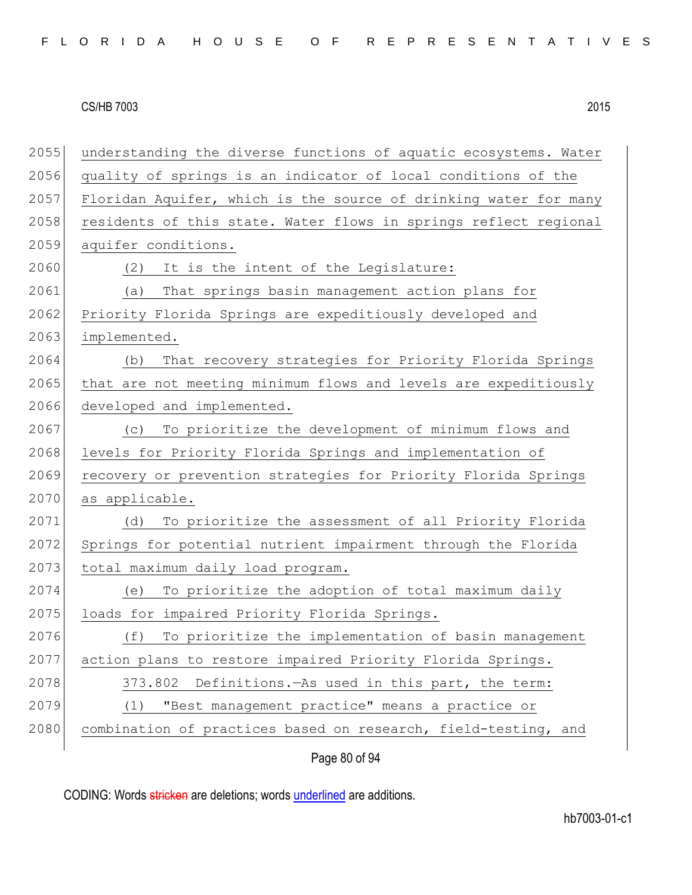understanding the diverse functions of aquatic ecosystems. Water quality of springs is an indicator of local conditions of the Floridan Aquifer, which is the source of drinking water for many residents of this state. Water flows in springs reflect regional aquifer conditions.

(2) It is the intent of the Legislature:

(a) That springs basin management action plans for Priority Florida Springs are expeditiously developed and implemented.

(b) That recovery strategies for Priority Florida Springs that are not meeting minimum flows and levels are expeditiously developed and implemented.

(c) To prioritize the development of minimum flows and levels for Priority Florida Springs and implementation of recovery or prevention strategies for Priority Florida Springs as applicable.

(d) To prioritize the assessment of all Priority Florida Springs for potential nutrient impairment through the Florida total maximum daily load program.

(e) To prioritize the adoption of total maximum daily loads for impaired Priority Florida Springs.

(f) To prioritize the implementation of basin management action plans to restore impaired Priority Florida Springs.

373.802 Definitions.—As used in this part, the term:

(1) "Best management practice" means a practice or combination of practices based on research, field-testing, and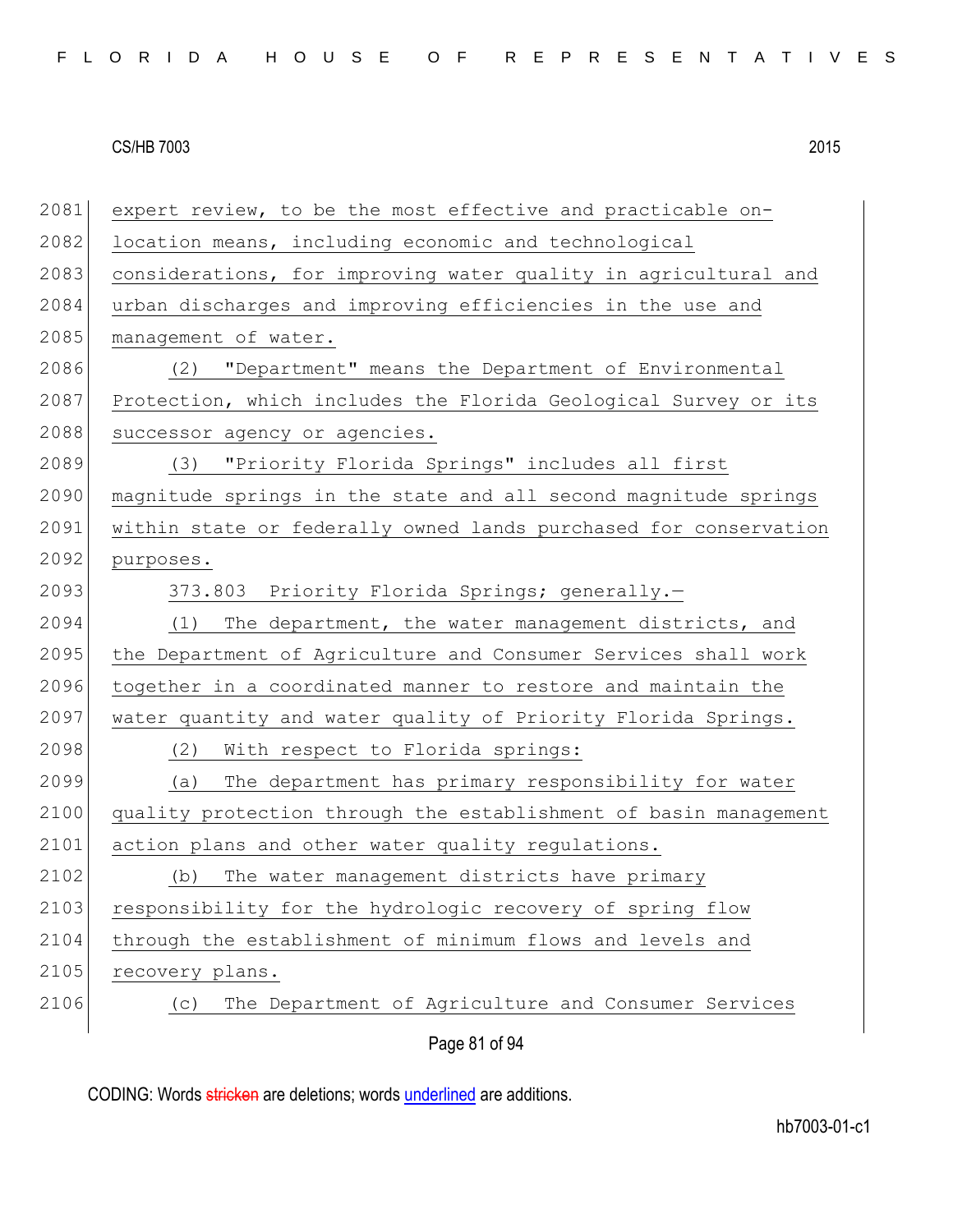expert review, to be the most effective and practicable on-location means, including economic and technological considerations, for improving water quality in agricultural and urban discharges and improving efficiencies in the use and management of water.

(2) "Department" means the Department of Environmental Protection, which includes the Florida Geological Survey or its successor agency or agencies.

(3) "Priority Florida Springs" includes all first magnitude springs in the state and all second magnitude springs within state or federally owned lands purchased for conservation purposes.

373.803 Priority Florida Springs; generally.—

(1) The department, the water management districts, and the Department of Agriculture and Consumer Services shall work together in a coordinated manner to restore and maintain the water quantity and water quality of Priority Florida Springs.

(2) With respect to Florida springs:

(a) The department has primary responsibility for water quality protection through the establishment of basin management action plans and other water quality regulations.

(b) The water management districts have primary responsibility for the hydrologic recovery of spring flow through the establishment of minimum flows and levels and recovery plans.

(c) The Department of Agriculture and Consumer Services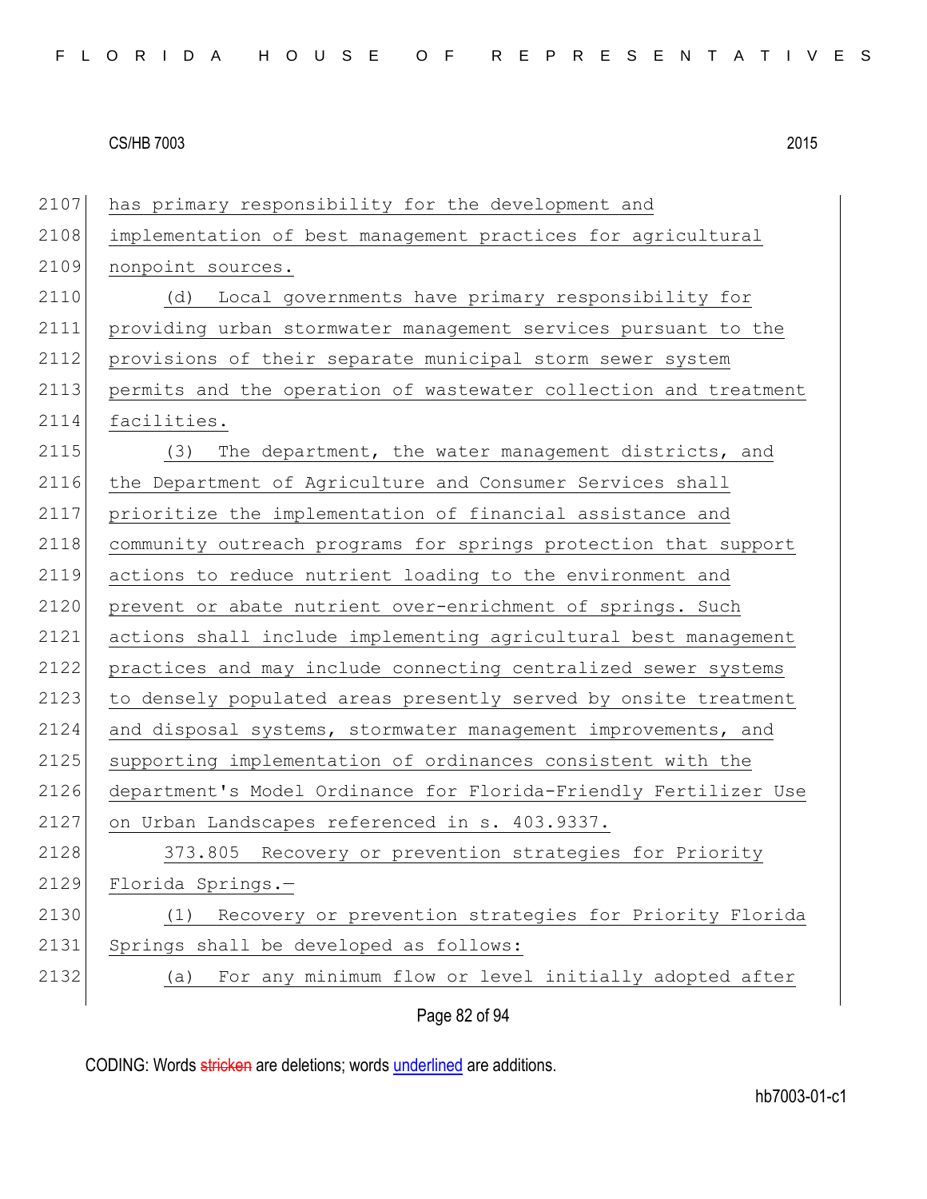has primary responsibility for the development and implementation of best management practices for agricultural nonpoint sources.

(d) Local governments have primary responsibility for providing urban stormwater management services pursuant to the provisions of their separate municipal storm sewer system permits and the operation of wastewater collection and treatment facilities.

(3) The department, the water management districts, and the Department of Agriculture and Consumer Services shall prioritize the implementation of financial assistance and community outreach programs for springs protection that support actions to reduce nutrient loading to the environment and prevent or abate nutrient over-enrichment of springs. Such actions shall include implementing agricultural best management practices and may include connecting centralized sewer systems to densely populated areas presently served by onsite treatment and disposal systems, stormwater management improvements, and supporting implementation of ordinances consistent with the department's Model Ordinance for Florida-Friendly Fertilizer Use on Urban Landscapes referenced in s. 403.9337.

373.805 Recovery or prevention strategies for Priority Florida Springs.—

(1) Recovery or prevention strategies for Priority Florida Springs shall be developed as follows:

(a) For any minimum flow or level initially adopted after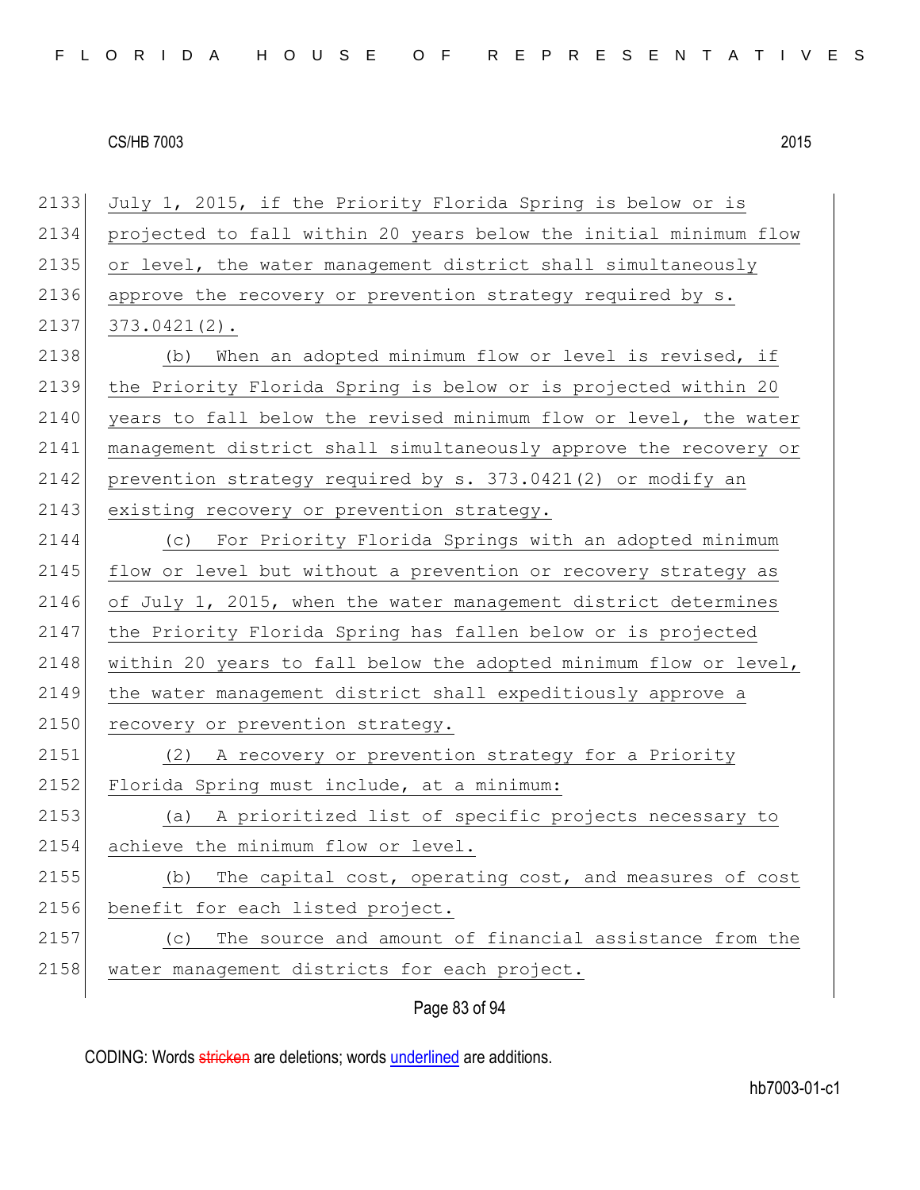July 1, 2015, if the Priority Florida Spring is below or is projected to fall within 20 years below the initial minimum flow or level, the water management district shall simultaneously approve the recovery or prevention strategy required by s. 373.0421(2).

(b) When an adopted minimum flow or level is revised, if the Priority Florida Spring is below or is projected within 20 years to fall below the revised minimum flow or level, the water management district shall simultaneously approve the recovery or prevention strategy required by s. 373.0421(2) or modify an existing recovery or prevention strategy.

(c) For Priority Florida Springs with an adopted minimum flow or level but without a prevention or recovery strategy as of July 1, 2015, when the water management district determines the Priority Florida Spring has fallen below or is projected within 20 years to fall below the adopted minimum flow or level, the water management district shall expeditiously approve a recovery or prevention strategy.

(2) A recovery or prevention strategy for a Priority Florida Spring must include, at a minimum:

(a) A prioritized list of specific projects necessary to achieve the minimum flow or level.

(b) The capital cost, operating cost, and measures of cost benefit for each listed project.

(c) The source and amount of financial assistance from the water management districts for each project.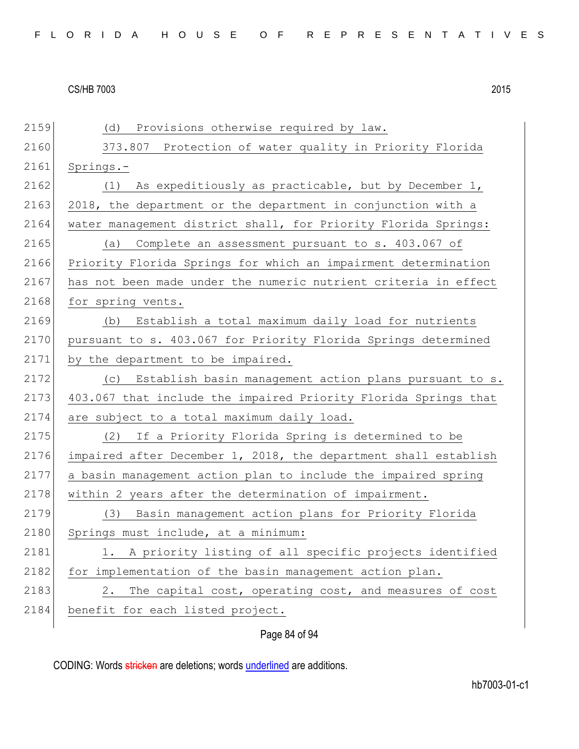(d) Provisions otherwise required by law.

373.807 Protection of water quality in Priority Florida Springs.-

(1) As expeditiously as practicable, but by December 1, 2018, the department or the department in conjunction with a water management district shall, for Priority Florida Springs:

(a) Complete an assessment pursuant to s. 403.067 of Priority Florida Springs for which an impairment determination has not been made under the numeric nutrient criteria in effect for spring vents.

(b) Establish a total maximum daily load for nutrients pursuant to s. 403.067 for Priority Florida Springs determined by the department to be impaired.

(c) Establish basin management action plans pursuant to s. 403.067 that include the impaired Priority Florida Springs that are subject to a total maximum daily load.

(2) If a Priority Florida Spring is determined to be impaired after December 1, 2018, the department shall establish a basin management action plan to include the impaired spring within 2 years after the determination of impairment.

(3) Basin management action plans for Priority Florida Springs must include, at a minimum:

1. A priority listing of all specific projects identified for implementation of the basin management action plan.

2. The capital cost, operating cost, and measures of cost benefit for each listed project.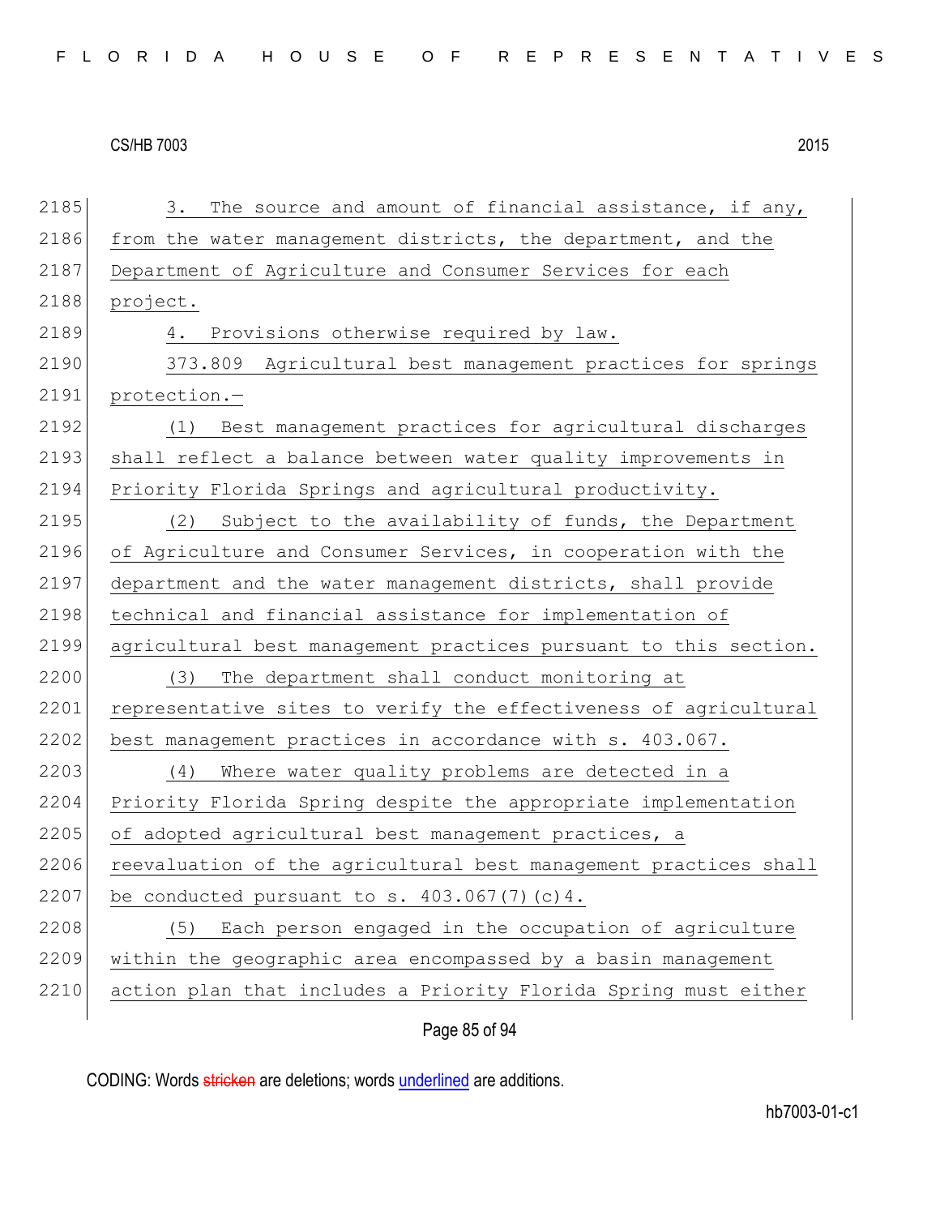3. The source and amount of financial assistance, if any, from the water management districts, the department, and the Department of Agriculture and Consumer Services for each project.

4. Provisions otherwise required by law.

373.809 Agricultural best management practices for springs protection.—

(1) Best management practices for agricultural discharges shall reflect a balance between water quality improvements in Priority Florida Springs and agricultural productivity.

(2) Subject to the availability of funds, the Department of Agriculture and Consumer Services, in cooperation with the department and the water management districts, shall provide technical and financial assistance for implementation of agricultural best management practices pursuant to this section.

(3) The department shall conduct monitoring at representative sites to verify the effectiveness of agricultural best management practices in accordance with s. 403.067.

(4) Where water quality problems are detected in a Priority Florida Spring despite the appropriate implementation of adopted agricultural best management practices, a reevaluation of the agricultural best management practices shall be conducted pursuant to s. 403.067(7)(c)4.

(5) Each person engaged in the occupation of agriculture within the geographic area encompassed by a basin management action plan that includes a Priority Florida Spring must either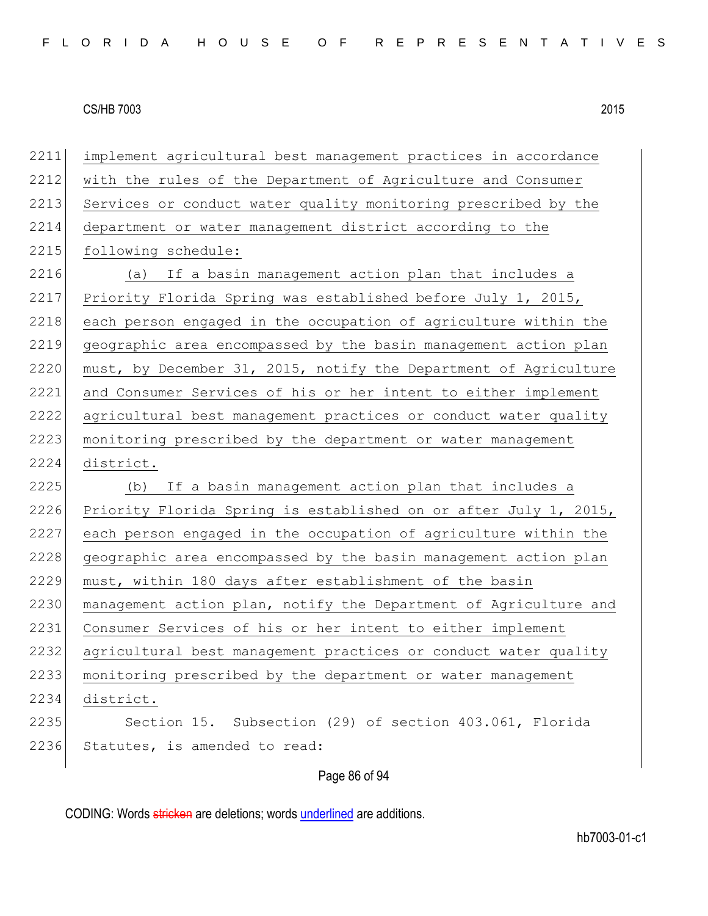implement agricultural best management practices in accordance with the rules of the Department of Agriculture and Consumer Services or conduct water quality monitoring prescribed by the department or water management district according to the following schedule:

(a) If a basin management action plan that includes a Priority Florida Spring was established before July 1, 2015, each person engaged in the occupation of agriculture within the geographic area encompassed by the basin management action plan must, by December 31, 2015, notify the Department of Agriculture and Consumer Services of his or her intent to either implement agricultural best management practices or conduct water quality monitoring prescribed by the department or water management district.

(b) If a basin management action plan that includes a Priority Florida Spring is established on or after July 1, 2015, each person engaged in the occupation of agriculture within the geographic area encompassed by the basin management action plan must, within 180 days after establishment of the basin management action plan, notify the Department of Agriculture and Consumer Services of his or her intent to either implement agricultural best management practices or conduct water quality monitoring prescribed by the department or water management district.

Section 15. Subsection (29) of section 403.061, Florida Statutes, is amended to read: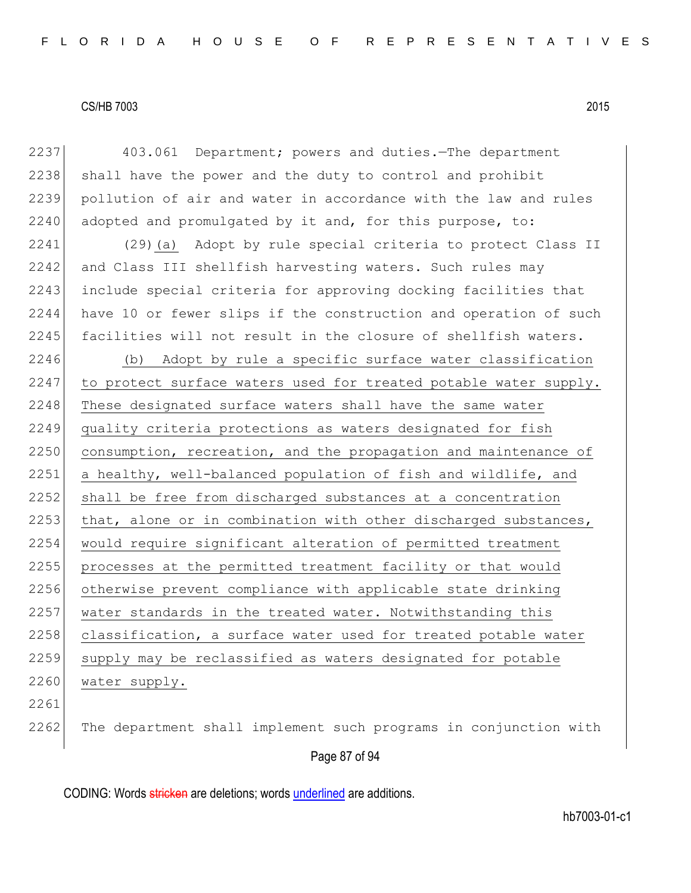403.061 Department; powers and duties.—The department shall have the power and the duty to control and prohibit pollution of air and water in accordance with the law and rules adopted and promulgated by it and, for this purpose, to:

(29)(a) Adopt by rule special criteria to protect Class II and Class III shellfish harvesting waters. Such rules may include special criteria for approving docking facilities that have 10 or fewer slips if the construction and operation of such facilities will not result in the closure of shellfish waters.

(b) Adopt by rule a specific surface water classification to protect surface waters used for treated potable water supply. These designated surface waters shall have the same water quality criteria protections as waters designated for fish consumption, recreation, and the propagation and maintenance of a healthy, well-balanced population of fish and wildlife, and shall be free from discharged substances at a concentration that, alone or in combination with other discharged substances, would require significant alteration of permitted treatment processes at the permitted treatment facility or that would otherwise prevent compliance with applicable state drinking water standards in the treated water. Notwithstanding this classification, a surface water used for treated potable water supply may be reclassified as waters designated for potable water supply.

The department shall implement such programs in conjunction with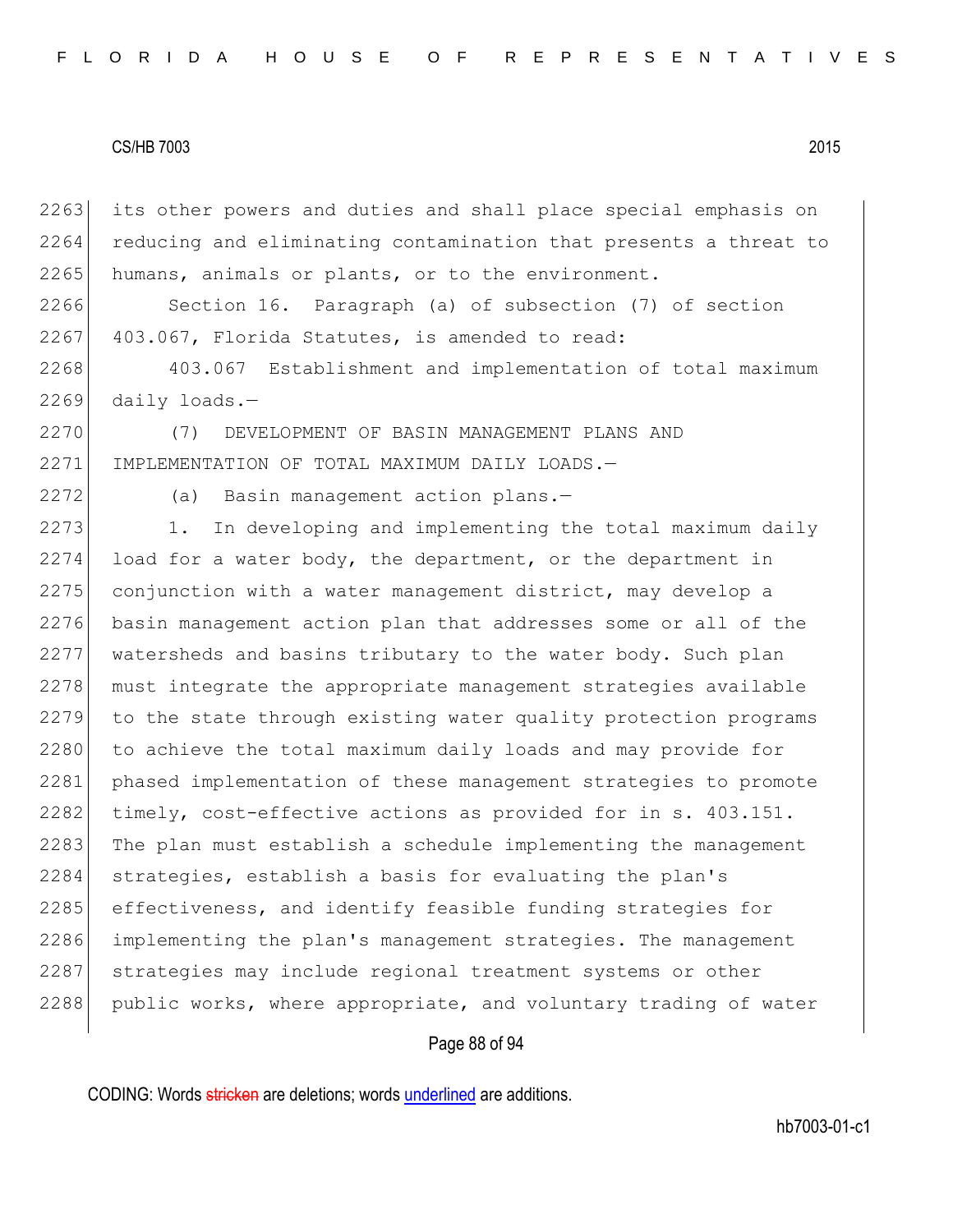its other powers and duties and shall place special emphasis on reducing and eliminating contamination that presents a threat to humans, animals or plants, or to the environment.

Section 16. Paragraph (a) of subsection (7) of section 403.067, Florida Statutes, is amended to read:

403.067 Establishment and implementation of total maximum daily loads.—

(7) DEVELOPMENT OF BASIN MANAGEMENT PLANS AND IMPLEMENTATION OF TOTAL MAXIMUM DAILY LOADS.—

(a) Basin management action plans.—

1. In developing and implementing the total maximum daily load for a water body, the department, or the department in conjunction with a water management district, may develop a basin management action plan that addresses some or all of the watersheds and basins tributary to the water body. Such plan must integrate the appropriate management strategies available to the state through existing water quality protection programs to achieve the total maximum daily loads and may provide for phased implementation of these management strategies to promote timely, cost-effective actions as provided for in s. 403.151. The plan must establish a schedule implementing the management strategies, establish a basis for evaluating the plan's effectiveness, and identify feasible funding strategies for implementing the plan's management strategies. The management strategies may include regional treatment systems or other public works, where appropriate, and voluntary trading of water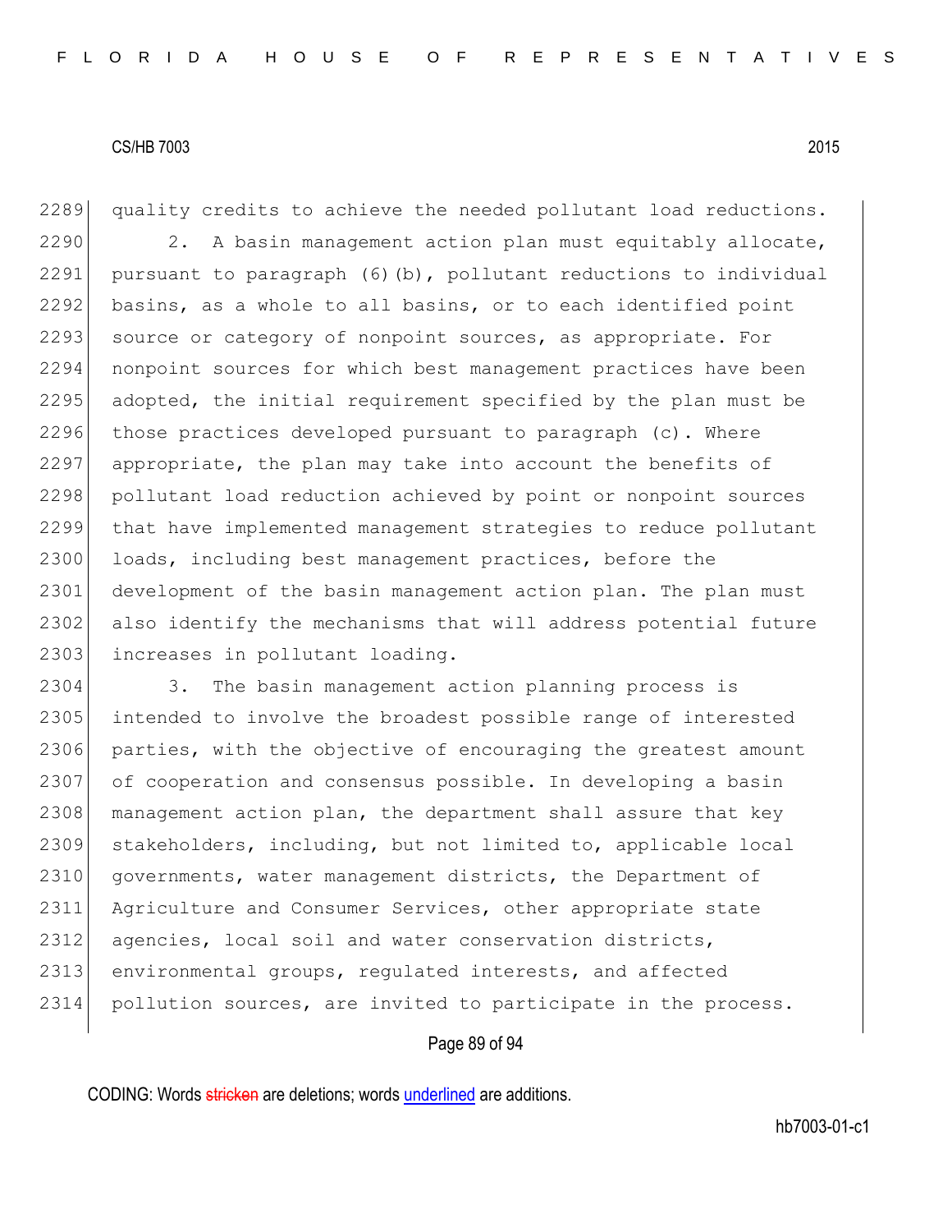quality credits to achieve the needed pollutant load reductions.

2. A basin management action plan must equitably allocate, pursuant to paragraph (6)(b), pollutant reductions to individual basins, as a whole to all basins, or to each identified point source or category of nonpoint sources, as appropriate. For nonpoint sources for which best management practices have been adopted, the initial requirement specified by the plan must be those practices developed pursuant to paragraph (c). Where appropriate, the plan may take into account the benefits of pollutant load reduction achieved by point or nonpoint sources that have implemented management strategies to reduce pollutant loads, including best management practices, before the development of the basin management action plan. The plan must also identify the mechanisms that will address potential future increases in pollutant loading.

3. The basin management action planning process is intended to involve the broadest possible range of interested parties, with the objective of encouraging the greatest amount of cooperation and consensus possible. In developing a basin management action plan, the department shall assure that key stakeholders, including, but not limited to, applicable local governments, water management districts, the Department of Agriculture and Consumer Services, other appropriate state agencies, local soil and water conservation districts, environmental groups, regulated interests, and affected pollution sources, are invited to participate in the process.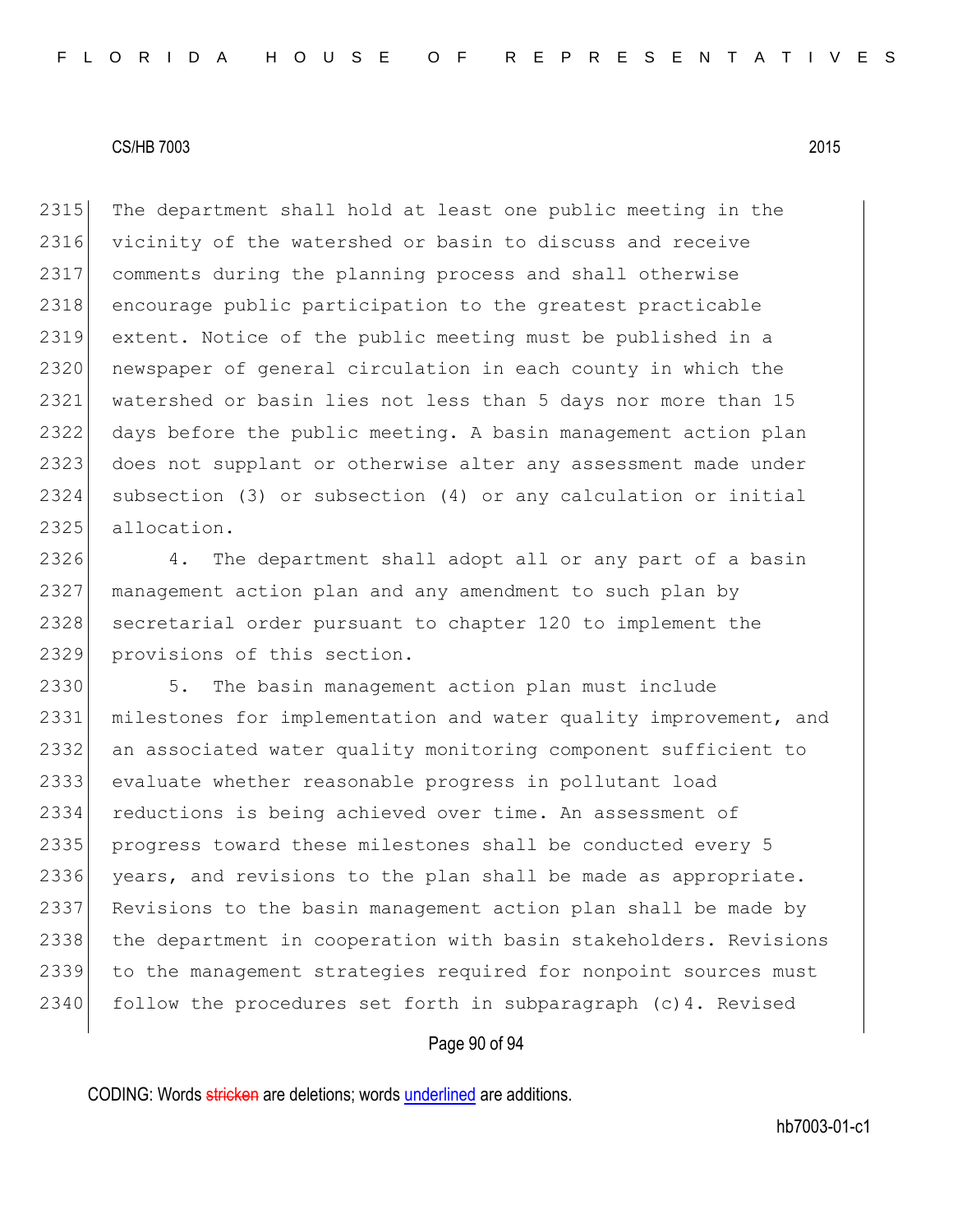The department shall hold at least one public meeting in the vicinity of the watershed or basin to discuss and receive comments during the planning process and shall otherwise encourage public participation to the greatest practicable extent. Notice of the public meeting must be published in a newspaper of general circulation in each county in which the watershed or basin lies not less than 5 days nor more than 15 days before the public meeting. A basin management action plan does not supplant or otherwise alter any assessment made under subsection (3) or subsection (4) or any calculation or initial allocation.

4. The department shall adopt all or any part of a basin management action plan and any amendment to such plan by secretarial order pursuant to chapter 120 to implement the provisions of this section.

5. The basin management action plan must include milestones for implementation and water quality improvement, and an associated water quality monitoring component sufficient to evaluate whether reasonable progress in pollutant load reductions is being achieved over time. An assessment of progress toward these milestones shall be conducted every 5 years, and revisions to the plan shall be made as appropriate. Revisions to the basin management action plan shall be made by the department in cooperation with basin stakeholders. Revisions to the management strategies required for nonpoint sources must follow the procedures set forth in subparagraph (c)4. Revised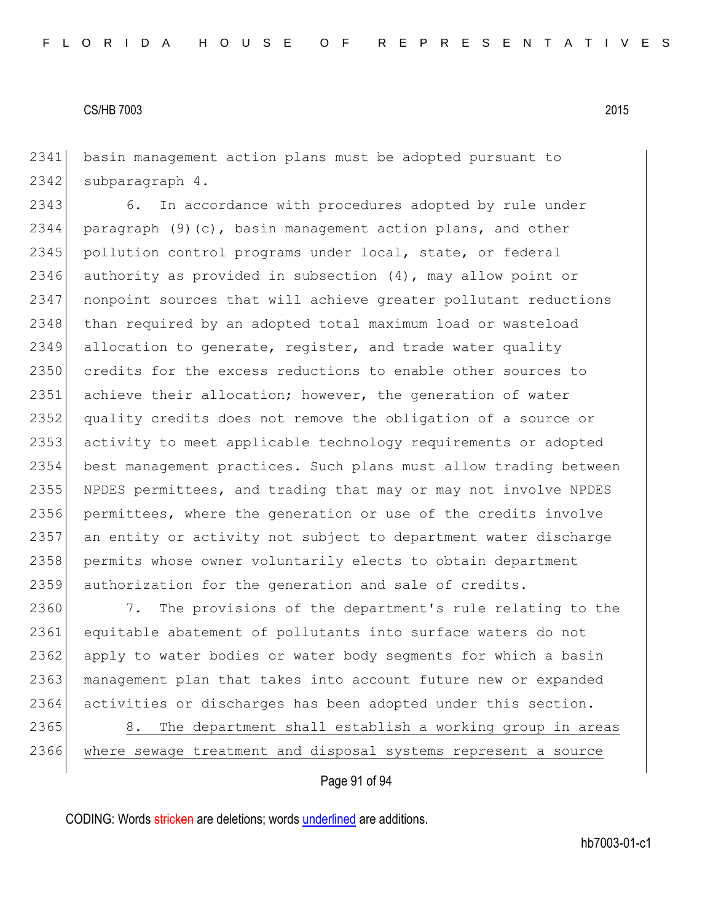basin management action plans must be adopted pursuant to subparagraph 4.

6. In accordance with procedures adopted by rule under paragraph (9)(c), basin management action plans, and other pollution control programs under local, state, or federal authority as provided in subsection (4), may allow point or nonpoint sources that will achieve greater pollutant reductions than required by an adopted total maximum load or wasteload allocation to generate, register, and trade water quality credits for the excess reductions to enable other sources to achieve their allocation; however, the generation of water quality credits does not remove the obligation of a source or activity to meet applicable technology requirements or adopted best management practices. Such plans must allow trading between NPDES permittees, and trading that may or may not involve NPDES permittees, where the generation or use of the credits involve an entity or activity not subject to department water discharge permits whose owner voluntarily elects to obtain department authorization for the generation and sale of credits.

7. The provisions of the department's rule relating to the equitable abatement of pollutants into surface waters do not apply to water bodies or water body segments for which a basin management plan that takes into account future new or expanded activities or discharges has been adopted under this section.

<u>8. The department shall establish a working group in areas where sewage treatment and disposal systems represent a source</u>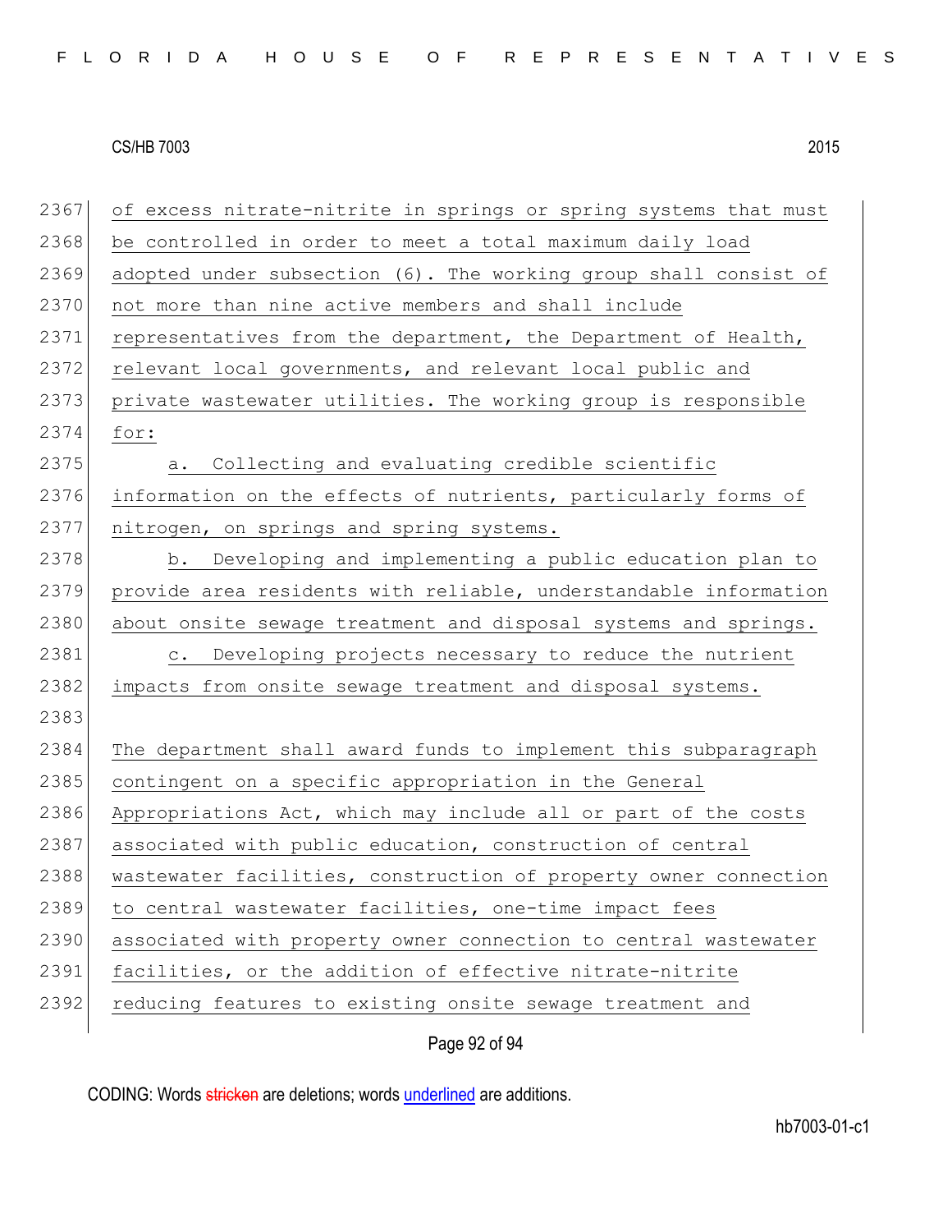of excess nitrate-nitrite in springs or spring systems that must be controlled in order to meet a total maximum daily load adopted under subsection (6). The working group shall consist of not more than nine active members and shall include representatives from the department, the Department of Health, relevant local governments, and relevant local public and private wastewater utilities. The working group is responsible for:

a. Collecting and evaluating credible scientific information on the effects of nutrients, particularly forms of nitrogen, on springs and spring systems.

b. Developing and implementing a public education plan to provide area residents with reliable, understandable information about onsite sewage treatment and disposal systems and springs.

c. Developing projects necessary to reduce the nutrient impacts from onsite sewage treatment and disposal systems.

The department shall award funds to implement this subparagraph contingent on a specific appropriation in the General Appropriations Act, which may include all or part of the costs associated with public education, construction of central wastewater facilities, construction of property owner connection to central wastewater facilities, one-time impact fees associated with property owner connection to central wastewater facilities, or the addition of effective nitrate-nitrite reducing features to existing onsite sewage treatment and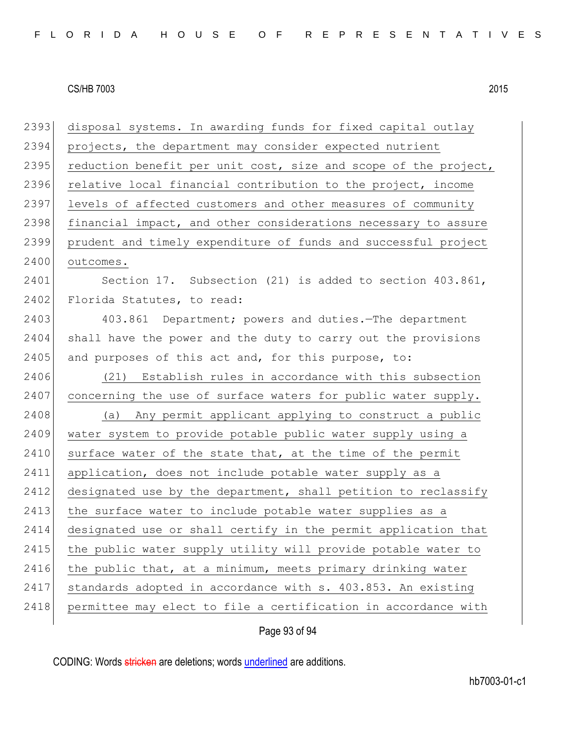disposal systems. In awarding funds for fixed capital outlay projects, the department may consider expected nutrient reduction benefit per unit cost, size and scope of the project, relative local financial contribution to the project, income levels of affected customers and other measures of community financial impact, and other considerations necessary to assure prudent and timely expenditure of funds and successful project outcomes.

Section 17. Subsection (21) is added to section 403.861, Florida Statutes, to read:

403.861 Department; powers and duties.—The department shall have the power and the duty to carry out the provisions and purposes of this act and, for this purpose, to:

(21) Establish rules in accordance with this subsection concerning the use of surface waters for public water supply.

(a) Any permit applicant applying to construct a public water system to provide potable public water supply using a surface water of the state that, at the time of the permit application, does not include potable water supply as a designated use by the department, shall petition to reclassify the surface water to include potable water supplies as a designated use or shall certify in the permit application that the public water supply utility will provide potable water to the public that, at a minimum, meets primary drinking water standards adopted in accordance with s. 403.853. An existing permittee may elect to file a certification in accordance with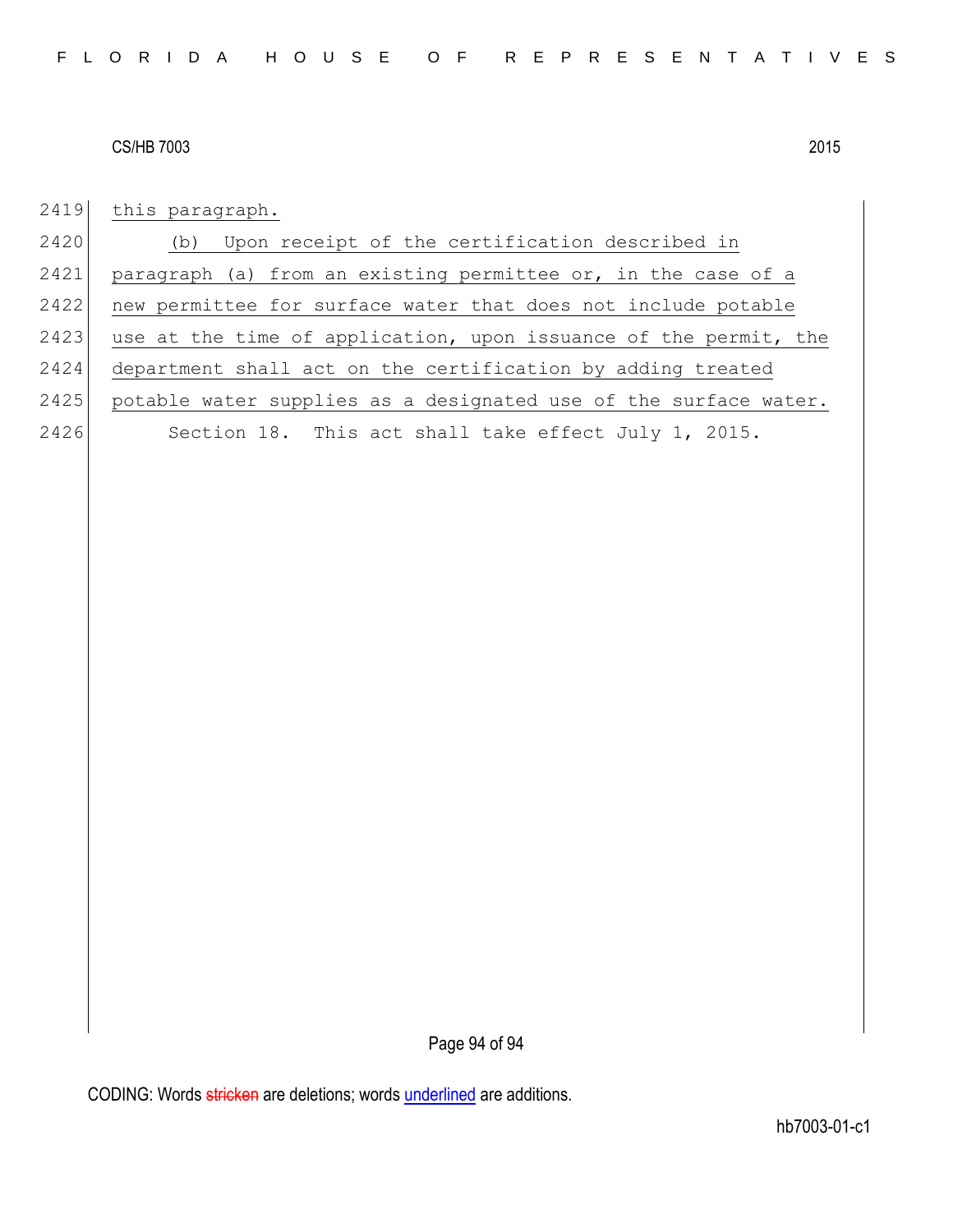this paragraph.

(b) Upon receipt of the certification described in paragraph (a) from an existing permittee or, in the case of a new permittee for surface water that does not include potable use at the time of application, upon issuance of the permit, the department shall act on the certification by adding treated potable water supplies as a designated use of the surface water.

Section 18. This act shall take effect July 1, 2015.